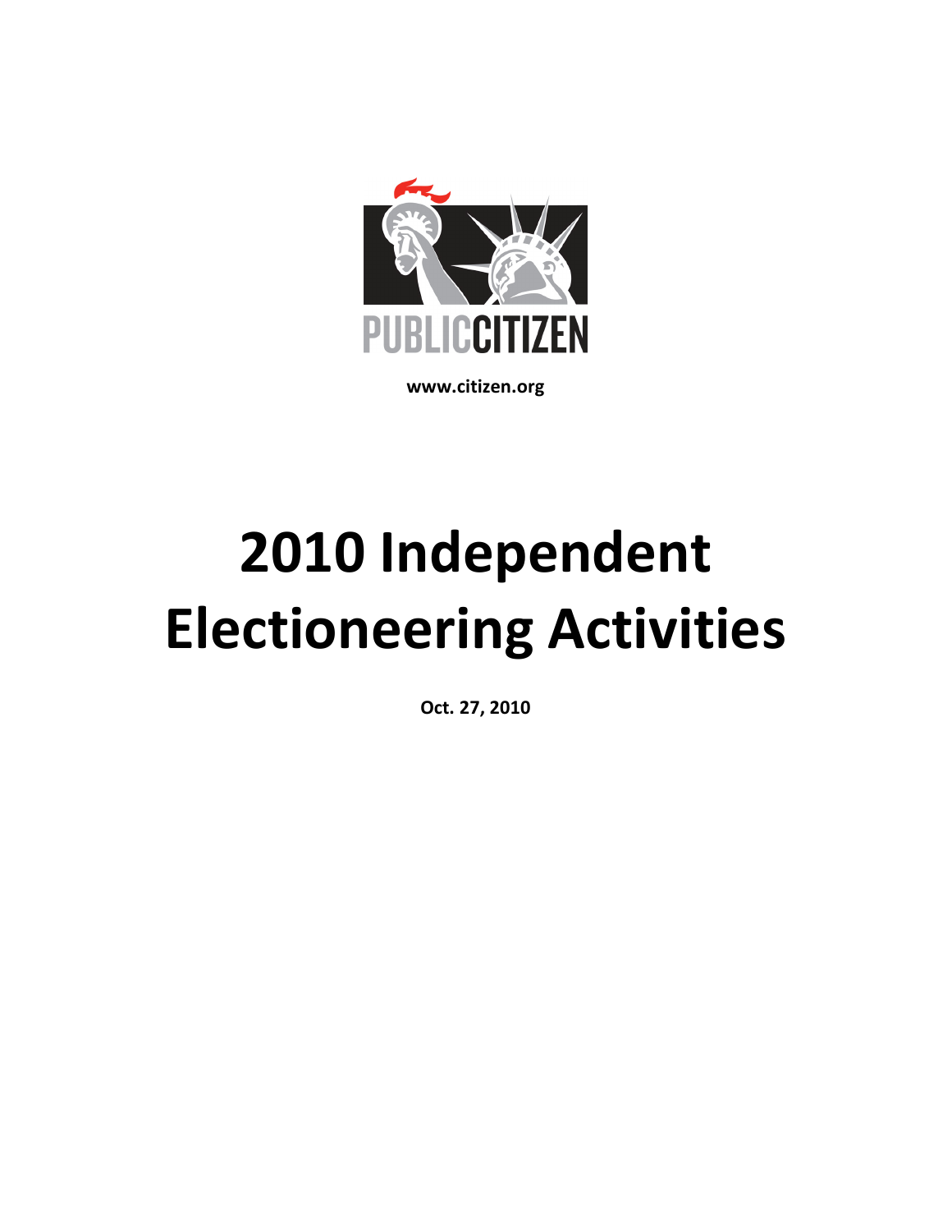PUBLICCITIZEN

**www.citizen.org**

# 2010 Independent Electioneering Activities

**Oct. 27, 2010**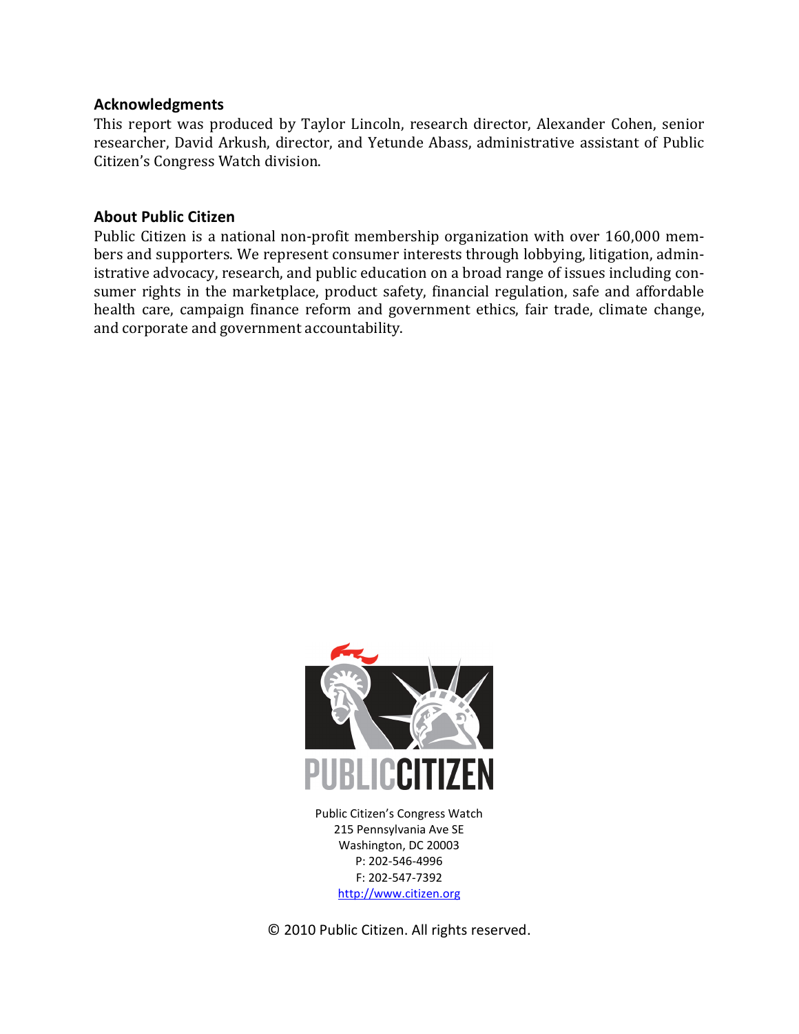## Acknowledgments

This report was produced by Taylor Lincoln, research director, Alexander Cohen, senior researcher, David Arkush, director, and Yetunde Abass, administrative assistant of Public Citizen's Congress Watch division.

## About Public Citizen

Public Citizen is a national non-profit membership organization with over 160,000 members and supporters. We represent consumer interests through lobbying, litigation, administrative advocacy, research, and public education on a broad range of issues including consumer rights in the marketplace, product safety, financial regulation, safe and affordable health care, campaign finance reform and government ethics, fair trade, climate change, and corporate and government accountability.

PUBLICCITIZEN

Public Citizen's Congress Watch
215 Pennsylvania Ave SE
Washington, DC 20003
P: 202-546-4996
F: 202-547-7392
http://www.citizen.org

© 2010 Public Citizen. All rights reserved.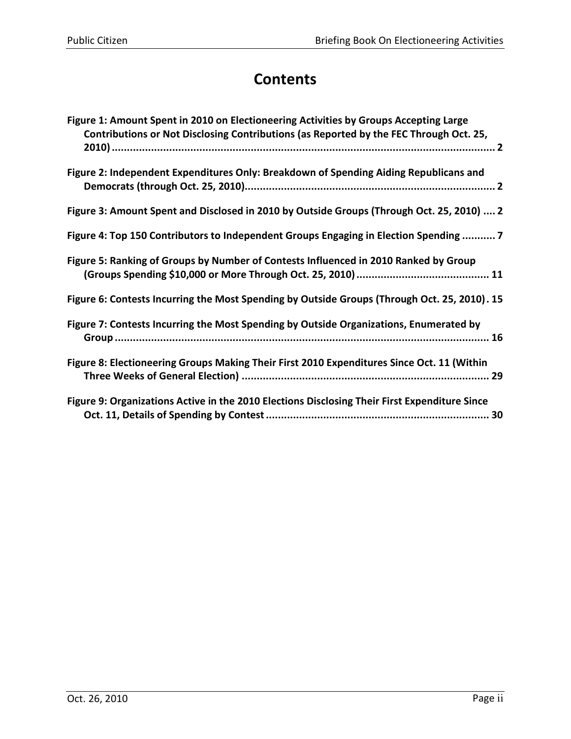# Contents

**Figure 1: Amount Spent in 2010 on Electioneering Activities by Groups Accepting Large Contributions or Not Disclosing Contributions (as Reported by the FEC Through Oct. 25, 2010) .......... 2**

**Figure 2: Independent Expenditures Only: Breakdown of Spending Aiding Republicans and Democrats (through Oct. 25, 2010).......... 2**

**Figure 3: Amount Spent and Disclosed in 2010 by Outside Groups (Through Oct. 25, 2010) .... 2**

**Figure 4: Top 150 Contributors to Independent Groups Engaging in Election Spending .......... 7**

**Figure 5: Ranking of Groups by Number of Contests Influenced in 2010 Ranked by Group (Groups Spending $10,000 or More Through Oct. 25, 2010) .......... 11**

**Figure 6: Contests Incurring the Most Spending by Outside Groups (Through Oct. 25, 2010) . 15**

**Figure 7: Contests Incurring the Most Spending by Outside Organizations, Enumerated by Group .......... 16**

**Figure 8: Electioneering Groups Making Their First 2010 Expenditures Since Oct. 11 (Within Three Weeks of General Election) .......... 29**

**Figure 9: Organizations Active in the 2010 Elections Disclosing Their First Expenditure Since Oct. 11, Details of Spending by Contest .......... 30**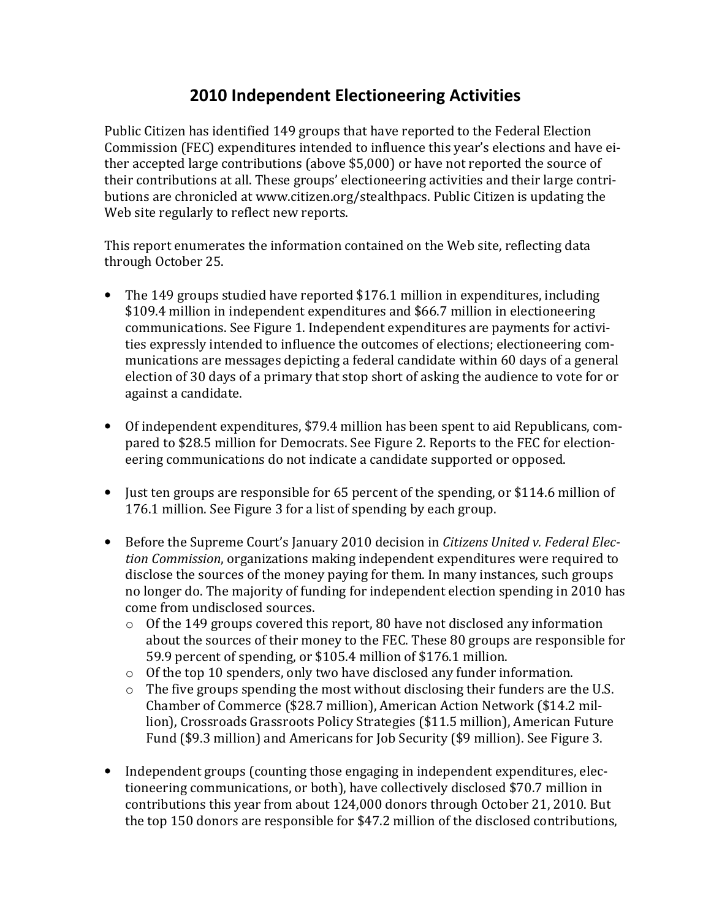# 2010 Independent Electioneering Activities

Public Citizen has identified 149 groups that have reported to the Federal Election Commission (FEC) expenditures intended to influence this year's elections and have either accepted large contributions (above $5,000) or have not reported the source of their contributions at all. These groups' electioneering activities and their large contributions are chronicled at www.citizen.org/stealthpacs. Public Citizen is updating the Web site regularly to reflect new reports.

This report enumerates the information contained on the Web site, reflecting data through October 25.

- The 149 groups studied have reported $176.1 million in expenditures, including $109.4 million in independent expenditures and $66.7 million in electioneering communications. See Figure 1. Independent expenditures are payments for activities expressly intended to influence the outcomes of elections; electioneering communications are messages depicting a federal candidate within 60 days of a general election of 30 days of a primary that stop short of asking the audience to vote for or against a candidate.

- Of independent expenditures, $79.4 million has been spent to aid Republicans, compared to $28.5 million for Democrats. See Figure 2. Reports to the FEC for electioneering communications do not indicate a candidate supported or opposed.

- Just ten groups are responsible for 65 percent of the spending, or $114.6 million of 176.1 million. See Figure 3 for a list of spending by each group.

- Before the Supreme Court's January 2010 decision in *Citizens United v. Federal Election Commission*, organizations making independent expenditures were required to disclose the sources of the money paying for them. In many instances, such groups no longer do. The majority of funding for independent election spending in 2010 has come from undisclosed sources.
  - Of the 149 groups covered this report, 80 have not disclosed any information about the sources of their money to the FEC. These 80 groups are responsible for 59.9 percent of spending, or $105.4 million of $176.1 million.
  - Of the top 10 spenders, only two have disclosed any funder information.
  - The five groups spending the most without disclosing their funders are the U.S. Chamber of Commerce ($28.7 million), American Action Network ($14.2 million), Crossroads Grassroots Policy Strategies ($11.5 million), American Future Fund ($9.3 million) and Americans for Job Security ($9 million). See Figure 3.

- Independent groups (counting those engaging in independent expenditures, electioneering communications, or both), have collectively disclosed $70.7 million in contributions this year from about 124,000 donors through October 21, 2010. But the top 150 donors are responsible for $47.2 million of the disclosed contributions,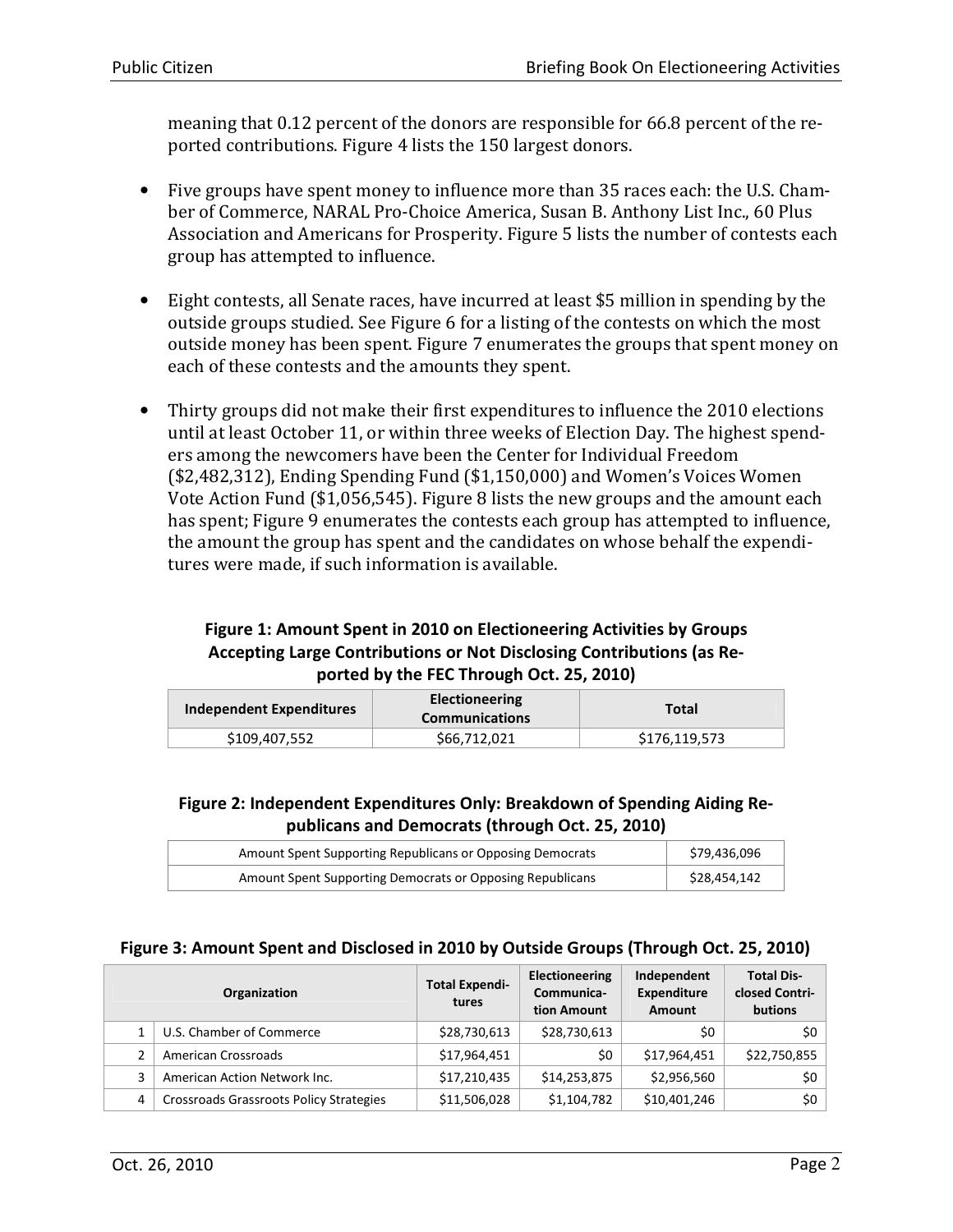meaning that 0.12 percent of the donors are responsible for 66.8 percent of the reported contributions. Figure 4 lists the 150 largest donors.

- Five groups have spent money to influence more than 35 races each: the U.S. Chamber of Commerce, NARAL Pro-Choice America, Susan B. Anthony List Inc., 60 Plus Association and Americans for Prosperity. Figure 5 lists the number of contests each group has attempted to influence.

- Eight contests, all Senate races, have incurred at least $5 million in spending by the outside groups studied. See Figure 6 for a listing of the contests on which the most outside money has been spent. Figure 7 enumerates the groups that spent money on each of these contests and the amounts they spent.

- Thirty groups did not make their first expenditures to influence the 2010 elections until at least October 11, or within three weeks of Election Day. The highest spenders among the newcomers have been the Center for Individual Freedom ($2,482,312), Ending Spending Fund ($1,150,000) and Women's Voices Women Vote Action Fund ($1,056,545). Figure 8 lists the new groups and the amount each has spent; Figure 9 enumerates the contests each group has attempted to influence, the amount the group has spent and the candidates on whose behalf the expenditures were made, if such information is available.

**Figure 1: Amount Spent in 2010 on Electioneering Activities by Groups Accepting Large Contributions or Not Disclosing Contributions (as Reported by the FEC Through Oct. 25, 2010)**

| Independent Expenditures | Electioneering Communications | Total |
|---|---|---|
| $109,407,552 | $66,712,021 | $176,119,573 |

**Figure 2: Independent Expenditures Only: Breakdown of Spending Aiding Republicans and Democrats (through Oct. 25, 2010)**

| | |
|---|---|
| Amount Spent Supporting Republicans or Opposing Democrats | $79,436,096 |
| Amount Spent Supporting Democrats or Opposing Republicans | $28,454,142 |

**Figure 3: Amount Spent and Disclosed in 2010 by Outside Groups (Through Oct. 25, 2010)**

| | Organization | Total Expenditures | Electioneering Communication Amount | Independent Expenditure Amount | Total Disclosed Contributions |
|---|---|---|---|---|---|
| 1 | U.S. Chamber of Commerce | $28,730,613 | $28,730,613 | $0 | $0 |
| 2 | American Crossroads | $17,964,451 | $0 | $17,964,451 | $22,750,855 |
| 3 | American Action Network Inc. | $17,210,435 | $14,253,875 | $2,956,560 | $0 |
| 4 | Crossroads Grassroots Policy Strategies | $11,506,028 | $1,104,782 | $10,401,246 | $0 |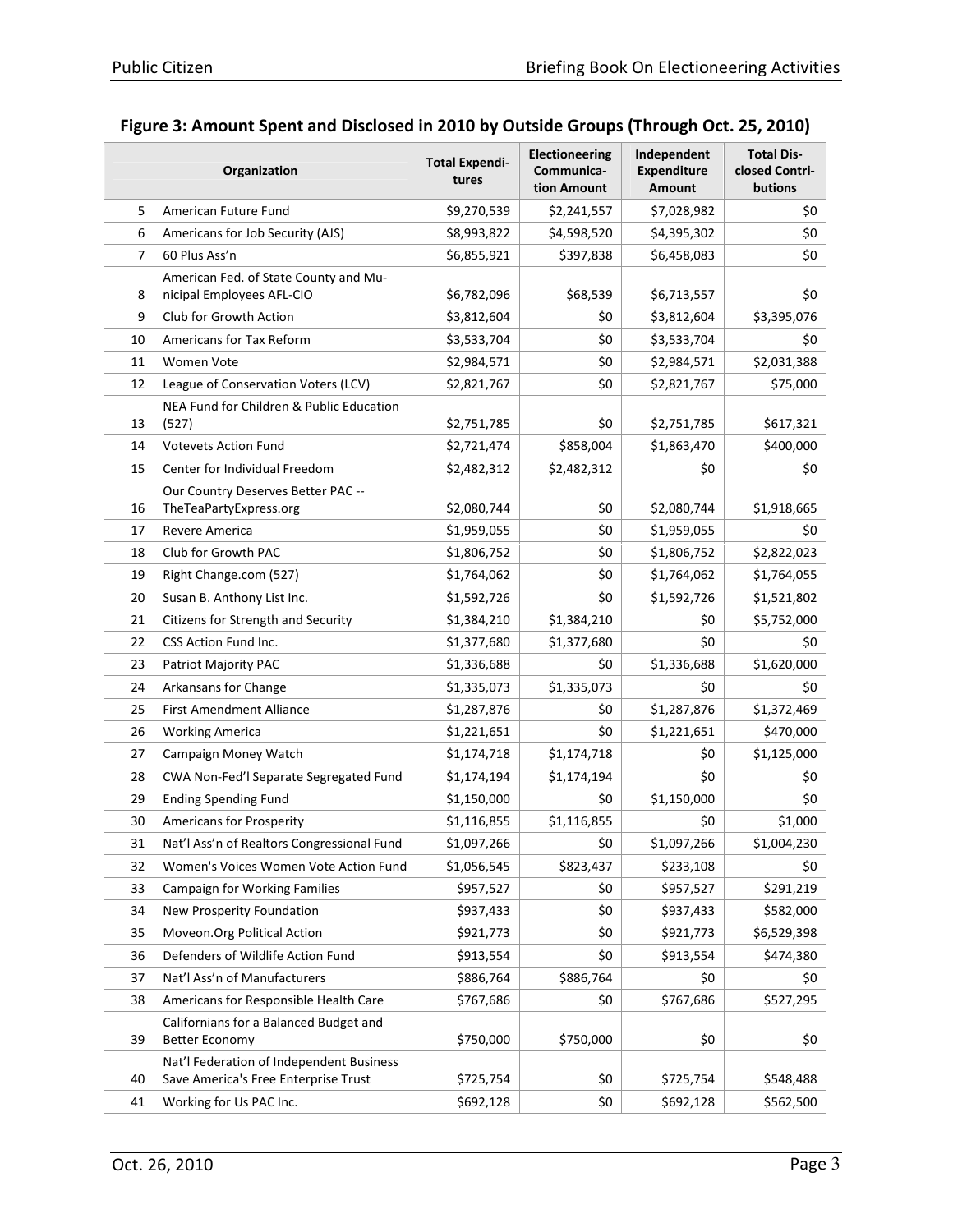## Figure 3: Amount Spent and Disclosed in 2010 by Outside Groups (Through Oct. 25, 2010)

| | Organization | Total Expenditures | Electioneering Communication Amount | Independent Expenditure Amount | Total Disclosed Contributions |
|---|---|---|---|---|---|
| 5 | American Future Fund | $9,270,539 | $2,241,557 | $7,028,982 | $0 |
| 6 | Americans for Job Security (AJS) | $8,993,822 | $4,598,520 | $4,395,302 | $0 |
| 7 | 60 Plus Ass'n | $6,855,921 | $397,838 | $6,458,083 | $0 |
| 8 | American Fed. of State County and Municipal Employees AFL-CIO | $6,782,096 | $68,539 | $6,713,557 | $0 |
| 9 | Club for Growth Action | $3,812,604 | $0 | $3,812,604 | $3,395,076 |
| 10 | Americans for Tax Reform | $3,533,704 | $0 | $3,533,704 | $0 |
| 11 | Women Vote | $2,984,571 | $0 | $2,984,571 | $2,031,388 |
| 12 | League of Conservation Voters (LCV) | $2,821,767 | $0 | $2,821,767 | $75,000 |
| 13 | NEA Fund for Children & Public Education (527) | $2,751,785 | $0 | $2,751,785 | $617,321 |
| 14 | Votevets Action Fund | $2,721,474 | $858,004 | $1,863,470 | $400,000 |
| 15 | Center for Individual Freedom | $2,482,312 | $2,482,312 | $0 | $0 |
| 16 | Our Country Deserves Better PAC -- TheTeaPartyExpress.org | $2,080,744 | $0 | $2,080,744 | $1,918,665 |
| 17 | Revere America | $1,959,055 | $0 | $1,959,055 | $0 |
| 18 | Club for Growth PAC | $1,806,752 | $0 | $1,806,752 | $2,822,023 |
| 19 | Right Change.com (527) | $1,764,062 | $0 | $1,764,062 | $1,764,055 |
| 20 | Susan B. Anthony List Inc. | $1,592,726 | $0 | $1,592,726 | $1,521,802 |
| 21 | Citizens for Strength and Security | $1,384,210 | $1,384,210 | $0 | $5,752,000 |
| 22 | CSS Action Fund Inc. | $1,377,680 | $1,377,680 | $0 | $0 |
| 23 | Patriot Majority PAC | $1,336,688 | $0 | $1,336,688 | $1,620,000 |
| 24 | Arkansans for Change | $1,335,073 | $1,335,073 | $0 | $0 |
| 25 | First Amendment Alliance | $1,287,876 | $0 | $1,287,876 | $1,372,469 |
| 26 | Working America | $1,221,651 | $0 | $1,221,651 | $470,000 |
| 27 | Campaign Money Watch | $1,174,718 | $1,174,718 | $0 | $1,125,000 |
| 28 | CWA Non-Fed'l Separate Segregated Fund | $1,174,194 | $1,174,194 | $0 | $0 |
| 29 | Ending Spending Fund | $1,150,000 | $0 | $1,150,000 | $0 |
| 30 | Americans for Prosperity | $1,116,855 | $1,116,855 | $0 | $1,000 |
| 31 | Nat'l Ass'n of Realtors Congressional Fund | $1,097,266 | $0 | $1,097,266 | $1,004,230 |
| 32 | Women's Voices Women Vote Action Fund | $1,056,545 | $823,437 | $233,108 | $0 |
| 33 | Campaign for Working Families | $957,527 | $0 | $957,527 | $291,219 |
| 34 | New Prosperity Foundation | $937,433 | $0 | $937,433 | $582,000 |
| 35 | Moveon.Org Political Action | $921,773 | $0 | $921,773 | $6,529,398 |
| 36 | Defenders of Wildlife Action Fund | $913,554 | $0 | $913,554 | $474,380 |
| 37 | Nat'l Ass'n of Manufacturers | $886,764 | $886,764 | $0 | $0 |
| 38 | Americans for Responsible Health Care | $767,686 | $0 | $767,686 | $527,295 |
| 39 | Californians for a Balanced Budget and Better Economy | $750,000 | $750,000 | $0 | $0 |
| 40 | Nat'l Federation of Independent Business Save America's Free Enterprise Trust | $725,754 | $0 | $725,754 | $548,488 |
| 41 | Working for Us PAC Inc. | $692,128 | $0 | $692,128 | $562,500 |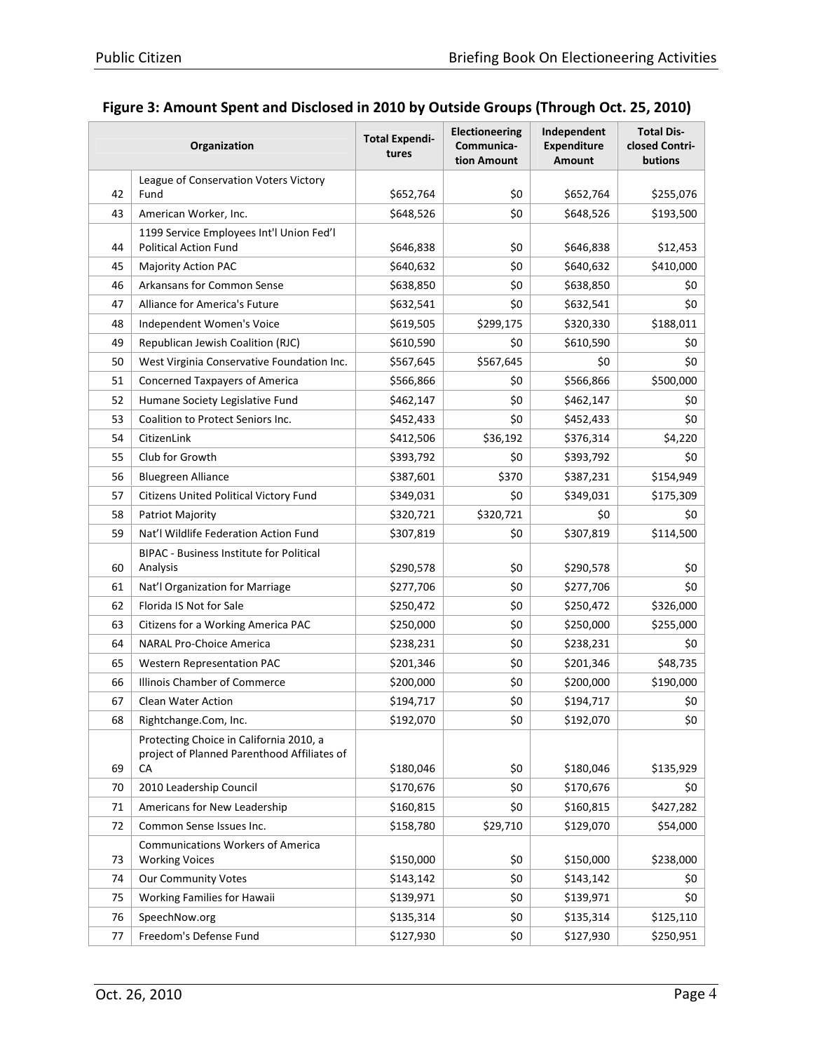## Figure 3: Amount Spent and Disclosed in 2010 by Outside Groups (Through Oct. 25, 2010)

| | Organization | Total Expenditures | Electioneering Communication Amount | Independent Expenditure Amount | Total Disclosed Contributions |
|---|---|---|---|---|---|
| 42 | League of Conservation Voters Victory Fund | $652,764 | $0 | $652,764 | $255,076 |
| 43 | American Worker, Inc. | $648,526 | $0 | $648,526 | $193,500 |
| 44 | 1199 Service Employees Int'l Union Fed'l Political Action Fund | $646,838 | $0 | $646,838 | $12,453 |
| 45 | Majority Action PAC | $640,632 | $0 | $640,632 | $410,000 |
| 46 | Arkansans for Common Sense | $638,850 | $0 | $638,850 | $0 |
| 47 | Alliance for America's Future | $632,541 | $0 | $632,541 | $0 |
| 48 | Independent Women's Voice | $619,505 | $299,175 | $320,330 | $188,011 |
| 49 | Republican Jewish Coalition (RJC) | $610,590 | $0 | $610,590 | $0 |
| 50 | West Virginia Conservative Foundation Inc. | $567,645 | $567,645 | $0 | $0 |
| 51 | Concerned Taxpayers of America | $566,866 | $0 | $566,866 | $500,000 |
| 52 | Humane Society Legislative Fund | $462,147 | $0 | $462,147 | $0 |
| 53 | Coalition to Protect Seniors Inc. | $452,433 | $0 | $452,433 | $0 |
| 54 | CitizenLink | $412,506 | $36,192 | $376,314 | $4,220 |
| 55 | Club for Growth | $393,792 | $0 | $393,792 | $0 |
| 56 | Bluegreen Alliance | $387,601 | $370 | $387,231 | $154,949 |
| 57 | Citizens United Political Victory Fund | $349,031 | $0 | $349,031 | $175,309 |
| 58 | Patriot Majority | $320,721 | $320,721 | $0 | $0 |
| 59 | Nat'l Wildlife Federation Action Fund | $307,819 | $0 | $307,819 | $114,500 |
| 60 | BIPAC - Business Institute for Political Analysis | $290,578 | $0 | $290,578 | $0 |
| 61 | Nat'l Organization for Marriage | $277,706 | $0 | $277,706 | $0 |
| 62 | Florida IS Not for Sale | $250,472 | $0 | $250,472 | $326,000 |
| 63 | Citizens for a Working America PAC | $250,000 | $0 | $250,000 | $255,000 |
| 64 | NARAL Pro-Choice America | $238,231 | $0 | $238,231 | $0 |
| 65 | Western Representation PAC | $201,346 | $0 | $201,346 | $48,735 |
| 66 | Illinois Chamber of Commerce | $200,000 | $0 | $200,000 | $190,000 |
| 67 | Clean Water Action | $194,717 | $0 | $194,717 | $0 |
| 68 | Rightchange.Com, Inc. | $192,070 | $0 | $192,070 | $0 |
| 69 | Protecting Choice in California 2010, a project of Planned Parenthood Affiliates of CA | $180,046 | $0 | $180,046 | $135,929 |
| 70 | 2010 Leadership Council | $170,676 | $0 | $170,676 | $0 |
| 71 | Americans for New Leadership | $160,815 | $0 | $160,815 | $427,282 |
| 72 | Common Sense Issues Inc. | $158,780 | $29,710 | $129,070 | $54,000 |
| 73 | Communications Workers of America Working Voices | $150,000 | $0 | $150,000 | $238,000 |
| 74 | Our Community Votes | $143,142 | $0 | $143,142 | $0 |
| 75 | Working Families for Hawaii | $139,971 | $0 | $139,971 | $0 |
| 76 | SpeechNow.org | $135,314 | $0 | $135,314 | $125,110 |
| 77 | Freedom's Defense Fund | $127,930 | $0 | $127,930 | $250,951 |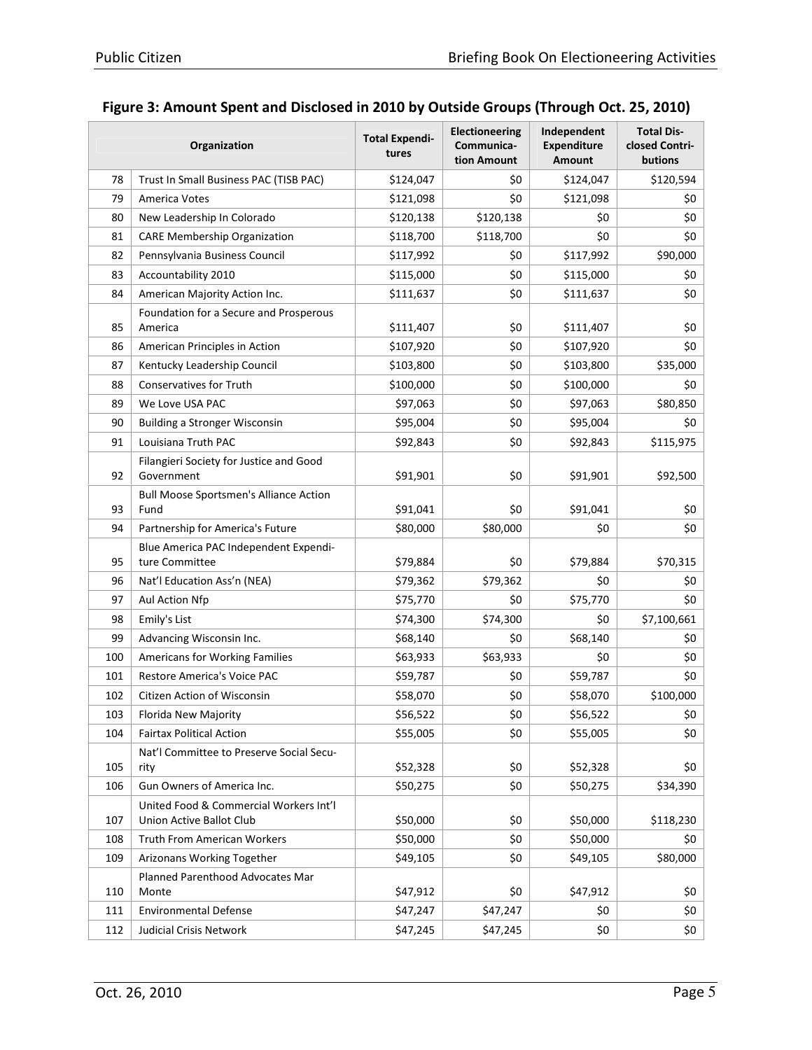## Figure 3: Amount Spent and Disclosed in 2010 by Outside Groups (Through Oct. 25, 2010)

| | Organization | Total Expenditures | Electioneering Communication Amount | Independent Expenditure Amount | Total Disclosed Contributions |
|---|---|---|---|---|---|
| 78 | Trust In Small Business PAC (TISB PAC) | $124,047 | $0 | $124,047 | $120,594 |
| 79 | America Votes | $121,098 | $0 | $121,098 | $0 |
| 80 | New Leadership In Colorado | $120,138 | $120,138 | $0 | $0 |
| 81 | CARE Membership Organization | $118,700 | $118,700 | $0 | $0 |
| 82 | Pennsylvania Business Council | $117,992 | $0 | $117,992 | $90,000 |
| 83 | Accountability 2010 | $115,000 | $0 | $115,000 | $0 |
| 84 | American Majority Action Inc. | $111,637 | $0 | $111,637 | $0 |
| 85 | Foundation for a Secure and Prosperous America | $111,407 | $0 | $111,407 | $0 |
| 86 | American Principles in Action | $107,920 | $0 | $107,920 | $0 |
| 87 | Kentucky Leadership Council | $103,800 | $0 | $103,800 | $35,000 |
| 88 | Conservatives for Truth | $100,000 | $0 | $100,000 | $0 |
| 89 | We Love USA PAC | $97,063 | $0 | $97,063 | $80,850 |
| 90 | Building a Stronger Wisconsin | $95,004 | $0 | $95,004 | $0 |
| 91 | Louisiana Truth PAC | $92,843 | $0 | $92,843 | $115,975 |
| 92 | Filangieri Society for Justice and Good Government | $91,901 | $0 | $91,901 | $92,500 |
| 93 | Bull Moose Sportsmen's Alliance Action Fund | $91,041 | $0 | $91,041 | $0 |
| 94 | Partnership for America's Future | $80,000 | $80,000 | $0 | $0 |
| 95 | Blue America PAC Independent Expenditure Committee | $79,884 | $0 | $79,884 | $70,315 |
| 96 | Nat'l Education Ass'n (NEA) | $79,362 | $79,362 | $0 | $0 |
| 97 | Aul Action Nfp | $75,770 | $0 | $75,770 | $0 |
| 98 | Emily's List | $74,300 | $74,300 | $0 | $7,100,661 |
| 99 | Advancing Wisconsin Inc. | $68,140 | $0 | $68,140 | $0 |
| 100 | Americans for Working Families | $63,933 | $63,933 | $0 | $0 |
| 101 | Restore America's Voice PAC | $59,787 | $0 | $59,787 | $0 |
| 102 | Citizen Action of Wisconsin | $58,070 | $0 | $58,070 | $100,000 |
| 103 | Florida New Majority | $56,522 | $0 | $56,522 | $0 |
| 104 | Fairtax Political Action | $55,005 | $0 | $55,005 | $0 |
| 105 | Nat'l Committee to Preserve Social Security | $52,328 | $0 | $52,328 | $0 |
| 106 | Gun Owners of America Inc. | $50,275 | $0 | $50,275 | $34,390 |
| 107 | United Food & Commercial Workers Int'l Union Active Ballot Club | $50,000 | $0 | $50,000 | $118,230 |
| 108 | Truth From American Workers | $50,000 | $0 | $50,000 | $0 |
| 109 | Arizonans Working Together | $49,105 | $0 | $49,105 | $80,000 |
| 110 | Planned Parenthood Advocates Mar Monte | $47,912 | $0 | $47,912 | $0 |
| 111 | Environmental Defense | $47,247 | $47,247 | $0 | $0 |
| 112 | Judicial Crisis Network | $47,245 | $47,245 | $0 | $0 |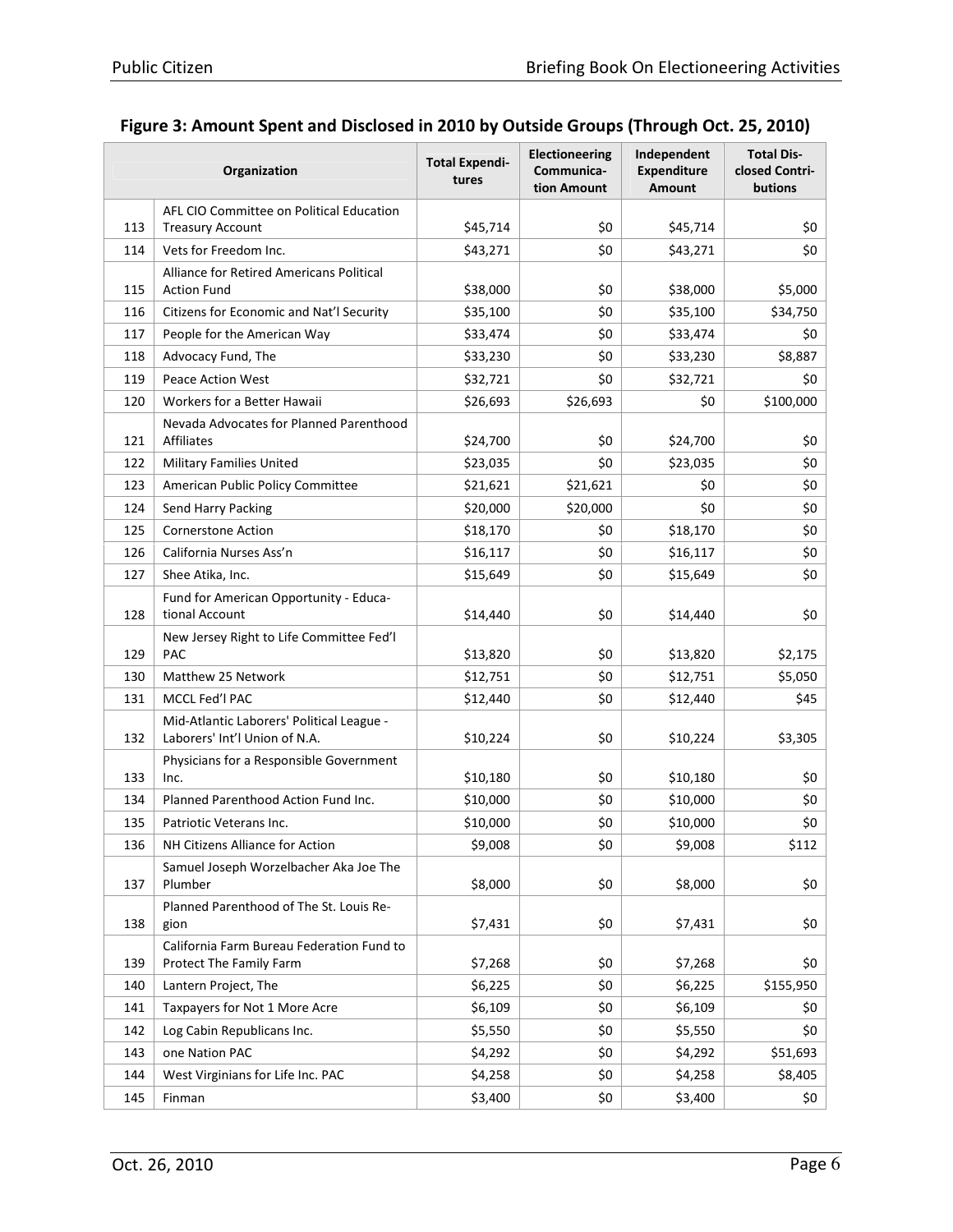## Figure 3: Amount Spent and Disclosed in 2010 by Outside Groups (Through Oct. 25, 2010)

| | Organization | Total Expenditures | Electioneering Communication Amount | Independent Expenditure Amount | Total Disclosed Contributions |
|---|---|---|---|---|---|
| 113 | AFL CIO Committee on Political Education Treasury Account | $45,714 | $0 | $45,714 | $0 |
| 114 | Vets for Freedom Inc. | $43,271 | $0 | $43,271 | $0 |
| 115 | Alliance for Retired Americans Political Action Fund | $38,000 | $0 | $38,000 | $5,000 |
| 116 | Citizens for Economic and Nat'l Security | $35,100 | $0 | $35,100 | $34,750 |
| 117 | People for the American Way | $33,474 | $0 | $33,474 | $0 |
| 118 | Advocacy Fund, The | $33,230 | $0 | $33,230 | $8,887 |
| 119 | Peace Action West | $32,721 | $0 | $32,721 | $0 |
| 120 | Workers for a Better Hawaii | $26,693 | $26,693 | $0 | $100,000 |
| 121 | Nevada Advocates for Planned Parenthood Affiliates | $24,700 | $0 | $24,700 | $0 |
| 122 | Military Families United | $23,035 | $0 | $23,035 | $0 |
| 123 | American Public Policy Committee | $21,621 | $21,621 | $0 | $0 |
| 124 | Send Harry Packing | $20,000 | $20,000 | $0 | $0 |
| 125 | Cornerstone Action | $18,170 | $0 | $18,170 | $0 |
| 126 | California Nurses Ass'n | $16,117 | $0 | $16,117 | $0 |
| 127 | Shee Atika, Inc. | $15,649 | $0 | $15,649 | $0 |
| 128 | Fund for American Opportunity - Educational Account | $14,440 | $0 | $14,440 | $0 |
| 129 | New Jersey Right to Life Committee Fed'l PAC | $13,820 | $0 | $13,820 | $2,175 |
| 130 | Matthew 25 Network | $12,751 | $0 | $12,751 | $5,050 |
| 131 | MCCL Fed'l PAC | $12,440 | $0 | $12,440 | $45 |
| 132 | Mid-Atlantic Laborers' Political League - Laborers' Int'l Union of N.A. | $10,224 | $0 | $10,224 | $3,305 |
| 133 | Physicians for a Responsible Government Inc. | $10,180 | $0 | $10,180 | $0 |
| 134 | Planned Parenthood Action Fund Inc. | $10,000 | $0 | $10,000 | $0 |
| 135 | Patriotic Veterans Inc. | $10,000 | $0 | $10,000 | $0 |
| 136 | NH Citizens Alliance for Action | $9,008 | $0 | $9,008 | $112 |
| 137 | Samuel Joseph Worzelbacher Aka Joe The Plumber | $8,000 | $0 | $8,000 | $0 |
| 138 | Planned Parenthood of The St. Louis Region | $7,431 | $0 | $7,431 | $0 |
| 139 | California Farm Bureau Federation Fund to Protect The Family Farm | $7,268 | $0 | $7,268 | $0 |
| 140 | Lantern Project, The | $6,225 | $0 | $6,225 | $155,950 |
| 141 | Taxpayers for Not 1 More Acre | $6,109 | $0 | $6,109 | $0 |
| 142 | Log Cabin Republicans Inc. | $5,550 | $0 | $5,550 | $0 |
| 143 | one Nation PAC | $4,292 | $0 | $4,292 | $51,693 |
| 144 | West Virginians for Life Inc. PAC | $4,258 | $0 | $4,258 | $8,405 |
| 145 | Finman | $3,400 | $0 | $3,400 | $0 |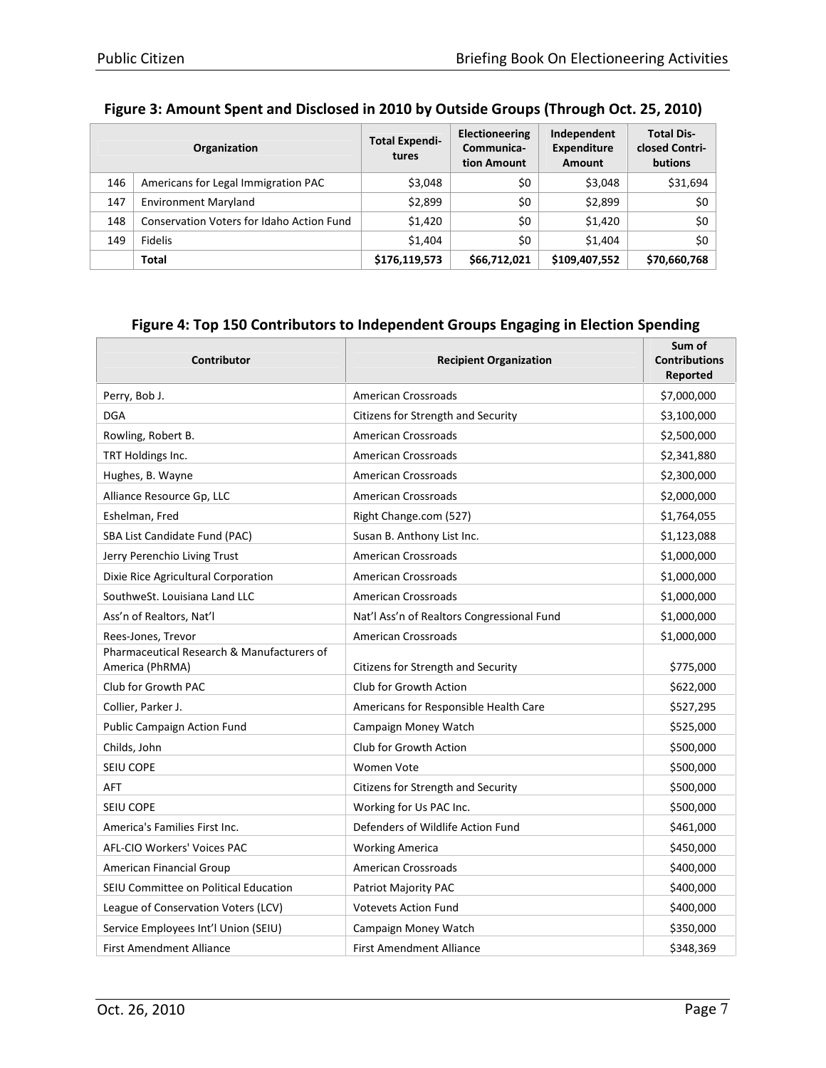## Figure 3: Amount Spent and Disclosed in 2010 by Outside Groups (Through Oct. 25, 2010)

| | Organization | Total Expenditures | Electioneering Communication Amount | Independent Expenditure Amount | Total Disclosed Contributions |
|---|---|---|---|---|---|
| 146 | Americans for Legal Immigration PAC | $3,048 | $0 | $3,048 | $31,694 |
| 147 | Environment Maryland | $2,899 | $0 | $2,899 | $0 |
| 148 | Conservation Voters for Idaho Action Fund | $1,420 | $0 | $1,420 | $0 |
| 149 | Fidelis | $1,404 | $0 | $1,404 | $0 |
| | **Total** | **$176,119,573** | **$66,712,021** | **$109,407,552** | **$70,660,768** |

## Figure 4: Top 150 Contributors to Independent Groups Engaging in Election Spending

| Contributor | Recipient Organization | Sum of Contributions Reported |
|---|---|---|
| Perry, Bob J. | American Crossroads | $7,000,000 |
| DGA | Citizens for Strength and Security | $3,100,000 |
| Rowling, Robert B. | American Crossroads | $2,500,000 |
| TRT Holdings Inc. | American Crossroads | $2,341,880 |
| Hughes, B. Wayne | American Crossroads | $2,300,000 |
| Alliance Resource Gp, LLC | American Crossroads | $2,000,000 |
| Eshelman, Fred | Right Change.com (527) | $1,764,055 |
| SBA List Candidate Fund (PAC) | Susan B. Anthony List Inc. | $1,123,088 |
| Jerry Perenchio Living Trust | American Crossroads | $1,000,000 |
| Dixie Rice Agricultural Corporation | American Crossroads | $1,000,000 |
| SouthweSt. Louisiana Land LLC | American Crossroads | $1,000,000 |
| Ass'n of Realtors, Nat'l | Nat'l Ass'n of Realtors Congressional Fund | $1,000,000 |
| Rees-Jones, Trevor | American Crossroads | $1,000,000 |
| Pharmaceutical Research & Manufacturers of America (PhRMA) | Citizens for Strength and Security | $775,000 |
| Club for Growth PAC | Club for Growth Action | $622,000 |
| Collier, Parker J. | Americans for Responsible Health Care | $527,295 |
| Public Campaign Action Fund | Campaign Money Watch | $525,000 |
| Childs, John | Club for Growth Action | $500,000 |
| SEIU COPE | Women Vote | $500,000 |
| AFT | Citizens for Strength and Security | $500,000 |
| SEIU COPE | Working for Us PAC Inc. | $500,000 |
| America's Families First Inc. | Defenders of Wildlife Action Fund | $461,000 |
| AFL-CIO Workers' Voices PAC | Working America | $450,000 |
| American Financial Group | American Crossroads | $400,000 |
| SEIU Committee on Political Education | Patriot Majority PAC | $400,000 |
| League of Conservation Voters (LCV) | Votevets Action Fund | $400,000 |
| Service Employees Int'l Union (SEIU) | Campaign Money Watch | $350,000 |
| First Amendment Alliance | First Amendment Alliance | $348,369 |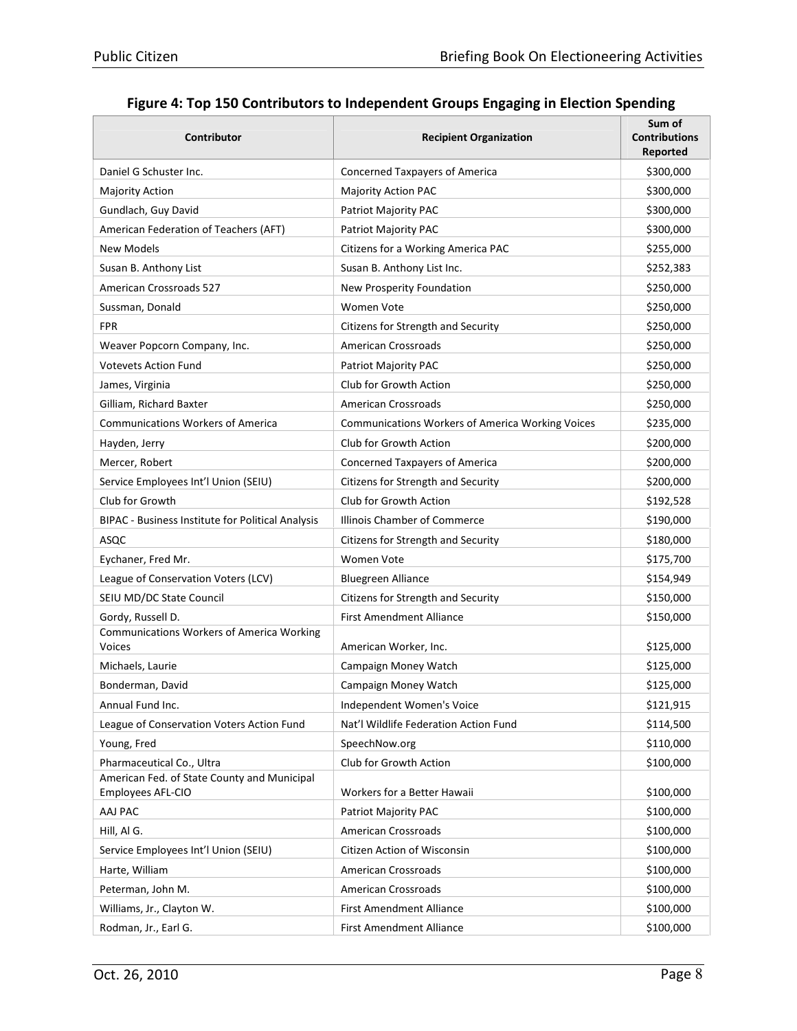**Figure 4: Top 150 Contributors to Independent Groups Engaging in Election Spending**

| Contributor | Recipient Organization | Sum of Contributions Reported |
|---|---|---|
| Daniel G Schuster Inc. | Concerned Taxpayers of America | $300,000 |
| Majority Action | Majority Action PAC | $300,000 |
| Gundlach, Guy David | Patriot Majority PAC | $300,000 |
| American Federation of Teachers (AFT) | Patriot Majority PAC | $300,000 |
| New Models | Citizens for a Working America PAC | $255,000 |
| Susan B. Anthony List | Susan B. Anthony List Inc. | $252,383 |
| American Crossroads 527 | New Prosperity Foundation | $250,000 |
| Sussman, Donald | Women Vote | $250,000 |
| FPR | Citizens for Strength and Security | $250,000 |
| Weaver Popcorn Company, Inc. | American Crossroads | $250,000 |
| Votevets Action Fund | Patriot Majority PAC | $250,000 |
| James, Virginia | Club for Growth Action | $250,000 |
| Gilliam, Richard Baxter | American Crossroads | $250,000 |
| Communications Workers of America | Communications Workers of America Working Voices | $235,000 |
| Hayden, Jerry | Club for Growth Action | $200,000 |
| Mercer, Robert | Concerned Taxpayers of America | $200,000 |
| Service Employees Int'l Union (SEIU) | Citizens for Strength and Security | $200,000 |
| Club for Growth | Club for Growth Action | $192,528 |
| BIPAC - Business Institute for Political Analysis | Illinois Chamber of Commerce | $190,000 |
| ASQC | Citizens for Strength and Security | $180,000 |
| Eychaner, Fred Mr. | Women Vote | $175,700 |
| League of Conservation Voters (LCV) | Bluegreen Alliance | $154,949 |
| SEIU MD/DC State Council | Citizens for Strength and Security | $150,000 |
| Gordy, Russell D. | First Amendment Alliance | $150,000 |
| Communications Workers of America Working Voices | American Worker, Inc. | $125,000 |
| Michaels, Laurie | Campaign Money Watch | $125,000 |
| Bonderman, David | Campaign Money Watch | $125,000 |
| Annual Fund Inc. | Independent Women's Voice | $121,915 |
| League of Conservation Voters Action Fund | Nat'l Wildlife Federation Action Fund | $114,500 |
| Young, Fred | SpeechNow.org | $110,000 |
| Pharmaceutical Co., Ultra | Club for Growth Action | $100,000 |
| American Fed. of State County and Municipal Employees AFL-CIO | Workers for a Better Hawaii | $100,000 |
| AAJ PAC | Patriot Majority PAC | $100,000 |
| Hill, Al G. | American Crossroads | $100,000 |
| Service Employees Int'l Union (SEIU) | Citizen Action of Wisconsin | $100,000 |
| Harte, William | American Crossroads | $100,000 |
| Peterman, John M. | American Crossroads | $100,000 |
| Williams, Jr., Clayton W. | First Amendment Alliance | $100,000 |
| Rodman, Jr., Earl G. | First Amendment Alliance | $100,000 |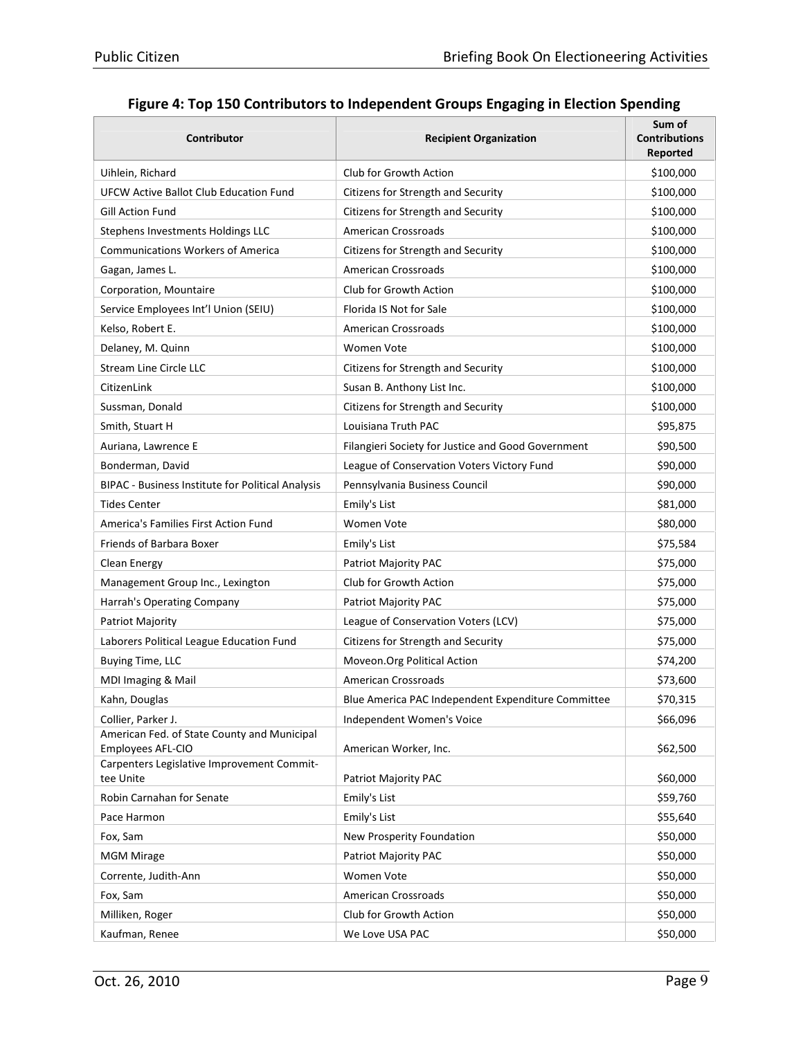## Figure 4: Top 150 Contributors to Independent Groups Engaging in Election Spending

| Contributor | Recipient Organization | Sum of Contributions Reported |
|---|---|---|
| Uihlein, Richard | Club for Growth Action | $100,000 |
| UFCW Active Ballot Club Education Fund | Citizens for Strength and Security | $100,000 |
| Gill Action Fund | Citizens for Strength and Security | $100,000 |
| Stephens Investments Holdings LLC | American Crossroads | $100,000 |
| Communications Workers of America | Citizens for Strength and Security | $100,000 |
| Gagan, James L. | American Crossroads | $100,000 |
| Corporation, Mountaire | Club for Growth Action | $100,000 |
| Service Employees Int'l Union (SEIU) | Florida IS Not for Sale | $100,000 |
| Kelso, Robert E. | American Crossroads | $100,000 |
| Delaney, M. Quinn | Women Vote | $100,000 |
| Stream Line Circle LLC | Citizens for Strength and Security | $100,000 |
| CitizenLink | Susan B. Anthony List Inc. | $100,000 |
| Sussman, Donald | Citizens for Strength and Security | $100,000 |
| Smith, Stuart H | Louisiana Truth PAC | $95,875 |
| Auriana, Lawrence E | Filangieri Society for Justice and Good Government | $90,500 |
| Bonderman, David | League of Conservation Voters Victory Fund | $90,000 |
| BIPAC - Business Institute for Political Analysis | Pennsylvania Business Council | $90,000 |
| Tides Center | Emily's List | $81,000 |
| America's Families First Action Fund | Women Vote | $80,000 |
| Friends of Barbara Boxer | Emily's List | $75,584 |
| Clean Energy | Patriot Majority PAC | $75,000 |
| Management Group Inc., Lexington | Club for Growth Action | $75,000 |
| Harrah's Operating Company | Patriot Majority PAC | $75,000 |
| Patriot Majority | League of Conservation Voters (LCV) | $75,000 |
| Laborers Political League Education Fund | Citizens for Strength and Security | $75,000 |
| Buying Time, LLC | Moveon.Org Political Action | $74,200 |
| MDI Imaging & Mail | American Crossroads | $73,600 |
| Kahn, Douglas | Blue America PAC Independent Expenditure Committee | $70,315 |
| Collier, Parker J. | Independent Women's Voice | $66,096 |
| American Fed. of State County and Municipal Employees AFL-CIO | American Worker, Inc. | $62,500 |
| Carpenters Legislative Improvement Committee Unite | Patriot Majority PAC | $60,000 |
| Robin Carnahan for Senate | Emily's List | $59,760 |
| Pace Harmon | Emily's List | $55,640 |
| Fox, Sam | New Prosperity Foundation | $50,000 |
| MGM Mirage | Patriot Majority PAC | $50,000 |
| Corrente, Judith-Ann | Women Vote | $50,000 |
| Fox, Sam | American Crossroads | $50,000 |
| Milliken, Roger | Club for Growth Action | $50,000 |
| Kaufman, Renee | We Love USA PAC | $50,000 |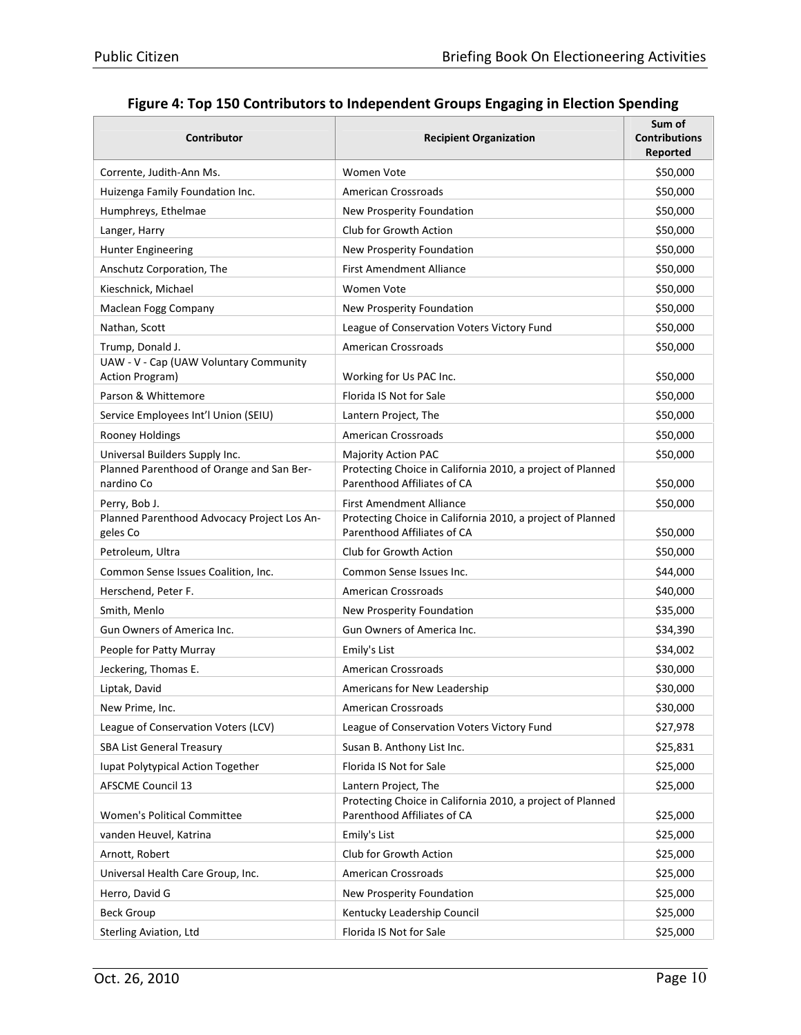## Figure 4: Top 150 Contributors to Independent Groups Engaging in Election Spending

| Contributor | Recipient Organization | Sum of Contributions Reported |
|---|---|---|
| Corrente, Judith-Ann Ms. | Women Vote | $50,000 |
| Huizenga Family Foundation Inc. | American Crossroads | $50,000 |
| Humphreys, Ethelmae | New Prosperity Foundation | $50,000 |
| Langer, Harry | Club for Growth Action | $50,000 |
| Hunter Engineering | New Prosperity Foundation | $50,000 |
| Anschutz Corporation, The | First Amendment Alliance | $50,000 |
| Kieschnick, Michael | Women Vote | $50,000 |
| Maclean Fogg Company | New Prosperity Foundation | $50,000 |
| Nathan, Scott | League of Conservation Voters Victory Fund | $50,000 |
| Trump, Donald J. | American Crossroads | $50,000 |
| UAW - V - Cap (UAW Voluntary Community Action Program) | Working for Us PAC Inc. | $50,000 |
| Parson & Whittemore | Florida IS Not for Sale | $50,000 |
| Service Employees Int'l Union (SEIU) | Lantern Project, The | $50,000 |
| Rooney Holdings | American Crossroads | $50,000 |
| Universal Builders Supply Inc. | Majority Action PAC | $50,000 |
| Planned Parenthood of Orange and San Bernardino Co | Protecting Choice in California 2010, a project of Planned Parenthood Affiliates of CA | $50,000 |
| Perry, Bob J. | First Amendment Alliance | $50,000 |
| Planned Parenthood Advocacy Project Los Angeles Co | Protecting Choice in California 2010, a project of Planned Parenthood Affiliates of CA | $50,000 |
| Petroleum, Ultra | Club for Growth Action | $50,000 |
| Common Sense Issues Coalition, Inc. | Common Sense Issues Inc. | $44,000 |
| Herschend, Peter F. | American Crossroads | $40,000 |
| Smith, Menlo | New Prosperity Foundation | $35,000 |
| Gun Owners of America Inc. | Gun Owners of America Inc. | $34,390 |
| People for Patty Murray | Emily's List | $34,002 |
| Jeckering, Thomas E. | American Crossroads | $30,000 |
| Liptak, David | Americans for New Leadership | $30,000 |
| New Prime, Inc. | American Crossroads | $30,000 |
| League of Conservation Voters (LCV) | League of Conservation Voters Victory Fund | $27,978 |
| SBA List General Treasury | Susan B. Anthony List Inc. | $25,831 |
| Iupat Polytypical Action Together | Florida IS Not for Sale | $25,000 |
| AFSCME Council 13 | Lantern Project, The | $25,000 |
| Women's Political Committee | Protecting Choice in California 2010, a project of Planned Parenthood Affiliates of CA | $25,000 |
| vanden Heuvel, Katrina | Emily's List | $25,000 |
| Arnott, Robert | Club for Growth Action | $25,000 |
| Universal Health Care Group, Inc. | American Crossroads | $25,000 |
| Herro, David G | New Prosperity Foundation | $25,000 |
| Beck Group | Kentucky Leadership Council | $25,000 |
| Sterling Aviation, Ltd | Florida IS Not for Sale | $25,000 |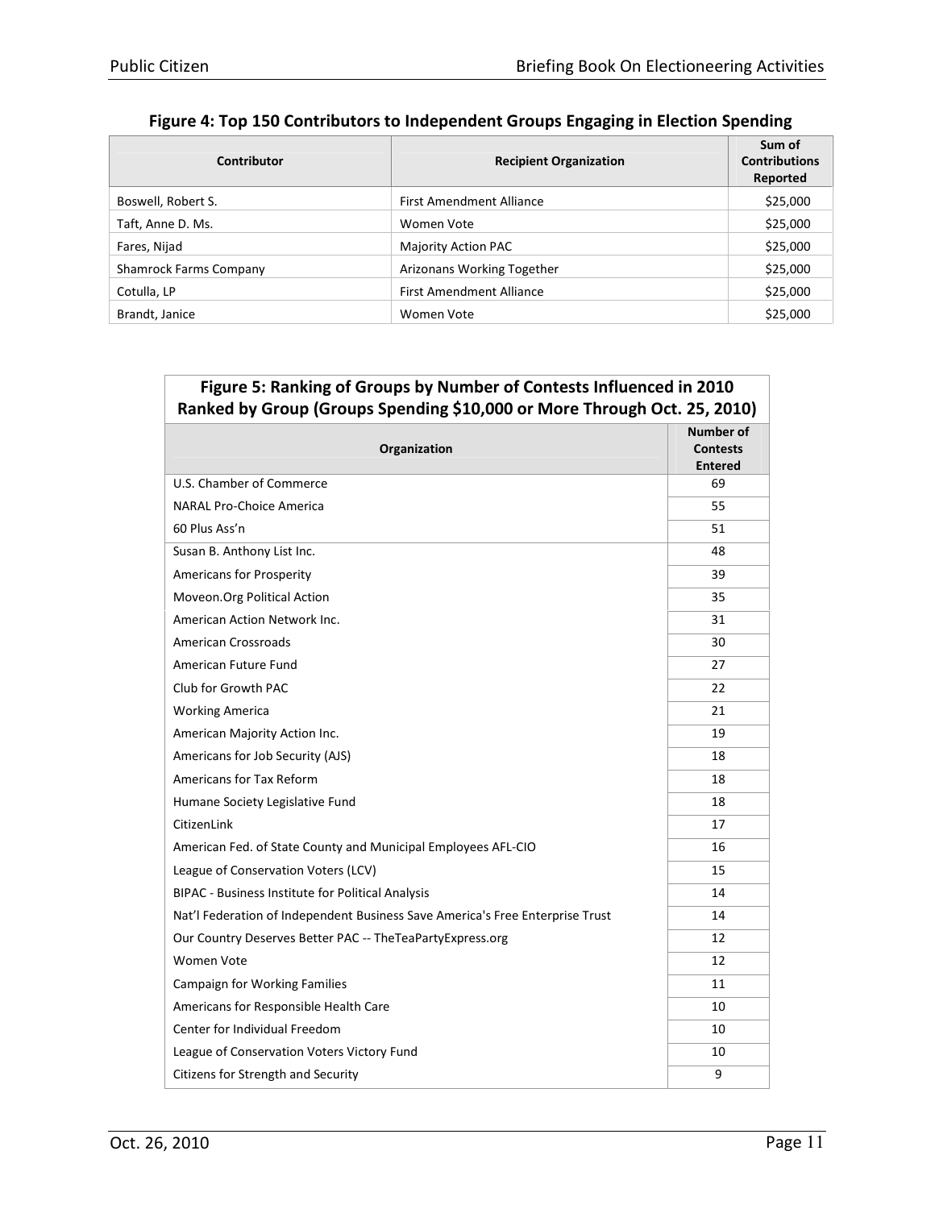**Figure 4: Top 150 Contributors to Independent Groups Engaging in Election Spending**

| Contributor | Recipient Organization | Sum of Contributions Reported |
|---|---|---|
| Boswell, Robert S. | First Amendment Alliance | $25,000 |
| Taft, Anne D. Ms. | Women Vote | $25,000 |
| Fares, Nijad | Majority Action PAC | $25,000 |
| Shamrock Farms Company | Arizonans Working Together | $25,000 |
| Cotulla, LP | First Amendment Alliance | $25,000 |
| Brandt, Janice | Women Vote | $25,000 |

**Figure 5: Ranking of Groups by Number of Contests Influenced in 2010 Ranked by Group (Groups Spending $10,000 or More Through Oct. 25, 2010)**

| Organization | Number of Contests Entered |
|---|---|
| U.S. Chamber of Commerce | 69 |
| NARAL Pro-Choice America | 55 |
| 60 Plus Ass'n | 51 |
| Susan B. Anthony List Inc. | 48 |
| Americans for Prosperity | 39 |
| Moveon.Org Political Action | 35 |
| American Action Network Inc. | 31 |
| American Crossroads | 30 |
| American Future Fund | 27 |
| Club for Growth PAC | 22 |
| Working America | 21 |
| American Majority Action Inc. | 19 |
| Americans for Job Security (AJS) | 18 |
| Americans for Tax Reform | 18 |
| Humane Society Legislative Fund | 18 |
| CitizenLink | 17 |
| American Fed. of State County and Municipal Employees AFL-CIO | 16 |
| League of Conservation Voters (LCV) | 15 |
| BIPAC - Business Institute for Political Analysis | 14 |
| Nat'l Federation of Independent Business Save America's Free Enterprise Trust | 14 |
| Our Country Deserves Better PAC -- TheTeaPartyExpress.org | 12 |
| Women Vote | 12 |
| Campaign for Working Families | 11 |
| Americans for Responsible Health Care | 10 |
| Center for Individual Freedom | 10 |
| League of Conservation Voters Victory Fund | 10 |
| Citizens for Strength and Security | 9 |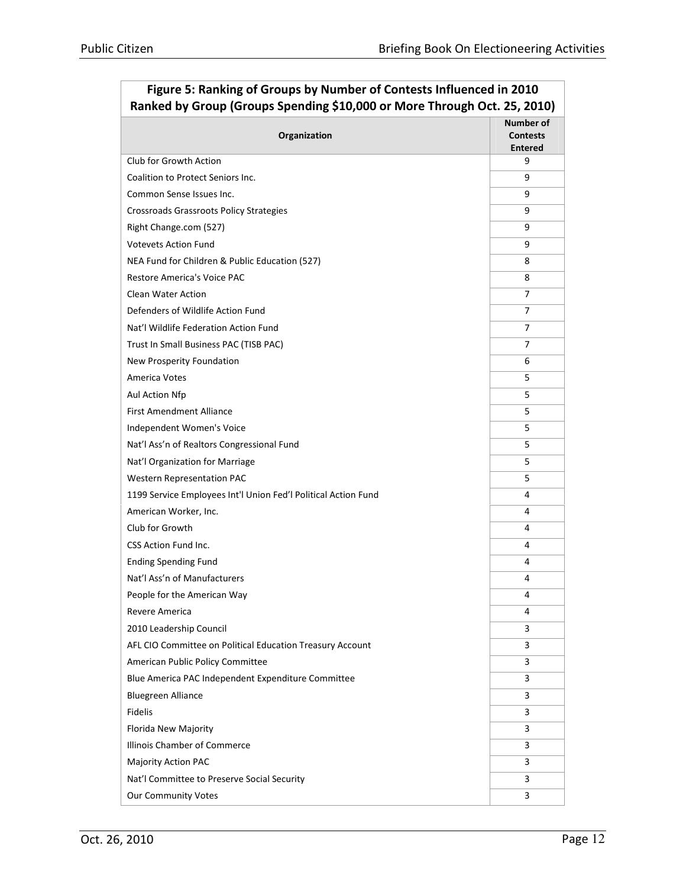| **Figure 5: Ranking of Groups by Number of Contests Influenced in 2010 Ranked by Group (Groups Spending $10,000 or More Through Oct. 25, 2010)** | |
|---|---|
| **Organization** | **Number of Contests Entered** |
| Club for Growth Action | 9 |
| Coalition to Protect Seniors Inc. | 9 |
| Common Sense Issues Inc. | 9 |
| Crossroads Grassroots Policy Strategies | 9 |
| Right Change.com (527) | 9 |
| Votevets Action Fund | 9 |
| NEA Fund for Children & Public Education (527) | 8 |
| Restore America's Voice PAC | 8 |
| Clean Water Action | 7 |
| Defenders of Wildlife Action Fund | 7 |
| Nat'l Wildlife Federation Action Fund | 7 |
| Trust In Small Business PAC (TISB PAC) | 7 |
| New Prosperity Foundation | 6 |
| America Votes | 5 |
| Aul Action Nfp | 5 |
| First Amendment Alliance | 5 |
| Independent Women's Voice | 5 |
| Nat'l Ass'n of Realtors Congressional Fund | 5 |
| Nat'l Organization for Marriage | 5 |
| Western Representation PAC | 5 |
| 1199 Service Employees Int'l Union Fed'l Political Action Fund | 4 |
| American Worker, Inc. | 4 |
| Club for Growth | 4 |
| CSS Action Fund Inc. | 4 |
| Ending Spending Fund | 4 |
| Nat'l Ass'n of Manufacturers | 4 |
| People for the American Way | 4 |
| Revere America | 4 |
| 2010 Leadership Council | 3 |
| AFL CIO Committee on Political Education Treasury Account | 3 |
| American Public Policy Committee | 3 |
| Blue America PAC Independent Expenditure Committee | 3 |
| Bluegreen Alliance | 3 |
| Fidelis | 3 |
| Florida New Majority | 3 |
| Illinois Chamber of Commerce | 3 |
| Majority Action PAC | 3 |
| Nat'l Committee to Preserve Social Security | 3 |
| Our Community Votes | 3 |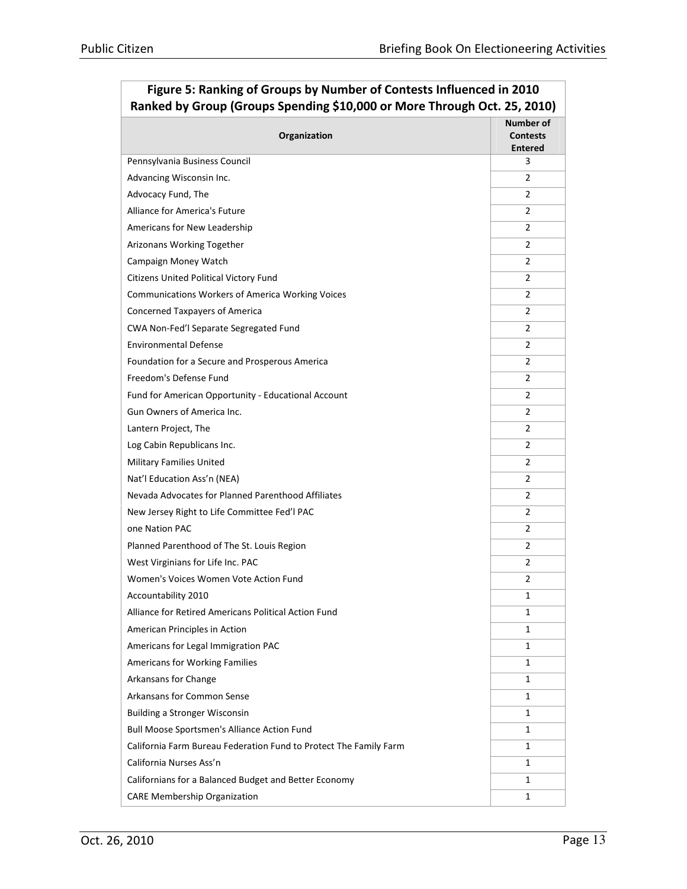| Figure 5: Ranking of Groups by Number of Contests Influenced in 2010 Ranked by Group (Groups Spending $10,000 or More Through Oct. 25, 2010) | |
|---|---|
| **Organization** | **Number of Contests Entered** |
| Pennsylvania Business Council | 3 |
| Advancing Wisconsin Inc. | 2 |
| Advocacy Fund, The | 2 |
| Alliance for America's Future | 2 |
| Americans for New Leadership | 2 |
| Arizonans Working Together | 2 |
| Campaign Money Watch | 2 |
| Citizens United Political Victory Fund | 2 |
| Communications Workers of America Working Voices | 2 |
| Concerned Taxpayers of America | 2 |
| CWA Non-Fed'l Separate Segregated Fund | 2 |
| Environmental Defense | 2 |
| Foundation for a Secure and Prosperous America | 2 |
| Freedom's Defense Fund | 2 |
| Fund for American Opportunity - Educational Account | 2 |
| Gun Owners of America Inc. | 2 |
| Lantern Project, The | 2 |
| Log Cabin Republicans Inc. | 2 |
| Military Families United | 2 |
| Nat'l Education Ass'n (NEA) | 2 |
| Nevada Advocates for Planned Parenthood Affiliates | 2 |
| New Jersey Right to Life Committee Fed'l PAC | 2 |
| one Nation PAC | 2 |
| Planned Parenthood of The St. Louis Region | 2 |
| West Virginians for Life Inc. PAC | 2 |
| Women's Voices Women Vote Action Fund | 2 |
| Accountability 2010 | 1 |
| Alliance for Retired Americans Political Action Fund | 1 |
| American Principles in Action | 1 |
| Americans for Legal Immigration PAC | 1 |
| Americans for Working Families | 1 |
| Arkansans for Change | 1 |
| Arkansans for Common Sense | 1 |
| Building a Stronger Wisconsin | 1 |
| Bull Moose Sportsmen's Alliance Action Fund | 1 |
| California Farm Bureau Federation Fund to Protect The Family Farm | 1 |
| California Nurses Ass'n | 1 |
| Californians for a Balanced Budget and Better Economy | 1 |
| CARE Membership Organization | 1 |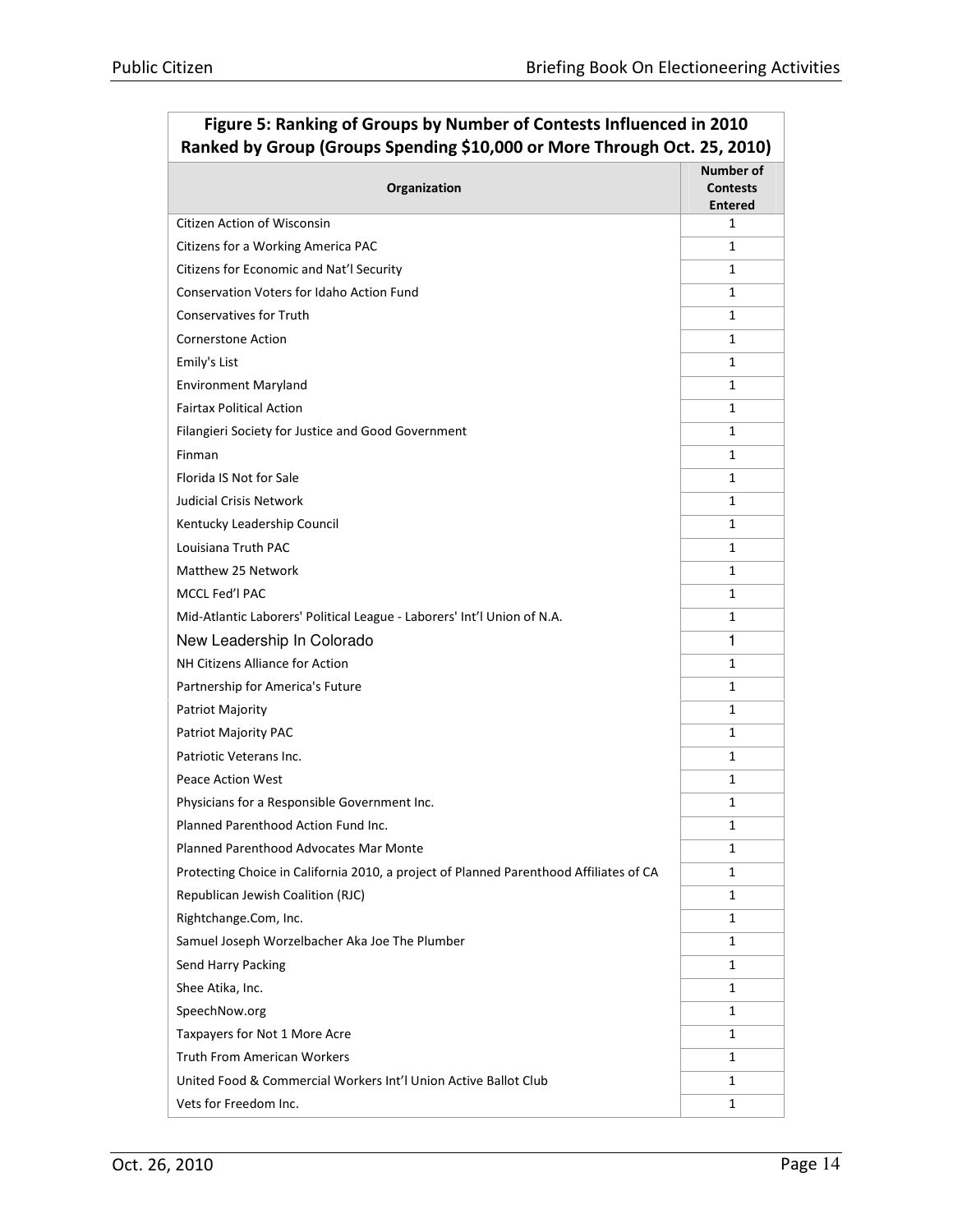| Figure 5: Ranking of Groups by Number of Contests Influenced in 2010 Ranked by Group (Groups Spending $10,000 or More Through Oct. 25, 2010) | |
|---|---|
| **Organization** | **Number of Contests Entered** |
| Citizen Action of Wisconsin | 1 |
| Citizens for a Working America PAC | 1 |
| Citizens for Economic and Nat'l Security | 1 |
| Conservation Voters for Idaho Action Fund | 1 |
| Conservatives for Truth | 1 |
| Cornerstone Action | 1 |
| Emily's List | 1 |
| Environment Maryland | 1 |
| Fairtax Political Action | 1 |
| Filangieri Society for Justice and Good Government | 1 |
| Finman | 1 |
| Florida IS Not for Sale | 1 |
| Judicial Crisis Network | 1 |
| Kentucky Leadership Council | 1 |
| Louisiana Truth PAC | 1 |
| Matthew 25 Network | 1 |
| MCCL Fed'l PAC | 1 |
| Mid-Atlantic Laborers' Political League - Laborers' Int'l Union of N.A. | 1 |
| New Leadership In Colorado | 1 |
| NH Citizens Alliance for Action | 1 |
| Partnership for America's Future | 1 |
| Patriot Majority | 1 |
| Patriot Majority PAC | 1 |
| Patriotic Veterans Inc. | 1 |
| Peace Action West | 1 |
| Physicians for a Responsible Government Inc. | 1 |
| Planned Parenthood Action Fund Inc. | 1 |
| Planned Parenthood Advocates Mar Monte | 1 |
| Protecting Choice in California 2010, a project of Planned Parenthood Affiliates of CA | 1 |
| Republican Jewish Coalition (RJC) | 1 |
| Rightchange.Com, Inc. | 1 |
| Samuel Joseph Worzelbacher Aka Joe The Plumber | 1 |
| Send Harry Packing | 1 |
| Shee Atika, Inc. | 1 |
| SpeechNow.org | 1 |
| Taxpayers for Not 1 More Acre | 1 |
| Truth From American Workers | 1 |
| United Food & Commercial Workers Int'l Union Active Ballot Club | 1 |
| Vets for Freedom Inc. | 1 |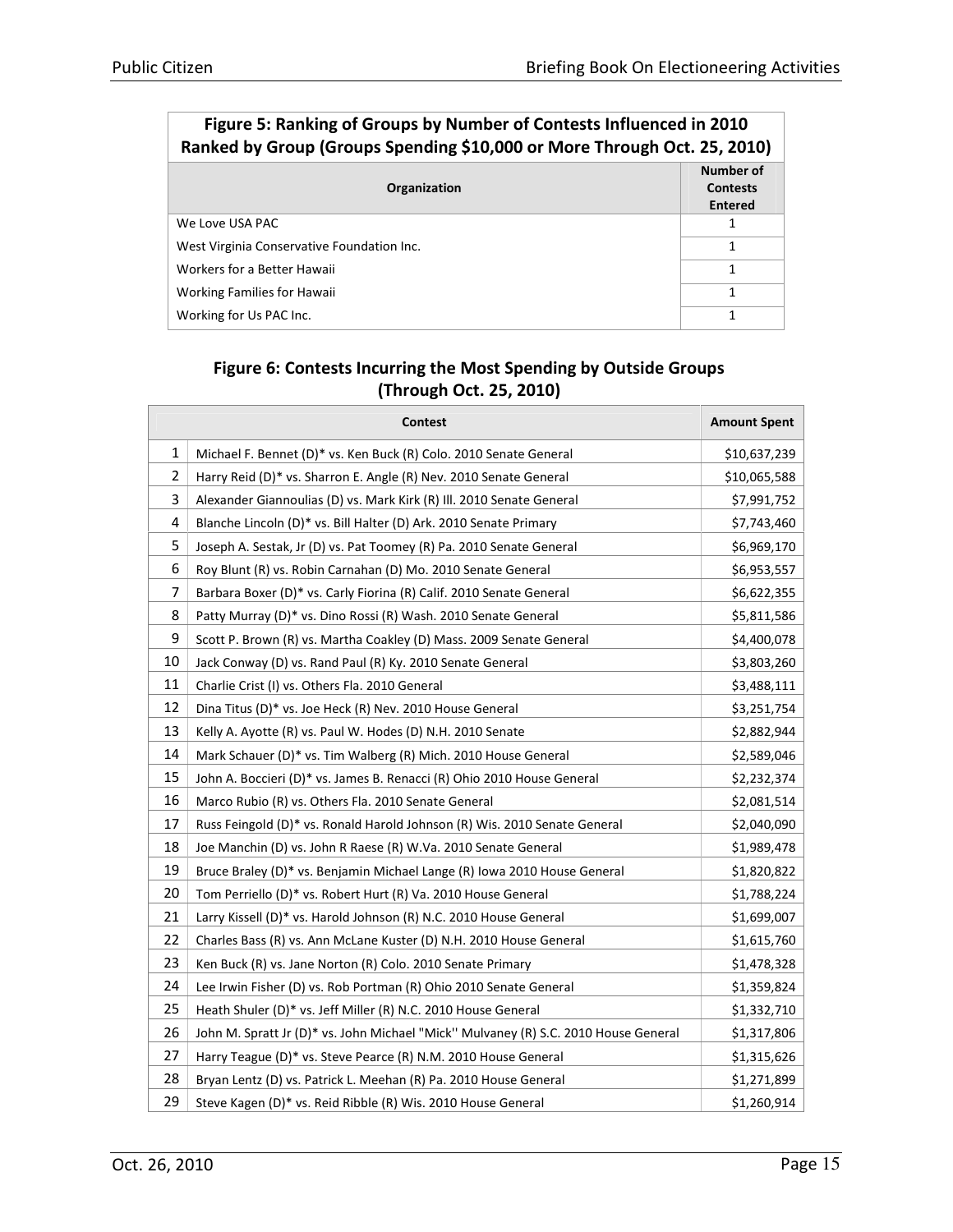| Figure 5: Ranking of Groups by Number of Contests Influenced in 2010 Ranked by Group (Groups Spending $10,000 or More Through Oct. 25, 2010) | |
|---|---|
| **Organization** | **Number of Contests Entered** |
| We Love USA PAC | 1 |
| West Virginia Conservative Foundation Inc. | 1 |
| Workers for a Better Hawaii | 1 |
| Working Families for Hawaii | 1 |
| Working for Us PAC Inc. | 1 |

### Figure 6: Contests Incurring the Most Spending by Outside Groups (Through Oct. 25, 2010)

| | Contest | Amount Spent |
|---|---|---|
| 1 | Michael F. Bennet (D)* vs. Ken Buck (R) Colo. 2010 Senate General | $10,637,239 |
| 2 | Harry Reid (D)* vs. Sharron E. Angle (R) Nev. 2010 Senate General | $10,065,588 |
| 3 | Alexander Giannoulias (D) vs. Mark Kirk (R) Ill. 2010 Senate General | $7,991,752 |
| 4 | Blanche Lincoln (D)* vs. Bill Halter (D) Ark. 2010 Senate Primary | $7,743,460 |
| 5 | Joseph A. Sestak, Jr (D) vs. Pat Toomey (R) Pa. 2010 Senate General | $6,969,170 |
| 6 | Roy Blunt (R) vs. Robin Carnahan (D) Mo. 2010 Senate General | $6,953,557 |
| 7 | Barbara Boxer (D)* vs. Carly Fiorina (R) Calif. 2010 Senate General | $6,622,355 |
| 8 | Patty Murray (D)* vs. Dino Rossi (R) Wash. 2010 Senate General | $5,811,586 |
| 9 | Scott P. Brown (R) vs. Martha Coakley (D) Mass. 2009 Senate General | $4,400,078 |
| 10 | Jack Conway (D) vs. Rand Paul (R) Ky. 2010 Senate General | $3,803,260 |
| 11 | Charlie Crist (I) vs. Others Fla. 2010 General | $3,488,111 |
| 12 | Dina Titus (D)* vs. Joe Heck (R) Nev. 2010 House General | $3,251,754 |
| 13 | Kelly A. Ayotte (R) vs. Paul W. Hodes (D) N.H. 2010 Senate | $2,882,944 |
| 14 | Mark Schauer (D)* vs. Tim Walberg (R) Mich. 2010 House General | $2,589,046 |
| 15 | John A. Boccieri (D)* vs. James B. Renacci (R) Ohio 2010 House General | $2,232,374 |
| 16 | Marco Rubio (R) vs. Others Fla. 2010 Senate General | $2,081,514 |
| 17 | Russ Feingold (D)* vs. Ronald Harold Johnson (R) Wis. 2010 Senate General | $2,040,090 |
| 18 | Joe Manchin (D) vs. John R Raese (R) W.Va. 2010 Senate General | $1,989,478 |
| 19 | Bruce Braley (D)* vs. Benjamin Michael Lange (R) Iowa 2010 House General | $1,820,822 |
| 20 | Tom Perriello (D)* vs. Robert Hurt (R) Va. 2010 House General | $1,788,224 |
| 21 | Larry Kissell (D)* vs. Harold Johnson (R) N.C. 2010 House General | $1,699,007 |
| 22 | Charles Bass (R) vs. Ann McLane Kuster (D) N.H. 2010 House General | $1,615,760 |
| 23 | Ken Buck (R) vs. Jane Norton (R) Colo. 2010 Senate Primary | $1,478,328 |
| 24 | Lee Irwin Fisher (D) vs. Rob Portman (R) Ohio 2010 Senate General | $1,359,824 |
| 25 | Heath Shuler (D)* vs. Jeff Miller (R) N.C. 2010 House General | $1,332,710 |
| 26 | John M. Spratt Jr (D)* vs. John Michael "Mick'' Mulvaney (R) S.C. 2010 House General | $1,317,806 |
| 27 | Harry Teague (D)* vs. Steve Pearce (R) N.M. 2010 House General | $1,315,626 |
| 28 | Bryan Lentz (D) vs. Patrick L. Meehan (R) Pa. 2010 House General | $1,271,899 |
| 29 | Steve Kagen (D)* vs. Reid Ribble (R) Wis. 2010 House General | $1,260,914 |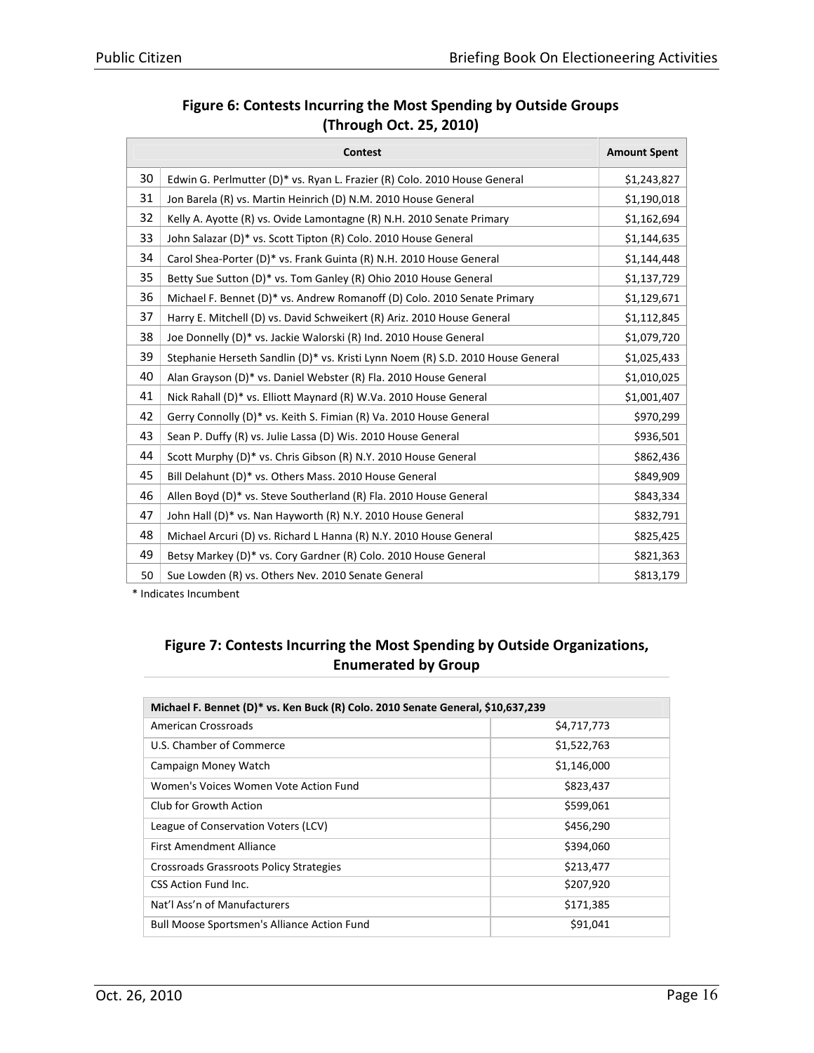**Figure 6: Contests Incurring the Most Spending by Outside Groups (Through Oct. 25, 2010)**

| | Contest | Amount Spent |
|---|---|---|
| 30 | Edwin G. Perlmutter (D)* vs. Ryan L. Frazier (R) Colo. 2010 House General | $1,243,827 |
| 31 | Jon Barela (R) vs. Martin Heinrich (D) N.M. 2010 House General | $1,190,018 |
| 32 | Kelly A. Ayotte (R) vs. Ovide Lamontagne (R) N.H. 2010 Senate Primary | $1,162,694 |
| 33 | John Salazar (D)* vs. Scott Tipton (R) Colo. 2010 House General | $1,144,635 |
| 34 | Carol Shea-Porter (D)* vs. Frank Guinta (R) N.H. 2010 House General | $1,144,448 |
| 35 | Betty Sue Sutton (D)* vs. Tom Ganley (R) Ohio 2010 House General | $1,137,729 |
| 36 | Michael F. Bennet (D)* vs. Andrew Romanoff (D) Colo. 2010 Senate Primary | $1,129,671 |
| 37 | Harry E. Mitchell (D) vs. David Schweikert (R) Ariz. 2010 House General | $1,112,845 |
| 38 | Joe Donnelly (D)* vs. Jackie Walorski (R) Ind. 2010 House General | $1,079,720 |
| 39 | Stephanie Herseth Sandlin (D)* vs. Kristi Lynn Noem (R) S.D. 2010 House General | $1,025,433 |
| 40 | Alan Grayson (D)* vs. Daniel Webster (R) Fla. 2010 House General | $1,010,025 |
| 41 | Nick Rahall (D)* vs. Elliott Maynard (R) W.Va. 2010 House General | $1,001,407 |
| 42 | Gerry Connolly (D)* vs. Keith S. Fimian (R) Va. 2010 House General | $970,299 |
| 43 | Sean P. Duffy (R) vs. Julie Lassa (D) Wis. 2010 House General | $936,501 |
| 44 | Scott Murphy (D)* vs. Chris Gibson (R) N.Y. 2010 House General | $862,436 |
| 45 | Bill Delahunt (D)* vs. Others Mass. 2010 House General | $849,909 |
| 46 | Allen Boyd (D)* vs. Steve Southerland (R) Fla. 2010 House General | $843,334 |
| 47 | John Hall (D)* vs. Nan Hayworth (R) N.Y. 2010 House General | $832,791 |
| 48 | Michael Arcuri (D) vs. Richard L Hanna (R) N.Y. 2010 House General | $825,425 |
| 49 | Betsy Markey (D)* vs. Cory Gardner (R) Colo. 2010 House General | $821,363 |
| 50 | Sue Lowden (R) vs. Others Nev. 2010 Senate General | $813,179 |

* Indicates Incumbent

**Figure 7: Contests Incurring the Most Spending by Outside Organizations, Enumerated by Group**

| Michael F. Bennet (D)* vs. Ken Buck (R) Colo. 2010 Senate General, $10,637,239 | |
|---|---|
| American Crossroads | $4,717,773 |
| U.S. Chamber of Commerce | $1,522,763 |
| Campaign Money Watch | $1,146,000 |
| Women's Voices Women Vote Action Fund | $823,437 |
| Club for Growth Action | $599,061 |
| League of Conservation Voters (LCV) | $456,290 |
| First Amendment Alliance | $394,060 |
| Crossroads Grassroots Policy Strategies | $213,477 |
| CSS Action Fund Inc. | $207,920 |
| Nat'l Ass'n of Manufacturers | $171,385 |
| Bull Moose Sportsmen's Alliance Action Fund | $91,041 |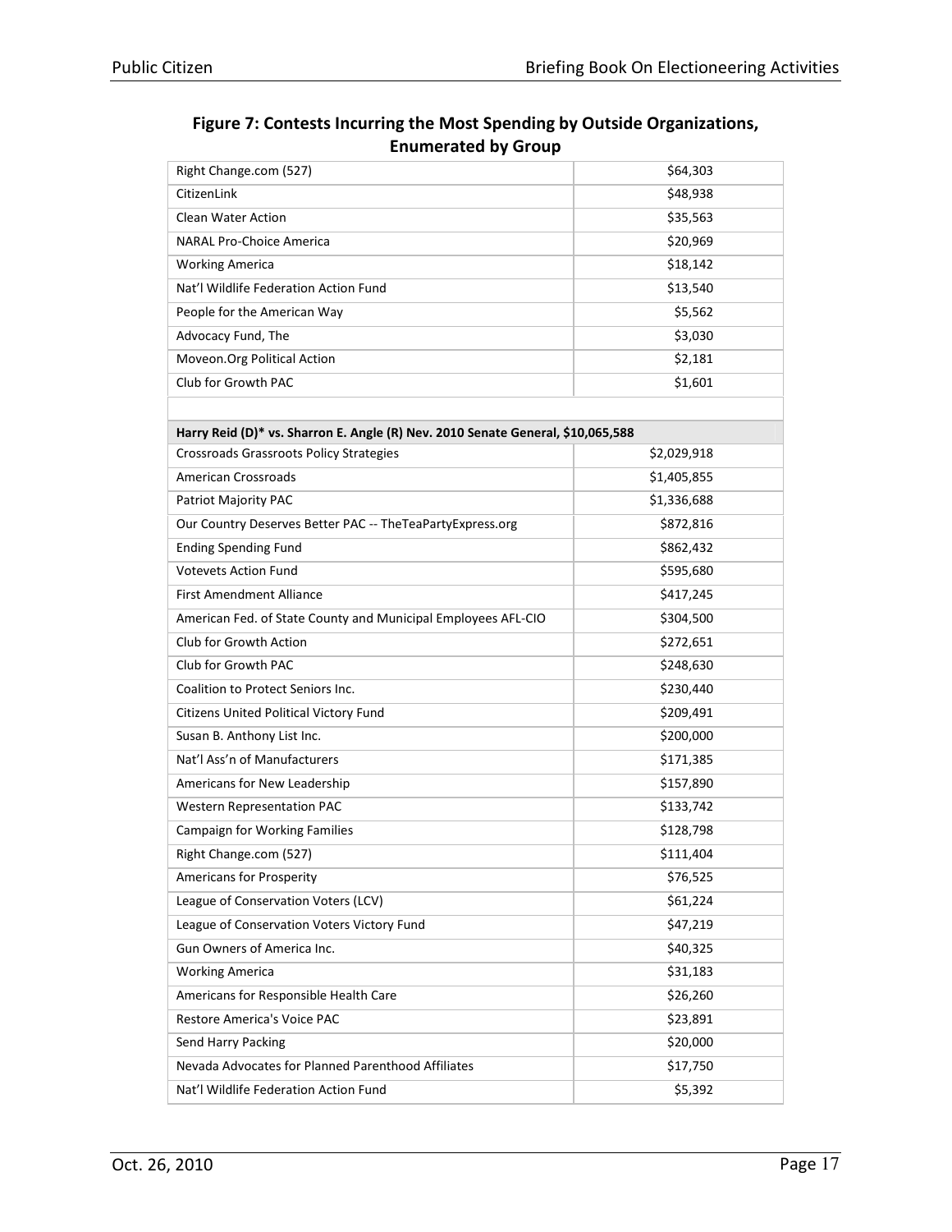**Figure 7: Contests Incurring the Most Spending by Outside Organizations, Enumerated by Group**

| | |
|---|---|
| Right Change.com (527) | $64,303 |
| CitizenLink | $48,938 |
| Clean Water Action | $35,563 |
| NARAL Pro-Choice America | $20,969 |
| Working America | $18,142 |
| Nat'l Wildlife Federation Action Fund | $13,540 |
| People for the American Way | $5,562 |
| Advocacy Fund, The | $3,030 |
| Moveon.Org Political Action | $2,181 |
| Club for Growth PAC | $1,601 |
| | |
| **Harry Reid (D)* vs. Sharron E. Angle (R) Nev. 2010 Senate General, $10,065,588** | |
| Crossroads Grassroots Policy Strategies | $2,029,918 |
| American Crossroads | $1,405,855 |
| Patriot Majority PAC | $1,336,688 |
| Our Country Deserves Better PAC -- TheTeaPartyExpress.org | $872,816 |
| Ending Spending Fund | $862,432 |
| Votevets Action Fund | $595,680 |
| First Amendment Alliance | $417,245 |
| American Fed. of State County and Municipal Employees AFL-CIO | $304,500 |
| Club for Growth Action | $272,651 |
| Club for Growth PAC | $248,630 |
| Coalition to Protect Seniors Inc. | $230,440 |
| Citizens United Political Victory Fund | $209,491 |
| Susan B. Anthony List Inc. | $200,000 |
| Nat'l Ass'n of Manufacturers | $171,385 |
| Americans for New Leadership | $157,890 |
| Western Representation PAC | $133,742 |
| Campaign for Working Families | $128,798 |
| Right Change.com (527) | $111,404 |
| Americans for Prosperity | $76,525 |
| League of Conservation Voters (LCV) | $61,224 |
| League of Conservation Voters Victory Fund | $47,219 |
| Gun Owners of America Inc. | $40,325 |
| Working America | $31,183 |
| Americans for Responsible Health Care | $26,260 |
| Restore America's Voice PAC | $23,891 |
| Send Harry Packing | $20,000 |
| Nevada Advocates for Planned Parenthood Affiliates | $17,750 |
| Nat'l Wildlife Federation Action Fund | $5,392 |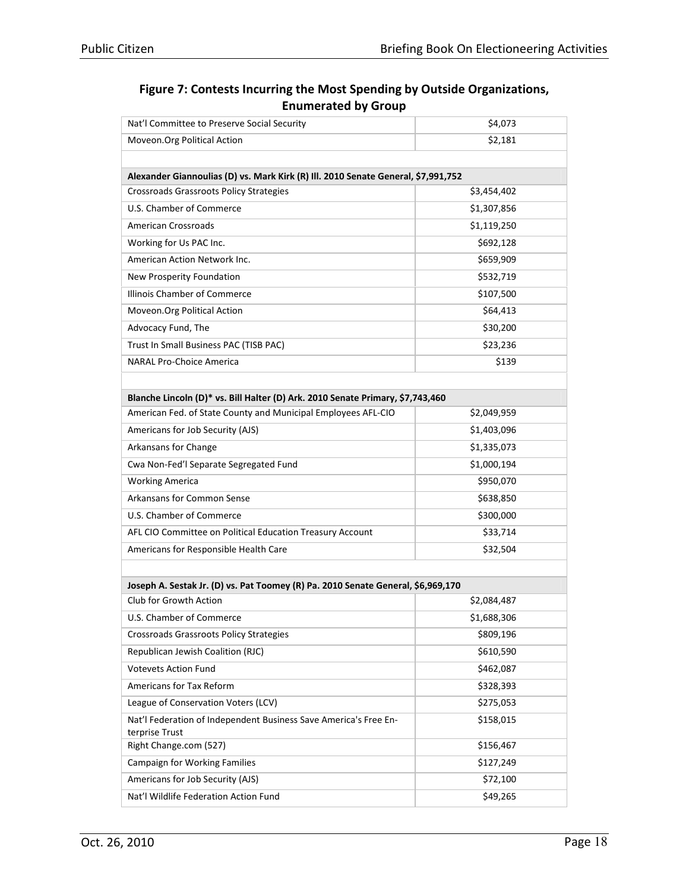## Figure 7: Contests Incurring the Most Spending by Outside Organizations, Enumerated by Group

| | |
|---|---|
| Nat'l Committee to Preserve Social Security | $4,073 |
| Moveon.Org Political Action | $2,181 |
| | |
| **Alexander Giannoulias (D) vs. Mark Kirk (R) Ill. 2010 Senate General, $7,991,752** | |
| Crossroads Grassroots Policy Strategies | $3,454,402 |
| U.S. Chamber of Commerce | $1,307,856 |
| American Crossroads | $1,119,250 |
| Working for Us PAC Inc. | $692,128 |
| American Action Network Inc. | $659,909 |
| New Prosperity Foundation | $532,719 |
| Illinois Chamber of Commerce | $107,500 |
| Moveon.Org Political Action | $64,413 |
| Advocacy Fund, The | $30,200 |
| Trust In Small Business PAC (TISB PAC) | $23,236 |
| NARAL Pro-Choice America | $139 |
| | |
| **Blanche Lincoln (D)* vs. Bill Halter (D) Ark. 2010 Senate Primary, $7,743,460** | |
| American Fed. of State County and Municipal Employees AFL-CIO | $2,049,959 |
| Americans for Job Security (AJS) | $1,403,096 |
| Arkansans for Change | $1,335,073 |
| Cwa Non-Fed'l Separate Segregated Fund | $1,000,194 |
| Working America | $950,070 |
| Arkansans for Common Sense | $638,850 |
| U.S. Chamber of Commerce | $300,000 |
| AFL CIO Committee on Political Education Treasury Account | $33,714 |
| Americans for Responsible Health Care | $32,504 |
| | |
| **Joseph A. Sestak Jr. (D) vs. Pat Toomey (R) Pa. 2010 Senate General, $6,969,170** | |
| Club for Growth Action | $2,084,487 |
| U.S. Chamber of Commerce | $1,688,306 |
| Crossroads Grassroots Policy Strategies | $809,196 |
| Republican Jewish Coalition (RJC) | $610,590 |
| Votevets Action Fund | $462,087 |
| Americans for Tax Reform | $328,393 |
| League of Conservation Voters (LCV) | $275,053 |
| Nat'l Federation of Independent Business Save America's Free Enterprise Trust | $158,015 |
| Right Change.com (527) | $156,467 |
| Campaign for Working Families | $127,249 |
| Americans for Job Security (AJS) | $72,100 |
| Nat'l Wildlife Federation Action Fund | $49,265 |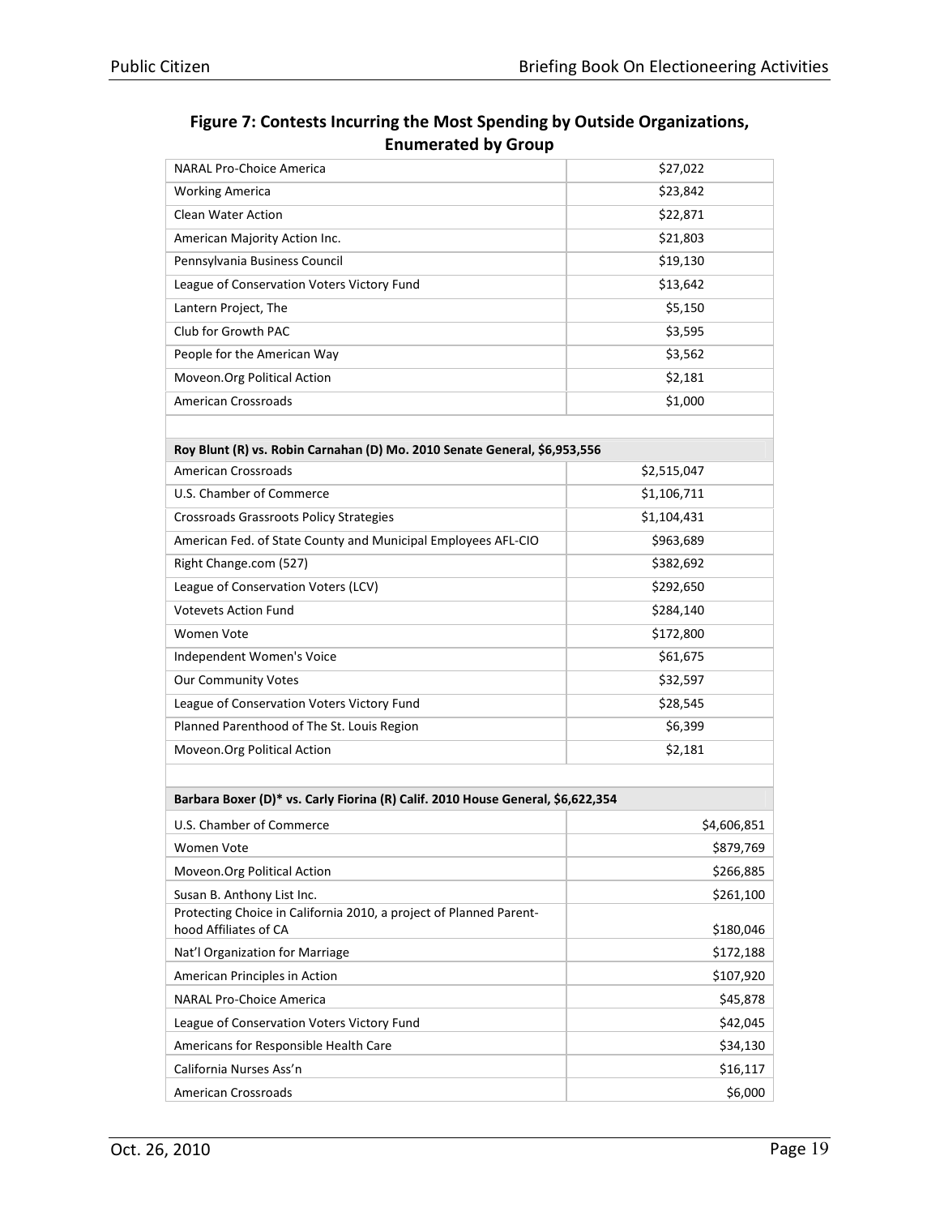## Figure 7: Contests Incurring the Most Spending by Outside Organizations, Enumerated by Group

| | |
|---|---|
| NARAL Pro-Choice America | $27,022 |
| Working America | $23,842 |
| Clean Water Action | $22,871 |
| American Majority Action Inc. | $21,803 |
| Pennsylvania Business Council | $19,130 |
| League of Conservation Voters Victory Fund | $13,642 |
| Lantern Project, The | $5,150 |
| Club for Growth PAC | $3,595 |
| People for the American Way | $3,562 |
| Moveon.Org Political Action | $2,181 |
| American Crossroads | $1,000 |
| | |
| **Roy Blunt (R) vs. Robin Carnahan (D) Mo. 2010 Senate General, $6,953,556** | |
| American Crossroads | $2,515,047 |
| U.S. Chamber of Commerce | $1,106,711 |
| Crossroads Grassroots Policy Strategies | $1,104,431 |
| American Fed. of State County and Municipal Employees AFL-CIO | $963,689 |
| Right Change.com (527) | $382,692 |
| League of Conservation Voters (LCV) | $292,650 |
| Votevets Action Fund | $284,140 |
| Women Vote | $172,800 |
| Independent Women's Voice | $61,675 |
| Our Community Votes | $32,597 |
| League of Conservation Voters Victory Fund | $28,545 |
| Planned Parenthood of The St. Louis Region | $6,399 |
| Moveon.Org Political Action | $2,181 |
| | |
| **Barbara Boxer (D)* vs. Carly Fiorina (R) Calif. 2010 House General, $6,622,354** | |
| U.S. Chamber of Commerce | $4,606,851 |
| Women Vote | $879,769 |
| Moveon.Org Political Action | $266,885 |
| Susan B. Anthony List Inc. | $261,100 |
| Protecting Choice in California 2010, a project of Planned Parenthood Affiliates of CA | $180,046 |
| Nat'l Organization for Marriage | $172,188 |
| American Principles in Action | $107,920 |
| NARAL Pro-Choice America | $45,878 |
| League of Conservation Voters Victory Fund | $42,045 |
| Americans for Responsible Health Care | $34,130 |
| California Nurses Ass'n | $16,117 |
| American Crossroads | $6,000 |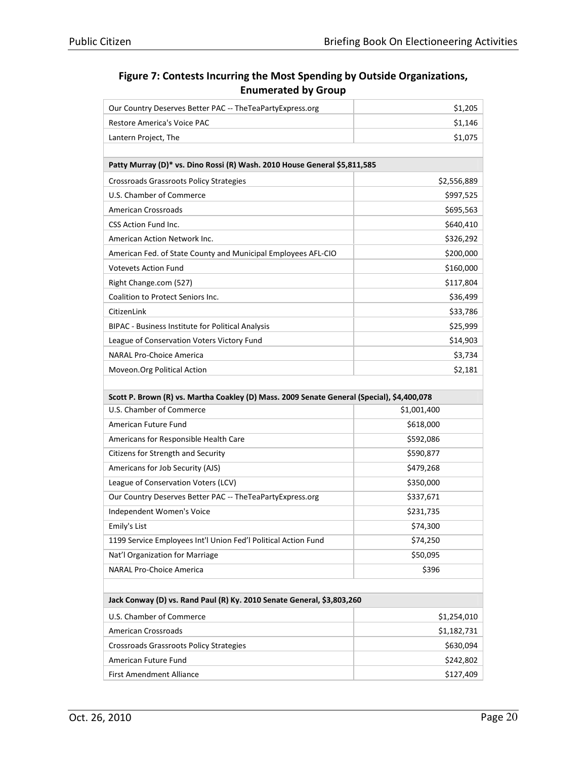## Figure 7: Contests Incurring the Most Spending by Outside Organizations, Enumerated by Group

| | |
|---|---|
| Our Country Deserves Better PAC -- TheTeaPartyExpress.org | $1,205 |
| Restore America's Voice PAC | $1,146 |
| Lantern Project, The | $1,075 |
| | |
| **Patty Murray (D)* vs. Dino Rossi (R) Wash. 2010 House General $5,811,585** | |
| Crossroads Grassroots Policy Strategies | $2,556,889 |
| U.S. Chamber of Commerce | $997,525 |
| American Crossroads | $695,563 |
| CSS Action Fund Inc. | $640,410 |
| American Action Network Inc. | $326,292 |
| American Fed. of State County and Municipal Employees AFL-CIO | $200,000 |
| Votevets Action Fund | $160,000 |
| Right Change.com (527) | $117,804 |
| Coalition to Protect Seniors Inc. | $36,499 |
| CitizenLink | $33,786 |
| BIPAC - Business Institute for Political Analysis | $25,999 |
| League of Conservation Voters Victory Fund | $14,903 |
| NARAL Pro-Choice America | $3,734 |
| Moveon.Org Political Action | $2,181 |
| | |
| **Scott P. Brown (R) vs. Martha Coakley (D) Mass. 2009 Senate General (Special), $4,400,078** | |
| U.S. Chamber of Commerce | $1,001,400 |
| American Future Fund | $618,000 |
| Americans for Responsible Health Care | $592,086 |
| Citizens for Strength and Security | $590,877 |
| Americans for Job Security (AJS) | $479,268 |
| League of Conservation Voters (LCV) | $350,000 |
| Our Country Deserves Better PAC -- TheTeaPartyExpress.org | $337,671 |
| Independent Women's Voice | $231,735 |
| Emily's List | $74,300 |
| 1199 Service Employees Int'l Union Fed'l Political Action Fund | $74,250 |
| Nat'l Organization for Marriage | $50,095 |
| NARAL Pro-Choice America | $396 |
| | |
| **Jack Conway (D) vs. Rand Paul (R) Ky. 2010 Senate General, $3,803,260** | |
| U.S. Chamber of Commerce | $1,254,010 |
| American Crossroads | $1,182,731 |
| Crossroads Grassroots Policy Strategies | $630,094 |
| American Future Fund | $242,802 |
| First Amendment Alliance | $127,409 |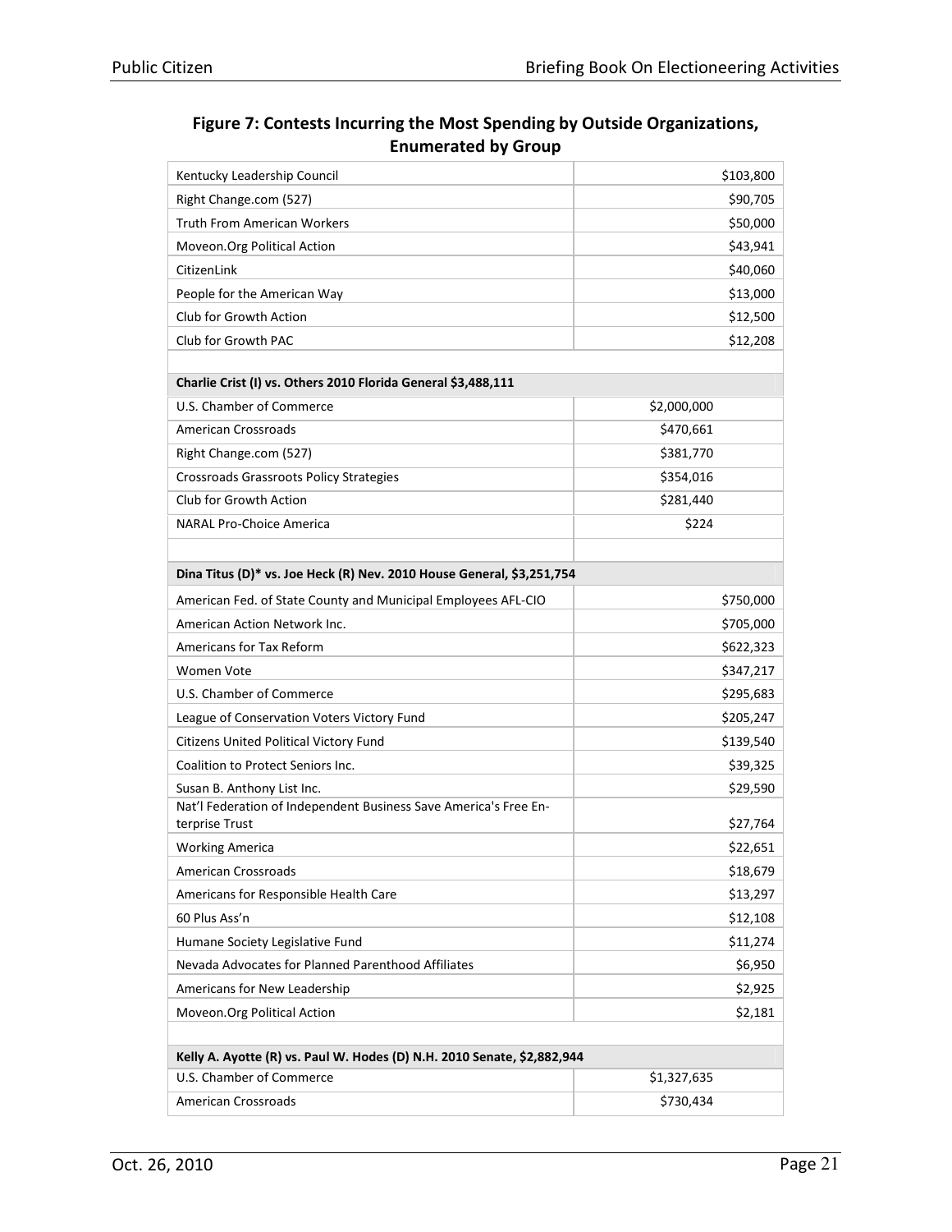## Figure 7: Contests Incurring the Most Spending by Outside Organizations, Enumerated by Group

| | |
|---|---|
| Kentucky Leadership Council | $103,800 |
| Right Change.com (527) | $90,705 |
| Truth From American Workers | $50,000 |
| Moveon.Org Political Action | $43,941 |
| CitizenLink | $40,060 |
| People for the American Way | $13,000 |
| Club for Growth Action | $12,500 |
| Club for Growth PAC | $12,208 |
| | |
| **Charlie Crist (I) vs. Others 2010 Florida General $3,488,111** | |
| U.S. Chamber of Commerce | $2,000,000 |
| American Crossroads | $470,661 |
| Right Change.com (527) | $381,770 |
| Crossroads Grassroots Policy Strategies | $354,016 |
| Club for Growth Action | $281,440 |
| NARAL Pro-Choice America | $224 |
| | |
| **Dina Titus (D)* vs. Joe Heck (R) Nev. 2010 House General, $3,251,754** | |
| American Fed. of State County and Municipal Employees AFL-CIO | $750,000 |
| American Action Network Inc. | $705,000 |
| Americans for Tax Reform | $622,323 |
| Women Vote | $347,217 |
| U.S. Chamber of Commerce | $295,683 |
| League of Conservation Voters Victory Fund | $205,247 |
| Citizens United Political Victory Fund | $139,540 |
| Coalition to Protect Seniors Inc. | $39,325 |
| Susan B. Anthony List Inc. | $29,590 |
| Nat'l Federation of Independent Business Save America's Free Enterprise Trust | $27,764 |
| Working America | $22,651 |
| American Crossroads | $18,679 |
| Americans for Responsible Health Care | $13,297 |
| 60 Plus Ass'n | $12,108 |
| Humane Society Legislative Fund | $11,274 |
| Nevada Advocates for Planned Parenthood Affiliates | $6,950 |
| Americans for New Leadership | $2,925 |
| Moveon.Org Political Action | $2,181 |
| | |
| **Kelly A. Ayotte (R) vs. Paul W. Hodes (D) N.H. 2010 Senate, $2,882,944** | |
| U.S. Chamber of Commerce | $1,327,635 |
| American Crossroads | $730,434 |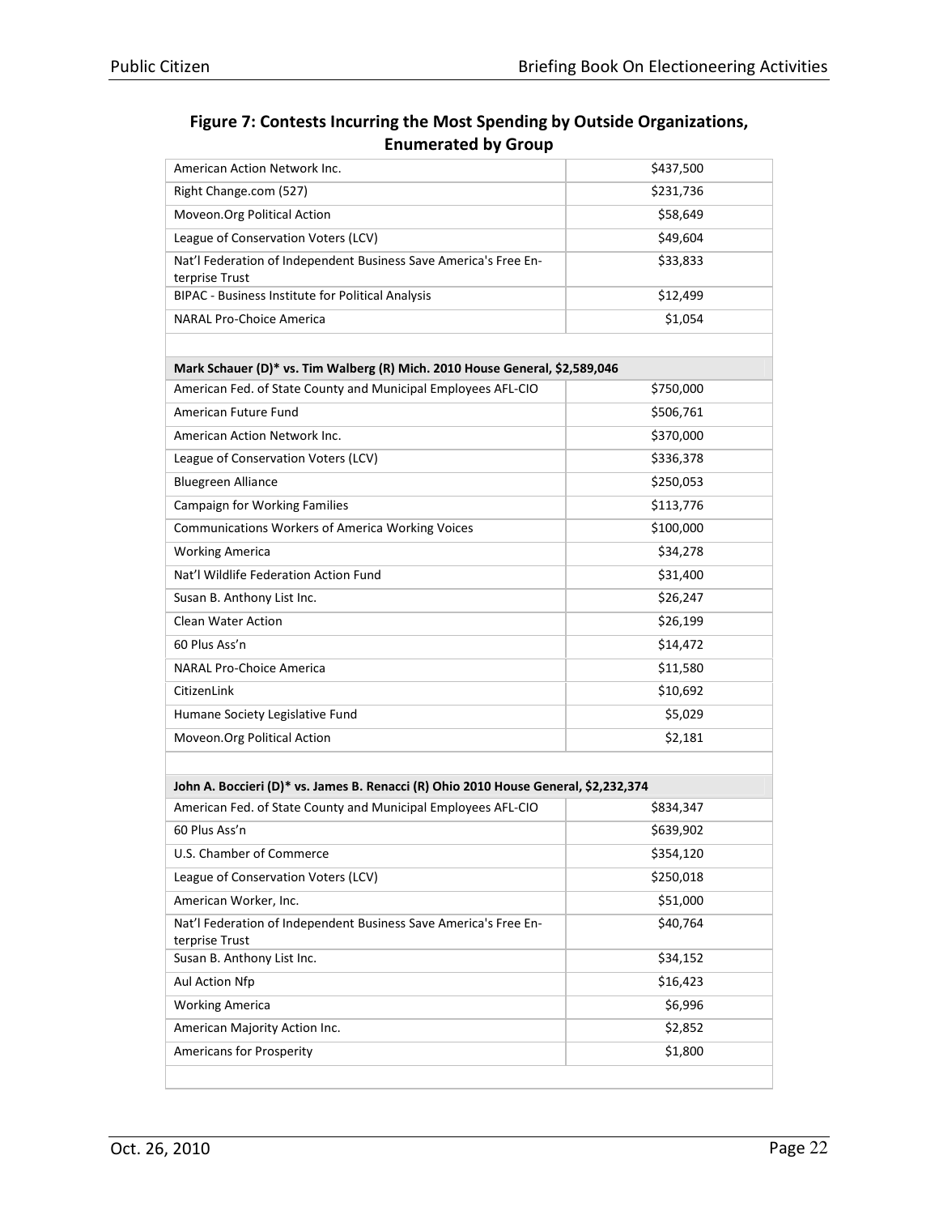## Figure 7: Contests Incurring the Most Spending by Outside Organizations, Enumerated by Group

| | |
|---|---|
| American Action Network Inc. | $437,500 |
| Right Change.com (527) | $231,736 |
| Moveon.Org Political Action | $58,649 |
| League of Conservation Voters (LCV) | $49,604 |
| Nat'l Federation of Independent Business Save America's Free Enterprise Trust | $33,833 |
| BIPAC - Business Institute for Political Analysis | $12,499 |
| NARAL Pro-Choice America | $1,054 |
| | |
| **Mark Schauer (D)* vs. Tim Walberg (R) Mich. 2010 House General, $2,589,046** | |
| American Fed. of State County and Municipal Employees AFL-CIO | $750,000 |
| American Future Fund | $506,761 |
| American Action Network Inc. | $370,000 |
| League of Conservation Voters (LCV) | $336,378 |
| Bluegreen Alliance | $250,053 |
| Campaign for Working Families | $113,776 |
| Communications Workers of America Working Voices | $100,000 |
| Working America | $34,278 |
| Nat'l Wildlife Federation Action Fund | $31,400 |
| Susan B. Anthony List Inc. | $26,247 |
| Clean Water Action | $26,199 |
| 60 Plus Ass'n | $14,472 |
| NARAL Pro-Choice America | $11,580 |
| CitizenLink | $10,692 |
| Humane Society Legislative Fund | $5,029 |
| Moveon.Org Political Action | $2,181 |
| | |
| **John A. Boccieri (D)* vs. James B. Renacci (R) Ohio 2010 House General, $2,232,374** | |
| American Fed. of State County and Municipal Employees AFL-CIO | $834,347 |
| 60 Plus Ass'n | $639,902 |
| U.S. Chamber of Commerce | $354,120 |
| League of Conservation Voters (LCV) | $250,018 |
| American Worker, Inc. | $51,000 |
| Nat'l Federation of Independent Business Save America's Free Enterprise Trust | $40,764 |
| Susan B. Anthony List Inc. | $34,152 |
| Aul Action Nfp | $16,423 |
| Working America | $6,996 |
| American Majority Action Inc. | $2,852 |
| Americans for Prosperity | $1,800 |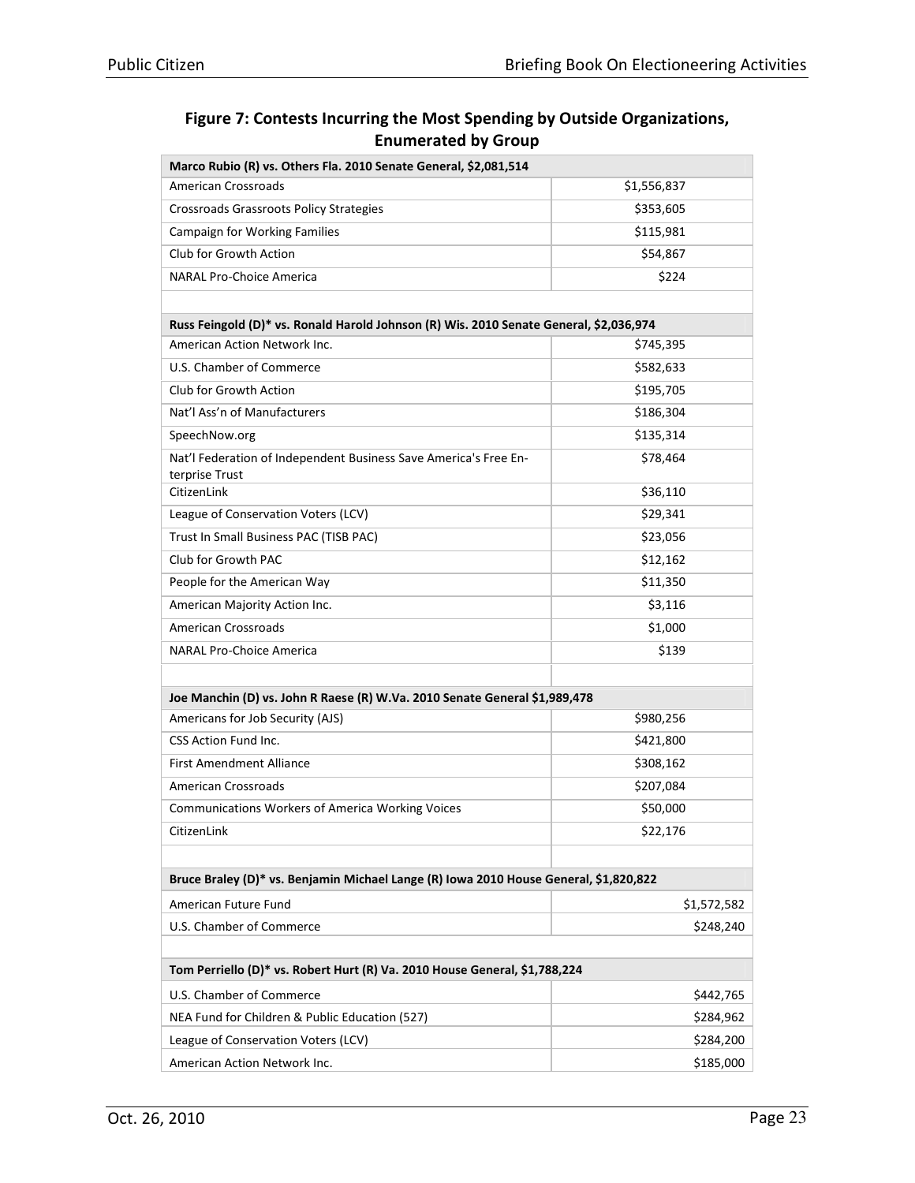## Figure 7: Contests Incurring the Most Spending by Outside Organizations, Enumerated by Group

| Marco Rubio (R) vs. Others Fla. 2010 Senate General, $2,081,514 | |
|---|---|
| American Crossroads | $1,556,837 |
| Crossroads Grassroots Policy Strategies | $353,605 |
| Campaign for Working Families | $115,981 |
| Club for Growth Action | $54,867 |
| NARAL Pro-Choice America | $224 |
| | |
| **Russ Feingold (D)* vs. Ronald Harold Johnson (R) Wis. 2010 Senate General, $2,036,974** | |
| American Action Network Inc. | $745,395 |
| U.S. Chamber of Commerce | $582,633 |
| Club for Growth Action | $195,705 |
| Nat'l Ass'n of Manufacturers | $186,304 |
| SpeechNow.org | $135,314 |
| Nat'l Federation of Independent Business Save America's Free Enterprise Trust | $78,464 |
| CitizenLink | $36,110 |
| League of Conservation Voters (LCV) | $29,341 |
| Trust In Small Business PAC (TISB PAC) | $23,056 |
| Club for Growth PAC | $12,162 |
| People for the American Way | $11,350 |
| American Majority Action Inc. | $3,116 |
| American Crossroads | $1,000 |
| NARAL Pro-Choice America | $139 |
| | |
| **Joe Manchin (D) vs. John R Raese (R) W.Va. 2010 Senate General $1,989,478** | |
| Americans for Job Security (AJS) | $980,256 |
| CSS Action Fund Inc. | $421,800 |
| First Amendment Alliance | $308,162 |
| American Crossroads | $207,084 |
| Communications Workers of America Working Voices | $50,000 |
| CitizenLink | $22,176 |
| | |
| **Bruce Braley (D)* vs. Benjamin Michael Lange (R) Iowa 2010 House General, $1,820,822** | |
| American Future Fund | $1,572,582 |
| U.S. Chamber of Commerce | $248,240 |
| | |
| **Tom Perriello (D)* vs. Robert Hurt (R) Va. 2010 House General, $1,788,224** | |
| U.S. Chamber of Commerce | $442,765 |
| NEA Fund for Children & Public Education (527) | $284,962 |
| League of Conservation Voters (LCV) | $284,200 |
| American Action Network Inc. | $185,000 |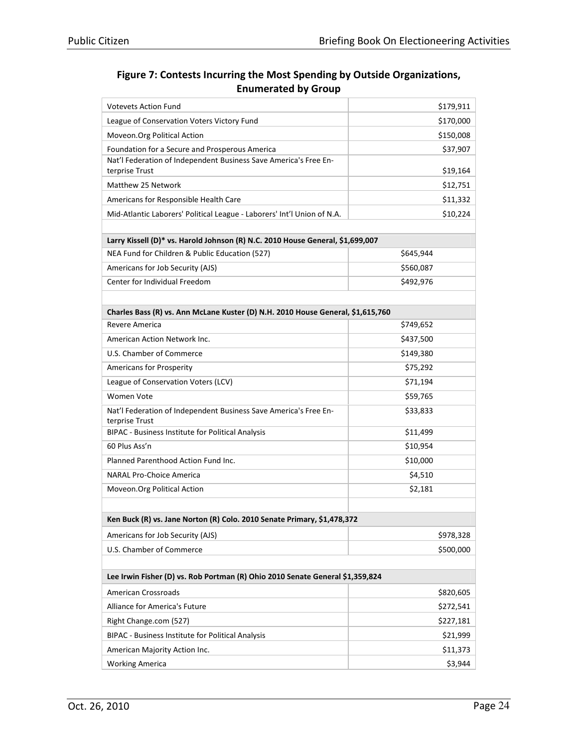## Figure 7: Contests Incurring the Most Spending by Outside Organizations, Enumerated by Group

| | |
|---|---|
| Votevets Action Fund | $179,911 |
| League of Conservation Voters Victory Fund | $170,000 |
| Moveon.Org Political Action | $150,008 |
| Foundation for a Secure and Prosperous America | $37,907 |
| Nat'l Federation of Independent Business Save America's Free Enterprise Trust | $19,164 |
| Matthew 25 Network | $12,751 |
| Americans for Responsible Health Care | $11,332 |
| Mid-Atlantic Laborers' Political League - Laborers' Int'l Union of N.A. | $10,224 |
| | |
| **Larry Kissell (D)* vs. Harold Johnson (R) N.C. 2010 House General, $1,699,007** | |
| NEA Fund for Children & Public Education (527) | $645,944 |
| Americans for Job Security (AJS) | $560,087 |
| Center for Individual Freedom | $492,976 |
| | |
| **Charles Bass (R) vs. Ann McLane Kuster (D) N.H. 2010 House General, $1,615,760** | |
| Revere America | $749,652 |
| American Action Network Inc. | $437,500 |
| U.S. Chamber of Commerce | $149,380 |
| Americans for Prosperity | $75,292 |
| League of Conservation Voters (LCV) | $71,194 |
| Women Vote | $59,765 |
| Nat'l Federation of Independent Business Save America's Free Enterprise Trust | $33,833 |
| BIPAC - Business Institute for Political Analysis | $11,499 |
| 60 Plus Ass'n | $10,954 |
| Planned Parenthood Action Fund Inc. | $10,000 |
| NARAL Pro-Choice America | $4,510 |
| Moveon.Org Political Action | $2,181 |
| | |
| **Ken Buck (R) vs. Jane Norton (R) Colo. 2010 Senate Primary, $1,478,372** | |
| Americans for Job Security (AJS) | $978,328 |
| U.S. Chamber of Commerce | $500,000 |
| | |
| **Lee Irwin Fisher (D) vs. Rob Portman (R) Ohio 2010 Senate General $1,359,824** | |
| American Crossroads | $820,605 |
| Alliance for America's Future | $272,541 |
| Right Change.com (527) | $227,181 |
| BIPAC - Business Institute for Political Analysis | $21,999 |
| American Majority Action Inc. | $11,373 |
| Working America | $3,944 |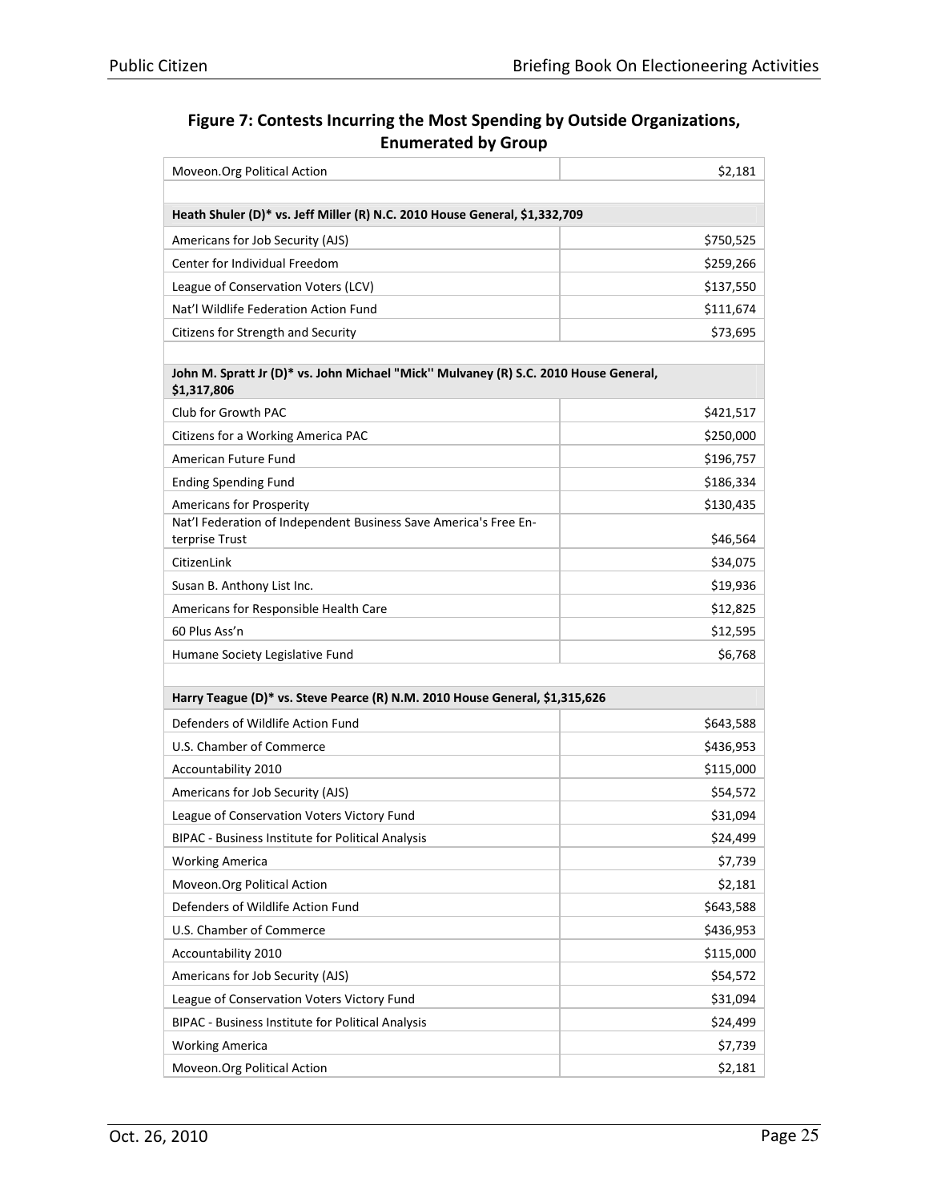## Figure 7: Contests Incurring the Most Spending by Outside Organizations, Enumerated by Group

| | |
|---|---:|
| Moveon.Org Political Action | $2,181 |
| | |
| **Heath Shuler (D)* vs. Jeff Miller (R) N.C. 2010 House General, $1,332,709** | |
| Americans for Job Security (AJS) | $750,525 |
| Center for Individual Freedom | $259,266 |
| League of Conservation Voters (LCV) | $137,550 |
| Nat'l Wildlife Federation Action Fund | $111,674 |
| Citizens for Strength and Security | $73,695 |
| | |
| **John M. Spratt Jr (D)* vs. John Michael "Mick" Mulvaney (R) S.C. 2010 House General, $1,317,806** | |
| Club for Growth PAC | $421,517 |
| Citizens for a Working America PAC | $250,000 |
| American Future Fund | $196,757 |
| Ending Spending Fund | $186,334 |
| Americans for Prosperity | $130,435 |
| Nat'l Federation of Independent Business Save America's Free Enterprise Trust | $46,564 |
| CitizenLink | $34,075 |
| Susan B. Anthony List Inc. | $19,936 |
| Americans for Responsible Health Care | $12,825 |
| 60 Plus Ass'n | $12,595 |
| Humane Society Legislative Fund | $6,768 |
| | |
| **Harry Teague (D)* vs. Steve Pearce (R) N.M. 2010 House General, $1,315,626** | |
| Defenders of Wildlife Action Fund | $643,588 |
| U.S. Chamber of Commerce | $436,953 |
| Accountability 2010 | $115,000 |
| Americans for Job Security (AJS) | $54,572 |
| League of Conservation Voters Victory Fund | $31,094 |
| BIPAC - Business Institute for Political Analysis | $24,499 |
| Working America | $7,739 |
| Moveon.Org Political Action | $2,181 |
| Defenders of Wildlife Action Fund | $643,588 |
| U.S. Chamber of Commerce | $436,953 |
| Accountability 2010 | $115,000 |
| Americans for Job Security (AJS) | $54,572 |
| League of Conservation Voters Victory Fund | $31,094 |
| BIPAC - Business Institute for Political Analysis | $24,499 |
| Working America | $7,739 |
| Moveon.Org Political Action | $2,181 |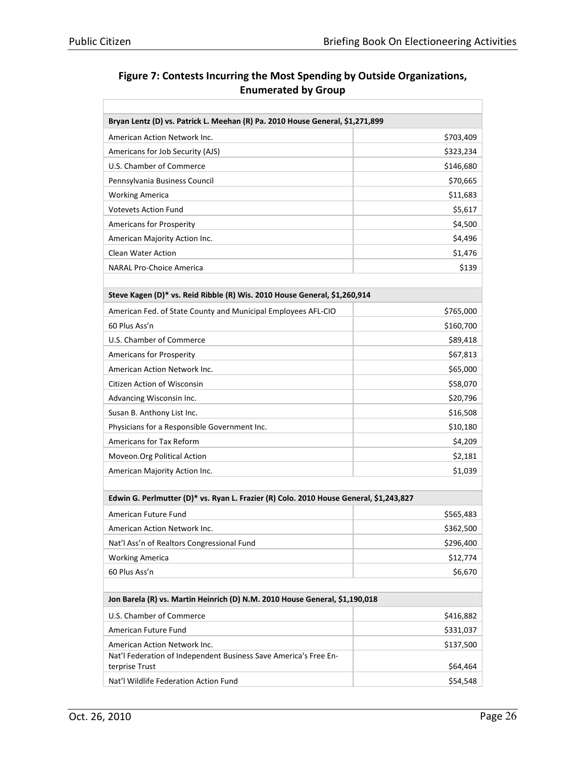## Figure 7: Contests Incurring the Most Spending by Outside Organizations, Enumerated by Group

| | |
|---|---|
| **Bryan Lentz (D) vs. Patrick L. Meehan (R) Pa. 2010 House General, $1,271,899** | |
| American Action Network Inc. | $703,409 |
| Americans for Job Security (AJS) | $323,234 |
| U.S. Chamber of Commerce | $146,680 |
| Pennsylvania Business Council | $70,665 |
| Working America | $11,683 |
| Votevets Action Fund | $5,617 |
| Americans for Prosperity | $4,500 |
| American Majority Action Inc. | $4,496 |
| Clean Water Action | $1,476 |
| NARAL Pro-Choice America | $139 |
| | |
| **Steve Kagen (D)* vs. Reid Ribble (R) Wis. 2010 House General, $1,260,914** | |
| American Fed. of State County and Municipal Employees AFL-CIO | $765,000 |
| 60 Plus Ass'n | $160,700 |
| U.S. Chamber of Commerce | $89,418 |
| Americans for Prosperity | $67,813 |
| American Action Network Inc. | $65,000 |
| Citizen Action of Wisconsin | $58,070 |
| Advancing Wisconsin Inc. | $20,796 |
| Susan B. Anthony List Inc. | $16,508 |
| Physicians for a Responsible Government Inc. | $10,180 |
| Americans for Tax Reform | $4,209 |
| Moveon.Org Political Action | $2,181 |
| American Majority Action Inc. | $1,039 |
| | |
| **Edwin G. Perlmutter (D)* vs. Ryan L. Frazier (R) Colo. 2010 House General, $1,243,827** | |
| American Future Fund | $565,483 |
| American Action Network Inc. | $362,500 |
| Nat'l Ass'n of Realtors Congressional Fund | $296,400 |
| Working America | $12,774 |
| 60 Plus Ass'n | $6,670 |
| | |
| **Jon Barela (R) vs. Martin Heinrich (D) N.M. 2010 House General, $1,190,018** | |
| U.S. Chamber of Commerce | $416,882 |
| American Future Fund | $331,037 |
| American Action Network Inc. | $137,500 |
| Nat'l Federation of Independent Business Save America's Free Enterprise Trust | $64,464 |
| Nat'l Wildlife Federation Action Fund | $54,548 |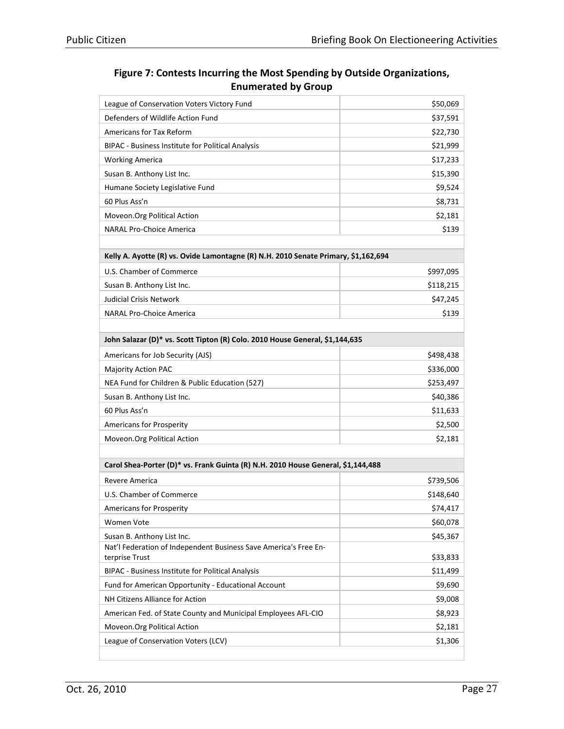## Figure 7: Contests Incurring the Most Spending by Outside Organizations, Enumerated by Group

| | |
|---|---:|
| League of Conservation Voters Victory Fund | $50,069 |
| Defenders of Wildlife Action Fund | $37,591 |
| Americans for Tax Reform | $22,730 |
| BIPAC - Business Institute for Political Analysis | $21,999 |
| Working America | $17,233 |
| Susan B. Anthony List Inc. | $15,390 |
| Humane Society Legislative Fund | $9,524 |
| 60 Plus Ass'n | $8,731 |
| Moveon.Org Political Action | $2,181 |
| NARAL Pro-Choice America | $139 |
| | |
| **Kelly A. Ayotte (R) vs. Ovide Lamontagne (R) N.H. 2010 Senate Primary, $1,162,694** | |
| U.S. Chamber of Commerce | $997,095 |
| Susan B. Anthony List Inc. | $118,215 |
| Judicial Crisis Network | $47,245 |
| NARAL Pro-Choice America | $139 |
| | |
| **John Salazar (D)* vs. Scott Tipton (R) Colo. 2010 House General, $1,144,635** | |
| Americans for Job Security (AJS) | $498,438 |
| Majority Action PAC | $336,000 |
| NEA Fund for Children & Public Education (527) | $253,497 |
| Susan B. Anthony List Inc. | $40,386 |
| 60 Plus Ass'n | $11,633 |
| Americans for Prosperity | $2,500 |
| Moveon.Org Political Action | $2,181 |
| | |
| **Carol Shea-Porter (D)* vs. Frank Guinta (R) N.H. 2010 House General, $1,144,488** | |
| Revere America | $739,506 |
| U.S. Chamber of Commerce | $148,640 |
| Americans for Prosperity | $74,417 |
| Women Vote | $60,078 |
| Susan B. Anthony List Inc. | $45,367 |
| Nat'l Federation of Independent Business Save America's Free Enterprise Trust | $33,833 |
| BIPAC - Business Institute for Political Analysis | $11,499 |
| Fund for American Opportunity - Educational Account | $9,690 |
| NH Citizens Alliance for Action | $9,008 |
| American Fed. of State County and Municipal Employees AFL-CIO | $8,923 |
| Moveon.Org Political Action | $2,181 |
| League of Conservation Voters (LCV) | $1,306 |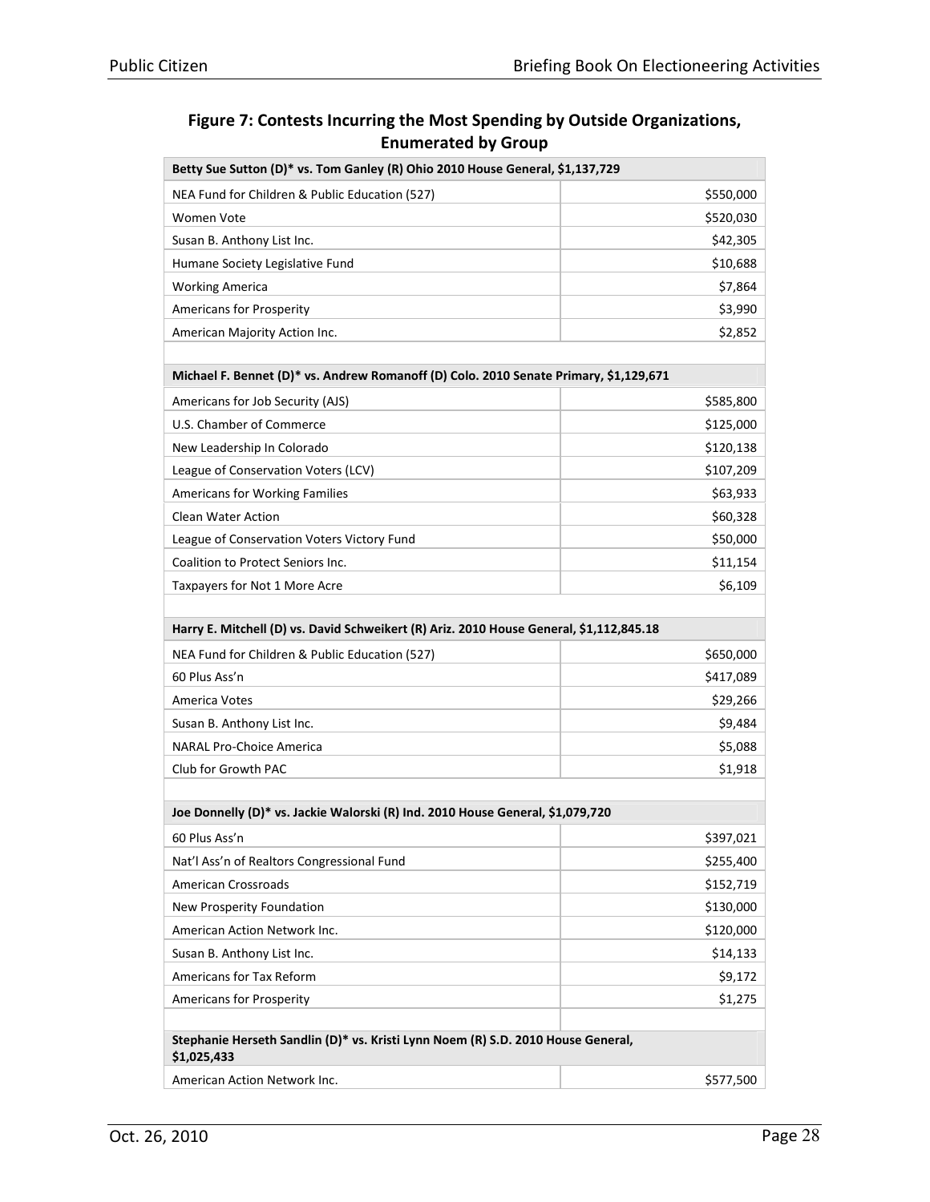## Figure 7: Contests Incurring the Most Spending by Outside Organizations, Enumerated by Group

| **Betty Sue Sutton (D)* vs. Tom Ganley (R) Ohio 2010 House General, $1,137,729** | |
|---|---|
| NEA Fund for Children & Public Education (527) | $550,000 |
| Women Vote | $520,030 |
| Susan B. Anthony List Inc. | $42,305 |
| Humane Society Legislative Fund | $10,688 |
| Working America | $7,864 |
| Americans for Prosperity | $3,990 |
| American Majority Action Inc. | $2,852 |
| | |
| **Michael F. Bennet (D)* vs. Andrew Romanoff (D) Colo. 2010 Senate Primary, $1,129,671** | |
| Americans for Job Security (AJS) | $585,800 |
| U.S. Chamber of Commerce | $125,000 |
| New Leadership In Colorado | $120,138 |
| League of Conservation Voters (LCV) | $107,209 |
| Americans for Working Families | $63,933 |
| Clean Water Action | $60,328 |
| League of Conservation Voters Victory Fund | $50,000 |
| Coalition to Protect Seniors Inc. | $11,154 |
| Taxpayers for Not 1 More Acre | $6,109 |
| | |
| **Harry E. Mitchell (D) vs. David Schweikert (R) Ariz. 2010 House General, $1,112,845.18** | |
| NEA Fund for Children & Public Education (527) | $650,000 |
| 60 Plus Ass'n | $417,089 |
| America Votes | $29,266 |
| Susan B. Anthony List Inc. | $9,484 |
| NARAL Pro-Choice America | $5,088 |
| Club for Growth PAC | $1,918 |
| | |
| **Joe Donnelly (D)* vs. Jackie Walorski (R) Ind. 2010 House General, $1,079,720** | |
| 60 Plus Ass'n | $397,021 |
| Nat'l Ass'n of Realtors Congressional Fund | $255,400 |
| American Crossroads | $152,719 |
| New Prosperity Foundation | $130,000 |
| American Action Network Inc. | $120,000 |
| Susan B. Anthony List Inc. | $14,133 |
| Americans for Tax Reform | $9,172 |
| Americans for Prosperity | $1,275 |
| | |
| **Stephanie Herseth Sandlin (D)* vs. Kristi Lynn Noem (R) S.D. 2010 House General, $1,025,433** | |
| American Action Network Inc. | $577,500 |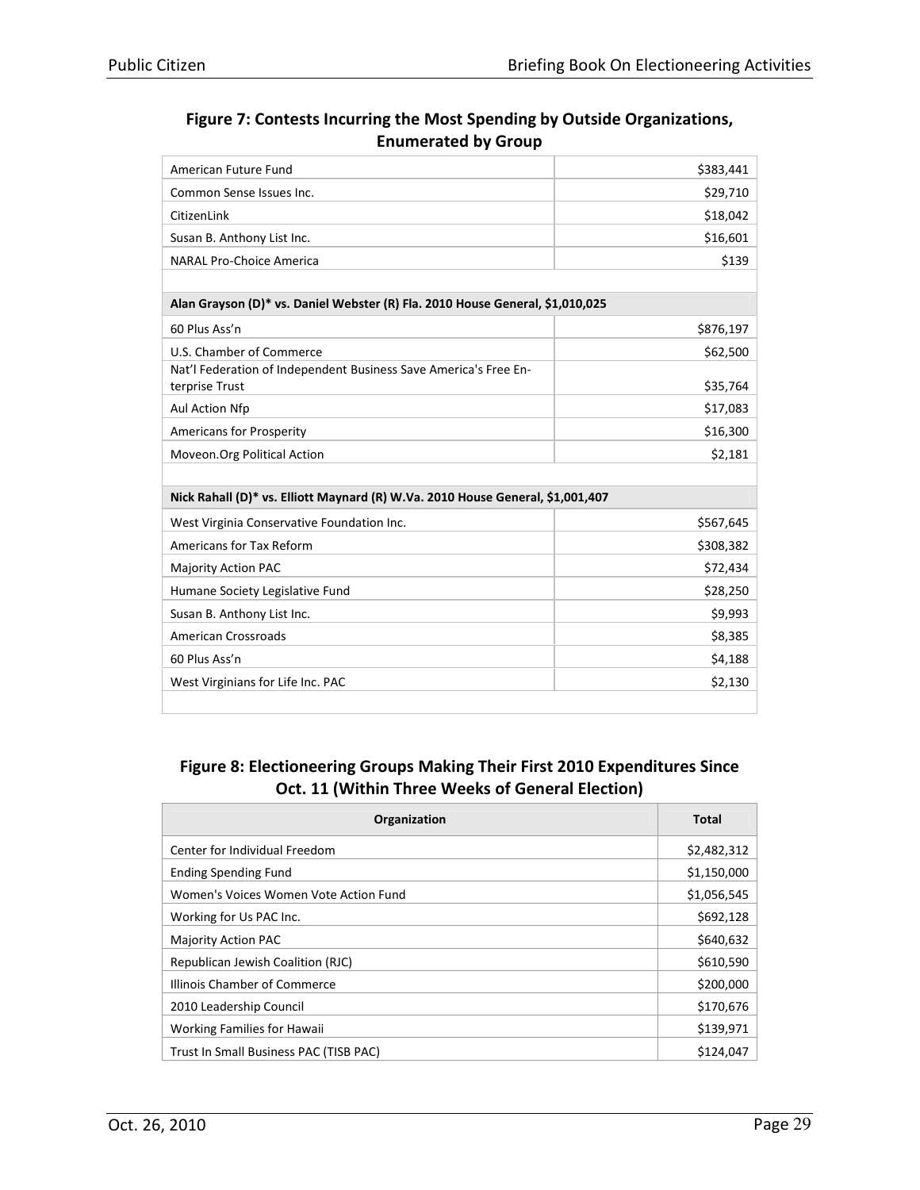**Figure 7: Contests Incurring the Most Spending by Outside Organizations, Enumerated by Group**

| | |
|---|---:|
| American Future Fund | $383,441 |
| Common Sense Issues Inc. | $29,710 |
| CitizenLink | $18,042 |
| Susan B. Anthony List Inc. | $16,601 |
| NARAL Pro-Choice America | $139 |
| | |
| **Alan Grayson (D)* vs. Daniel Webster (R) Fla. 2010 House General, $1,010,025** | |
| 60 Plus Ass'n | $876,197 |
| U.S. Chamber of Commerce | $62,500 |
| Nat'l Federation of Independent Business Save America's Free Enterprise Trust | $35,764 |
| Aul Action Nfp | $17,083 |
| Americans for Prosperity | $16,300 |
| Moveon.Org Political Action | $2,181 |
| | |
| **Nick Rahall (D)* vs. Elliott Maynard (R) W.Va. 2010 House General, $1,001,407** | |
| West Virginia Conservative Foundation Inc. | $567,645 |
| Americans for Tax Reform | $308,382 |
| Majority Action PAC | $72,434 |
| Humane Society Legislative Fund | $28,250 |
| Susan B. Anthony List Inc. | $9,993 |
| American Crossroads | $8,385 |
| 60 Plus Ass'n | $4,188 |
| West Virginians for Life Inc. PAC | $2,130 |

**Figure 8: Electioneering Groups Making Their First 2010 Expenditures Since Oct. 11 (Within Three Weeks of General Election)**

| Organization | Total |
|---|---:|
| Center for Individual Freedom | $2,482,312 |
| Ending Spending Fund | $1,150,000 |
| Women's Voices Women Vote Action Fund | $1,056,545 |
| Working for Us PAC Inc. | $692,128 |
| Majority Action PAC | $640,632 |
| Republican Jewish Coalition (RJC) | $610,590 |
| Illinois Chamber of Commerce | $200,000 |
| 2010 Leadership Council | $170,676 |
| Working Families for Hawaii | $139,971 |
| Trust In Small Business PAC (TISB PAC) | $124,047 |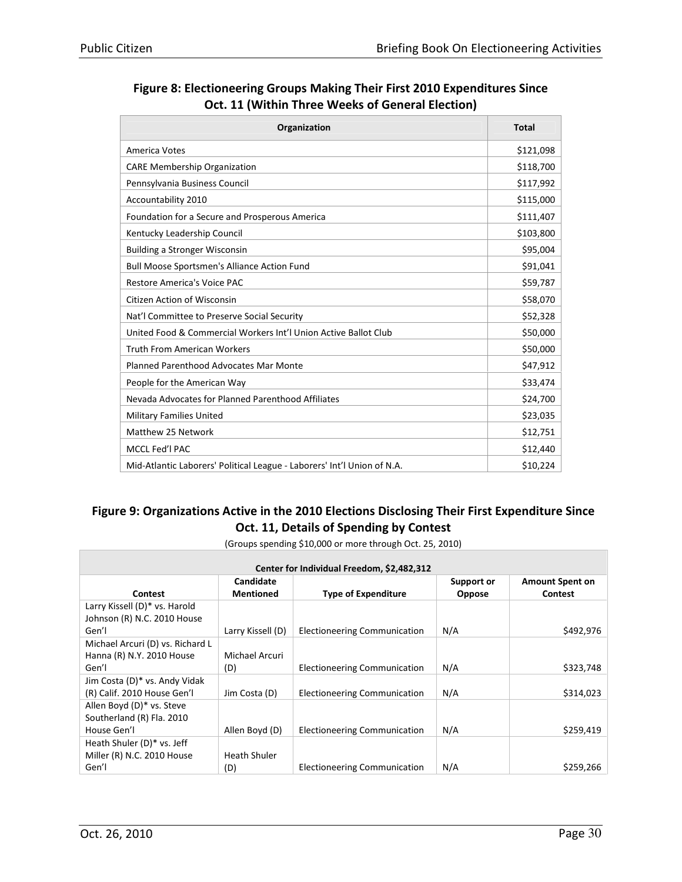**Figure 8: Electioneering Groups Making Their First 2010 Expenditures Since Oct. 11 (Within Three Weeks of General Election)**

| Organization | Total |
|---|---|
| America Votes | $121,098 |
| CARE Membership Organization | $118,700 |
| Pennsylvania Business Council | $117,992 |
| Accountability 2010 | $115,000 |
| Foundation for a Secure and Prosperous America | $111,407 |
| Kentucky Leadership Council | $103,800 |
| Building a Stronger Wisconsin | $95,004 |
| Bull Moose Sportsmen's Alliance Action Fund | $91,041 |
| Restore America's Voice PAC | $59,787 |
| Citizen Action of Wisconsin | $58,070 |
| Nat'l Committee to Preserve Social Security | $52,328 |
| United Food & Commercial Workers Int'l Union Active Ballot Club | $50,000 |
| Truth From American Workers | $50,000 |
| Planned Parenthood Advocates Mar Monte | $47,912 |
| People for the American Way | $33,474 |
| Nevada Advocates for Planned Parenthood Affiliates | $24,700 |
| Military Families United | $23,035 |
| Matthew 25 Network | $12,751 |
| MCCL Fed'l PAC | $12,440 |
| Mid-Atlantic Laborers' Political League - Laborers' Int'l Union of N.A. | $10,224 |

**Figure 9: Organizations Active in the 2010 Elections Disclosing Their First Expenditure Since Oct. 11, Details of Spending by Contest**

(Groups spending $10,000 or more through Oct. 25, 2010)

| Center for Individual Freedom, $2,482,312 | | | | |
|---|---|---|---|---|
| **Contest** | **Candidate Mentioned** | **Type of Expenditure** | **Support or Oppose** | **Amount Spent on Contest** |
| Larry Kissell (D)* vs. Harold Johnson (R) N.C. 2010 House Gen'l | Larry Kissell (D) | Electioneering Communication | N/A | $492,976 |
| Michael Arcuri (D) vs. Richard L Hanna (R) N.Y. 2010 House Gen'l | Michael Arcuri (D) | Electioneering Communication | N/A | $323,748 |
| Jim Costa (D)* vs. Andy Vidak (R) Calif. 2010 House Gen'l | Jim Costa (D) | Electioneering Communication | N/A | $314,023 |
| Allen Boyd (D)* vs. Steve Southerland (R) Fla. 2010 House Gen'l | Allen Boyd (D) | Electioneering Communication | N/A | $259,419 |
| Heath Shuler (D)* vs. Jeff Miller (R) N.C. 2010 House Gen'l | Heath Shuler (D) | Electioneering Communication | N/A | $259,266 |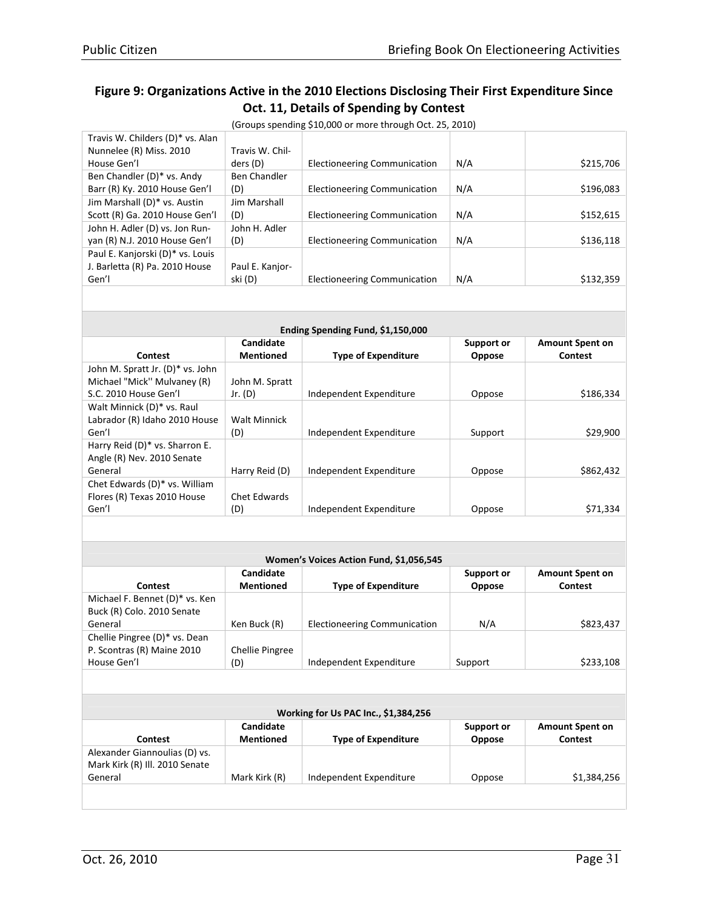## Figure 9: Organizations Active in the 2010 Elections Disclosing Their First Expenditure Since Oct. 11, Details of Spending by Contest

(Groups spending $10,000 or more through Oct. 25, 2010)

| | | | | |
|---|---|---|---|---|
| Travis W. Childers (D)* vs. Alan Nunnelee (R) Miss. 2010 House Gen'l | Travis W. Childers (D) | Electioneering Communication | N/A | $215,706 |
| Ben Chandler (D)* vs. Andy Barr (R) Ky. 2010 House Gen'l | Ben Chandler (D) | Electioneering Communication | N/A | $196,083 |
| Jim Marshall (D)* vs. Austin Scott (R) Ga. 2010 House Gen'l | Jim Marshall (D) | Electioneering Communication | N/A | $152,615 |
| John H. Adler (D) vs. Jon Runyan (R) N.J. 2010 House Gen'l | John H. Adler (D) | Electioneering Communication | N/A | $136,118 |
| Paul E. Kanjorski (D)* vs. Louis J. Barletta (R) Pa. 2010 House Gen'l | Paul E. Kanjorski (D) | Electioneering Communication | N/A | $132,359 |

**Ending Spending Fund, $1,150,000**

| Contest | Candidate Mentioned | Type of Expenditure | Support or Oppose | Amount Spent on Contest |
|---|---|---|---|---|
| John M. Spratt Jr. (D)* vs. John Michael "Mick'' Mulvaney (R) S.C. 2010 House Gen'l | John M. Spratt Jr. (D) | Independent Expenditure | Oppose | $186,334 |
| Walt Minnick (D)* vs. Raul Labrador (R) Idaho 2010 House Gen'l | Walt Minnick (D) | Independent Expenditure | Support | $29,900 |
| Harry Reid (D)* vs. Sharron E. Angle (R) Nev. 2010 Senate General | Harry Reid (D) | Independent Expenditure | Oppose | $862,432 |
| Chet Edwards (D)* vs. William Flores (R) Texas 2010 House Gen'l | Chet Edwards (D) | Independent Expenditure | Oppose | $71,334 |

**Women's Voices Action Fund, $1,056,545**

| Contest | Candidate Mentioned | Type of Expenditure | Support or Oppose | Amount Spent on Contest |
|---|---|---|---|---|
| Michael F. Bennet (D)* vs. Ken Buck (R) Colo. 2010 Senate General | Ken Buck (R) | Electioneering Communication | N/A | $823,437 |
| Chellie Pingree (D)* vs. Dean P. Scontras (R) Maine 2010 House Gen'l | Chellie Pingree (D) | Independent Expenditure | Support | $233,108 |

**Working for Us PAC Inc., $1,384,256**

| Contest | Candidate Mentioned | Type of Expenditure | Support or Oppose | Amount Spent on Contest |
|---|---|---|---|---|
| Alexander Giannoulias (D) vs. Mark Kirk (R) Ill. 2010 Senate General | Mark Kirk (R) | Independent Expenditure | Oppose | $1,384,256 |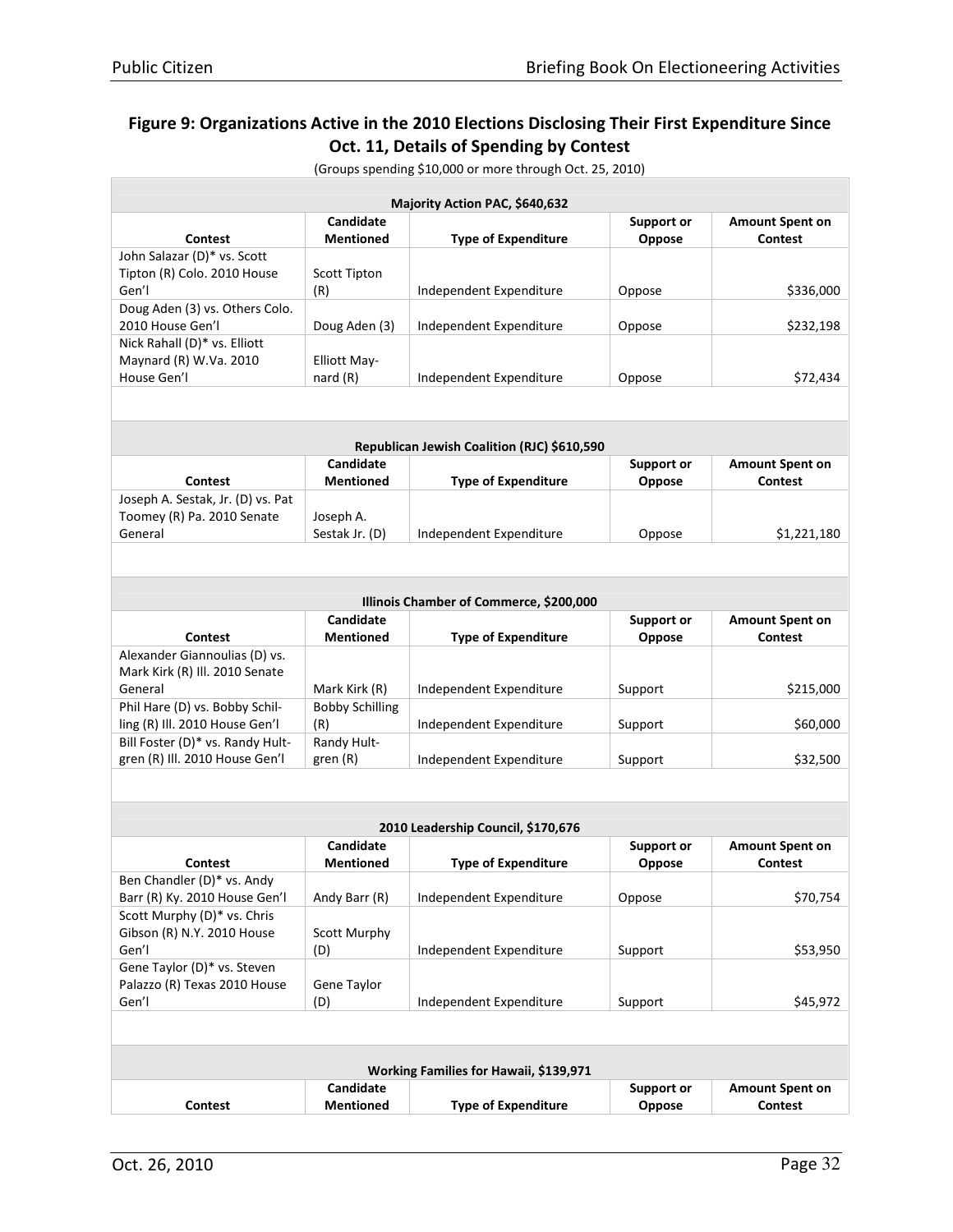## Figure 9: Organizations Active in the 2010 Elections Disclosing Their First Expenditure Since Oct. 11, Details of Spending by Contest

(Groups spending $10,000 or more through Oct. 25, 2010)

| Majority Action PAC, $640,632 | | | | |
|---|---|---|---|---|
| **Contest** | **Candidate Mentioned** | **Type of Expenditure** | **Support or Oppose** | **Amount Spent on Contest** |
| John Salazar (D)* vs. Scott Tipton (R) Colo. 2010 House Gen'l | Scott Tipton (R) | Independent Expenditure | Oppose | $336,000 |
| Doug Aden (3) vs. Others Colo. 2010 House Gen'l | Doug Aden (3) | Independent Expenditure | Oppose | $232,198 |
| Nick Rahall (D)* vs. Elliott Maynard (R) W.Va. 2010 House Gen'l | Elliott Maynard (R) | Independent Expenditure | Oppose | $72,434 |

| Republican Jewish Coalition (RJC) $610,590 | | | | |
|---|---|---|---|---|
| **Contest** | **Candidate Mentioned** | **Type of Expenditure** | **Support or Oppose** | **Amount Spent on Contest** |
| Joseph A. Sestak, Jr. (D) vs. Pat Toomey (R) Pa. 2010 Senate General | Joseph A. Sestak Jr. (D) | Independent Expenditure | Oppose | $1,221,180 |

| Illinois Chamber of Commerce, $200,000 | | | | |
|---|---|---|---|---|
| **Contest** | **Candidate Mentioned** | **Type of Expenditure** | **Support or Oppose** | **Amount Spent on Contest** |
| Alexander Giannoulias (D) vs. Mark Kirk (R) Ill. 2010 Senate General | Mark Kirk (R) | Independent Expenditure | Support | $215,000 |
| Phil Hare (D) vs. Bobby Schilling (R) Ill. 2010 House Gen'l | Bobby Schilling (R) | Independent Expenditure | Support | $60,000 |
| Bill Foster (D)* vs. Randy Hultgren (R) Ill. 2010 House Gen'l | Randy Hultgren (R) | Independent Expenditure | Support | $32,500 |

| 2010 Leadership Council, $170,676 | | | | |
|---|---|---|---|---|
| **Contest** | **Candidate Mentioned** | **Type of Expenditure** | **Support or Oppose** | **Amount Spent on Contest** |
| Ben Chandler (D)* vs. Andy Barr (R) Ky. 2010 House Gen'l | Andy Barr (R) | Independent Expenditure | Oppose | $70,754 |
| Scott Murphy (D)* vs. Chris Gibson (R) N.Y. 2010 House Gen'l | Scott Murphy (D) | Independent Expenditure | Support | $53,950 |
| Gene Taylor (D)* vs. Steven Palazzo (R) Texas 2010 House Gen'l | Gene Taylor (D) | Independent Expenditure | Support | $45,972 |

| Working Families for Hawaii, $139,971 | | | | |
|---|---|---|---|---|
| **Contest** | **Candidate Mentioned** | **Type of Expenditure** | **Support or Oppose** | **Amount Spent on Contest** |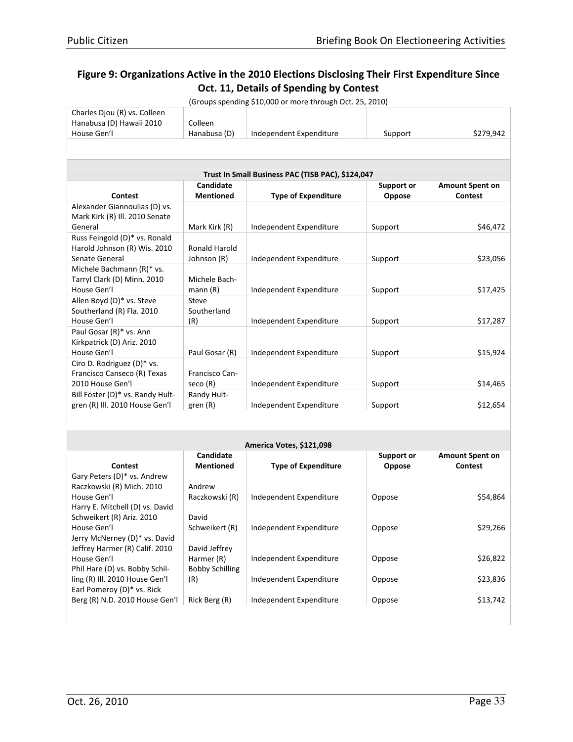## Figure 9: Organizations Active in the 2010 Elections Disclosing Their First Expenditure Since Oct. 11, Details of Spending by Contest

(Groups spending $10,000 or more through Oct. 25, 2010)

| Contest | Candidate Mentioned | Type of Expenditure | Support or Oppose | Amount Spent on Contest |
|---|---|---|---|---|
| Charles Djou (R) vs. Colleen Hanabusa (D) Hawaii 2010 House Gen'l | Colleen Hanabusa (D) | Independent Expenditure | Support | $279,942 |

**Trust In Small Business PAC (TISB PAC), $124,047**

| Contest | Candidate Mentioned | Type of Expenditure | Support or Oppose | Amount Spent on Contest |
|---|---|---|---|---|
| Alexander Giannoulias (D) vs. Mark Kirk (R) Ill. 2010 Senate General | Mark Kirk (R) | Independent Expenditure | Support | $46,472 |
| Russ Feingold (D)* vs. Ronald Harold Johnson (R) Wis. 2010 Senate General | Ronald Harold Johnson (R) | Independent Expenditure | Support | $23,056 |
| Michele Bachmann (R)* vs. Tarryl Clark (D) Minn. 2010 House Gen'l | Michele Bachmann (R) | Independent Expenditure | Support | $17,425 |
| Allen Boyd (D)* vs. Steve Southerland (R) Fla. 2010 House Gen'l | Steve Southerland (R) | Independent Expenditure | Support | $17,287 |
| Paul Gosar (R)* vs. Ann Kirkpatrick (D) Ariz. 2010 House Gen'l | Paul Gosar (R) | Independent Expenditure | Support | $15,924 |
| Ciro D. Rodriguez (D)* vs. Francisco Canseco (R) Texas 2010 House Gen'l | Francisco Canseco (R) | Independent Expenditure | Support | $14,465 |
| Bill Foster (D)* vs. Randy Hultgren (R) Ill. 2010 House Gen'l | Randy Hultgren (R) | Independent Expenditure | Support | $12,654 |

**America Votes, $121,098**

| Contest | Candidate Mentioned | Type of Expenditure | Support or Oppose | Amount Spent on Contest |
|---|---|---|---|---|
| Gary Peters (D)* vs. Andrew Raczkowski (R) Mich. 2010 House Gen'l | Andrew Raczkowski (R) | Independent Expenditure | Oppose | $54,864 |
| Harry E. Mitchell (D) vs. David Schweikert (R) Ariz. 2010 House Gen'l | David Schweikert (R) | Independent Expenditure | Oppose | $29,266 |
| Jerry McNerney (D)* vs. David Jeffrey Harmer (R) Calif. 2010 House Gen'l | David Jeffrey Harmer (R) | Independent Expenditure | Oppose | $26,822 |
| Phil Hare (D) vs. Bobby Schilling (R) Ill. 2010 House Gen'l | Bobby Schilling (R) | Independent Expenditure | Oppose | $23,836 |
| Earl Pomeroy (D)* vs. Rick Berg (R) N.D. 2010 House Gen'l | Rick Berg (R) | Independent Expenditure | Oppose | $13,742 |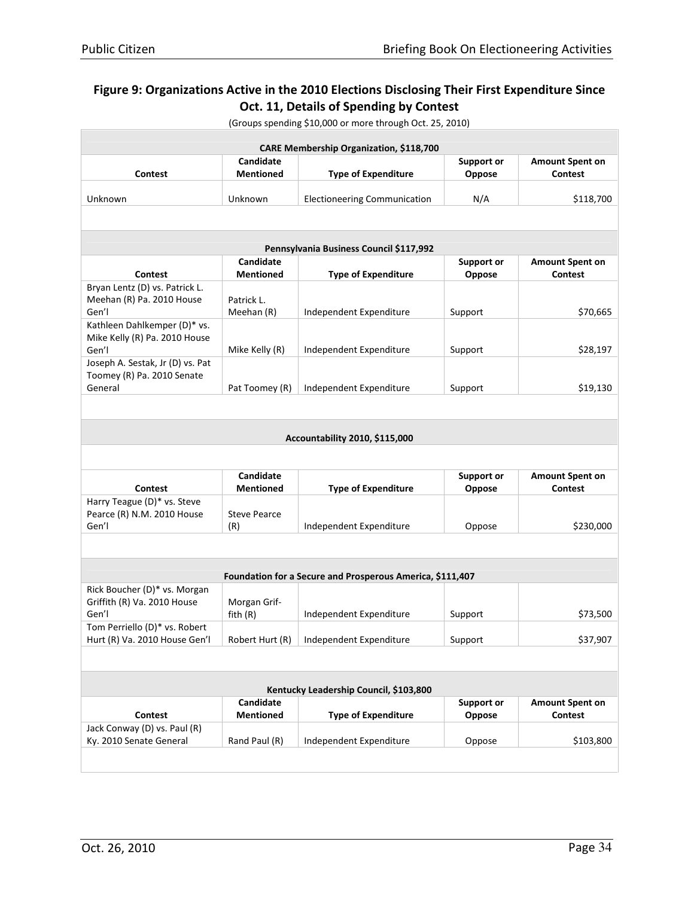## Figure 9: Organizations Active in the 2010 Elections Disclosing Their First Expenditure Since Oct. 11, Details of Spending by Contest

(Groups spending $10,000 or more through Oct. 25, 2010)

**CARE Membership Organization, $118,700**

| Contest | Candidate Mentioned | Type of Expenditure | Support or Oppose | Amount Spent on Contest |
|---|---|---|---|---|
| Unknown | Unknown | Electioneering Communication | N/A | $118,700 |

**Pennsylvania Business Council $117,992**

| Contest | Candidate Mentioned | Type of Expenditure | Support or Oppose | Amount Spent on Contest |
|---|---|---|---|---|
| Bryan Lentz (D) vs. Patrick L. Meehan (R) Pa. 2010 House Gen'l | Patrick L. Meehan (R) | Independent Expenditure | Support | $70,665 |
| Kathleen Dahlkemper (D)* vs. Mike Kelly (R) Pa. 2010 House Gen'l | Mike Kelly (R) | Independent Expenditure | Support | $28,197 |
| Joseph A. Sestak, Jr (D) vs. Pat Toomey (R) Pa. 2010 Senate General | Pat Toomey (R) | Independent Expenditure | Support | $19,130 |

**Accountability 2010, $115,000**

| Contest | Candidate Mentioned | Type of Expenditure | Support or Oppose | Amount Spent on Contest |
|---|---|---|---|---|
| Harry Teague (D)* vs. Steve Pearce (R) N.M. 2010 House Gen'l | Steve Pearce (R) | Independent Expenditure | Oppose | $230,000 |

**Foundation for a Secure and Prosperous America, $111,407**

| Contest | Candidate Mentioned | Type of Expenditure | Support or Oppose | Amount Spent on Contest |
|---|---|---|---|---|
| Rick Boucher (D)* vs. Morgan Griffith (R) Va. 2010 House Gen'l | Morgan Griffith (R) | Independent Expenditure | Support | $73,500 |
| Tom Perriello (D)* vs. Robert Hurt (R) Va. 2010 House Gen'l | Robert Hurt (R) | Independent Expenditure | Support | $37,907 |

**Kentucky Leadership Council, $103,800**

| Contest | Candidate Mentioned | Type of Expenditure | Support or Oppose | Amount Spent on Contest |
|---|---|---|---|---|
| Jack Conway (D) vs. Paul (R) Ky. 2010 Senate General | Rand Paul (R) | Independent Expenditure | Oppose | $103,800 |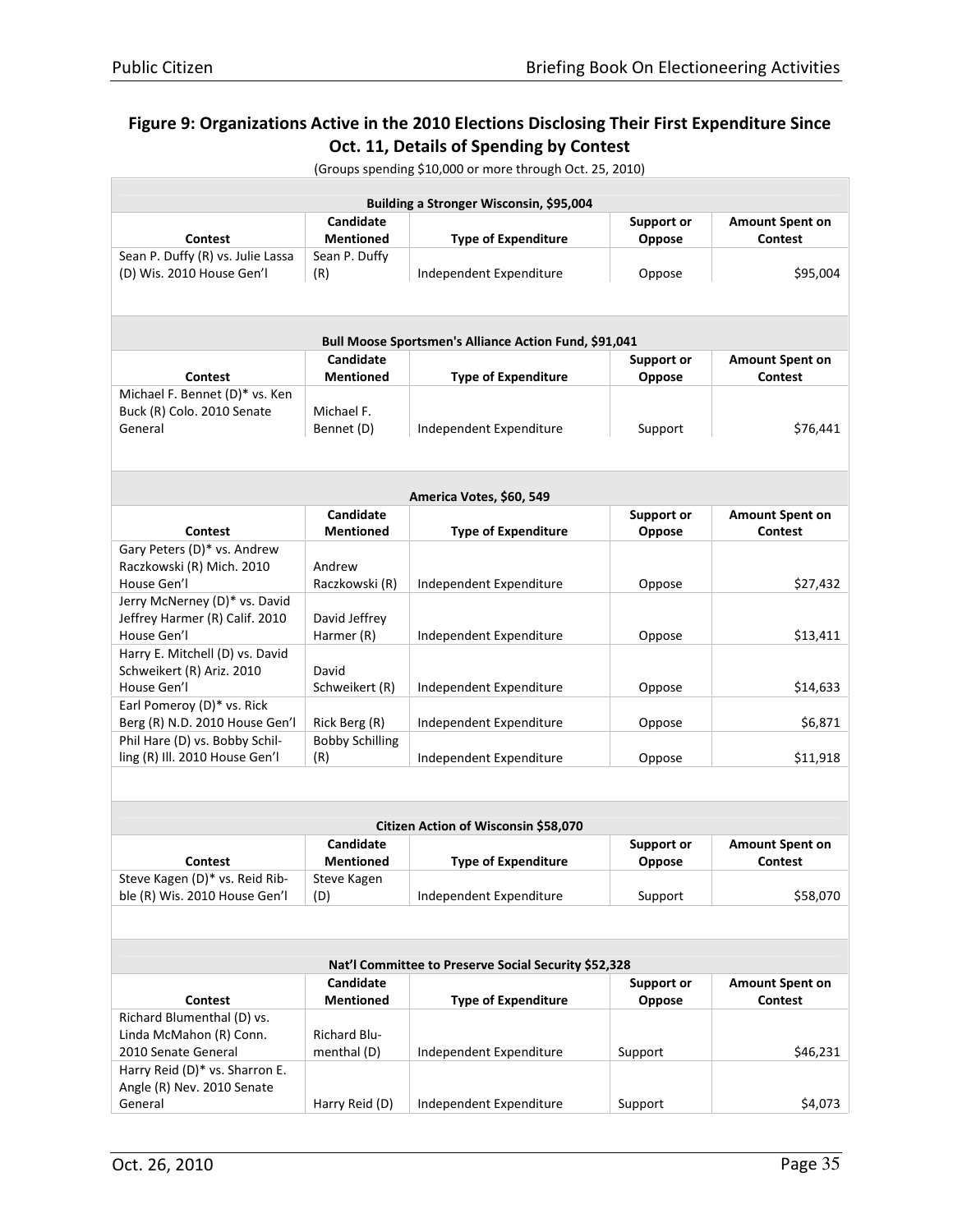## Figure 9: Organizations Active in the 2010 Elections Disclosing Their First Expenditure Since Oct. 11, Details of Spending by Contest

(Groups spending $10,000 or more through Oct. 25, 2010)

**Building a Stronger Wisconsin, $95,004**

| Contest | Candidate Mentioned | Type of Expenditure | Support or Oppose | Amount Spent on Contest |
|---|---|---|---|---|
| Sean P. Duffy (R) vs. Julie Lassa (D) Wis. 2010 House Gen'l | Sean P. Duffy (R) | Independent Expenditure | Oppose | $95,004 |

**Bull Moose Sportsmen's Alliance Action Fund, $91,041**

| Contest | Candidate Mentioned | Type of Expenditure | Support or Oppose | Amount Spent on Contest |
|---|---|---|---|---|
| Michael F. Bennet (D)* vs. Ken Buck (R) Colo. 2010 Senate General | Michael F. Bennet (D) | Independent Expenditure | Support | $76,441 |

**America Votes, $60, 549**

| Contest | Candidate Mentioned | Type of Expenditure | Support or Oppose | Amount Spent on Contest |
|---|---|---|---|---|
| Gary Peters (D)* vs. Andrew Raczkowski (R) Mich. 2010 House Gen'l | Andrew Raczkowski (R) | Independent Expenditure | Oppose | $27,432 |
| Jerry McNerney (D)* vs. David Jeffrey Harmer (R) Calif. 2010 House Gen'l | David Jeffrey Harmer (R) | Independent Expenditure | Oppose | $13,411 |
| Harry E. Mitchell (D) vs. David Schweikert (R) Ariz. 2010 House Gen'l | David Schweikert (R) | Independent Expenditure | Oppose | $14,633 |
| Earl Pomeroy (D)* vs. Rick Berg (R) N.D. 2010 House Gen'l | Rick Berg (R) | Independent Expenditure | Oppose | $6,871 |
| Phil Hare (D) vs. Bobby Schilling (R) Ill. 2010 House Gen'l | Bobby Schilling (R) | Independent Expenditure | Oppose | $11,918 |

**Citizen Action of Wisconsin $58,070**

| Contest | Candidate Mentioned | Type of Expenditure | Support or Oppose | Amount Spent on Contest |
|---|---|---|---|---|
| Steve Kagen (D)* vs. Reid Ribble (R) Wis. 2010 House Gen'l | Steve Kagen (D) | Independent Expenditure | Support | $58,070 |

**Nat'l Committee to Preserve Social Security $52,328**

| Contest | Candidate Mentioned | Type of Expenditure | Support or Oppose | Amount Spent on Contest |
|---|---|---|---|---|
| Richard Blumenthal (D) vs. Linda McMahon (R) Conn. 2010 Senate General | Richard Blumenthal (D) | Independent Expenditure | Support | $46,231 |
| Harry Reid (D)* vs. Sharron E. Angle (R) Nev. 2010 Senate General | Harry Reid (D) | Independent Expenditure | Support | $4,073 |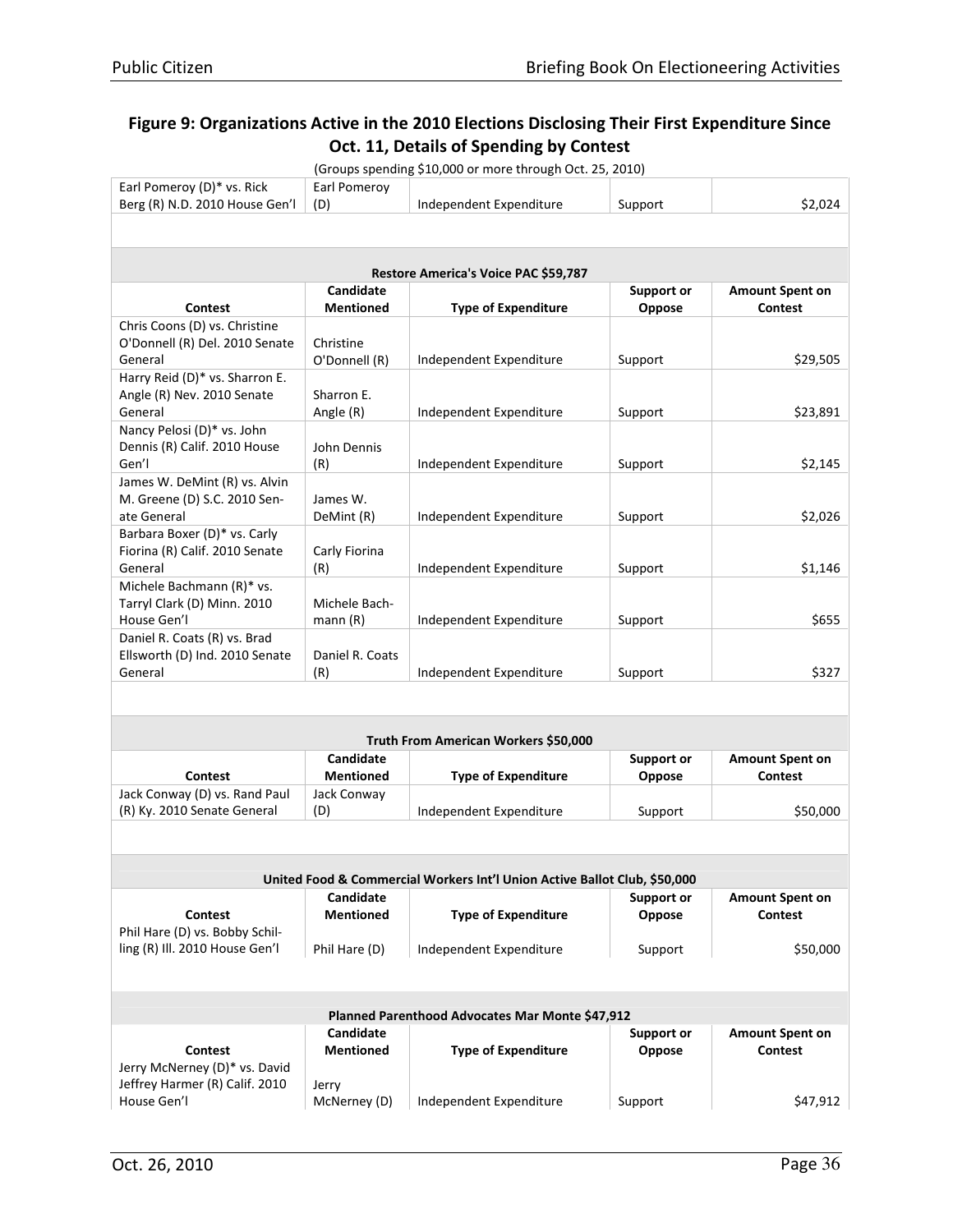## Figure 9: Organizations Active in the 2010 Elections Disclosing Their First Expenditure Since Oct. 11, Details of Spending by Contest

(Groups spending $10,000 or more through Oct. 25, 2010)

| | | | | |
|---|---|---|---|---|
| Earl Pomeroy (D)* vs. Rick Berg (R) N.D. 2010 House Gen'l | Earl Pomeroy (D) | Independent Expenditure | Support | $2,024 |

**Restore America's Voice PAC $59,787**

| Contest | Candidate Mentioned | Type of Expenditure | Support or Oppose | Amount Spent on Contest |
|---|---|---|---|---|
| Chris Coons (D) vs. Christine O'Donnell (R) Del. 2010 Senate General | Christine O'Donnell (R) | Independent Expenditure | Support | $29,505 |
| Harry Reid (D)* vs. Sharron E. Angle (R) Nev. 2010 Senate General | Sharron E. Angle (R) | Independent Expenditure | Support | $23,891 |
| Nancy Pelosi (D)* vs. John Dennis (R) Calif. 2010 House Gen'l | John Dennis (R) | Independent Expenditure | Support | $2,145 |
| James W. DeMint (R) vs. Alvin M. Greene (D) S.C. 2010 Senate General | James W. DeMint (R) | Independent Expenditure | Support | $2,026 |
| Barbara Boxer (D)* vs. Carly Fiorina (R) Calif. 2010 Senate General | Carly Fiorina (R) | Independent Expenditure | Support | $1,146 |
| Michele Bachmann (R)* vs. Tarryl Clark (D) Minn. 2010 House Gen'l | Michele Bachmann (R) | Independent Expenditure | Support | $655 |
| Daniel R. Coats (R) vs. Brad Ellsworth (D) Ind. 2010 Senate General | Daniel R. Coats (R) | Independent Expenditure | Support | $327 |

**Truth From American Workers $50,000**

| Contest | Candidate Mentioned | Type of Expenditure | Support or Oppose | Amount Spent on Contest |
|---|---|---|---|---|
| Jack Conway (D) vs. Rand Paul (R) Ky. 2010 Senate General | Jack Conway (D) | Independent Expenditure | Support | $50,000 |

**United Food & Commercial Workers Int'l Union Active Ballot Club, $50,000**

| Contest | Candidate Mentioned | Type of Expenditure | Support or Oppose | Amount Spent on Contest |
|---|---|---|---|---|
| Phil Hare (D) vs. Bobby Schilling (R) Ill. 2010 House Gen'l | Phil Hare (D) | Independent Expenditure | Support | $50,000 |

**Planned Parenthood Advocates Mar Monte $47,912**

| Contest | Candidate Mentioned | Type of Expenditure | Support or Oppose | Amount Spent on Contest |
|---|---|---|---|---|
| Jerry McNerney (D)* vs. David Jeffrey Harmer (R) Calif. 2010 House Gen'l | Jerry McNerney (D) | Independent Expenditure | Support | $47,912 |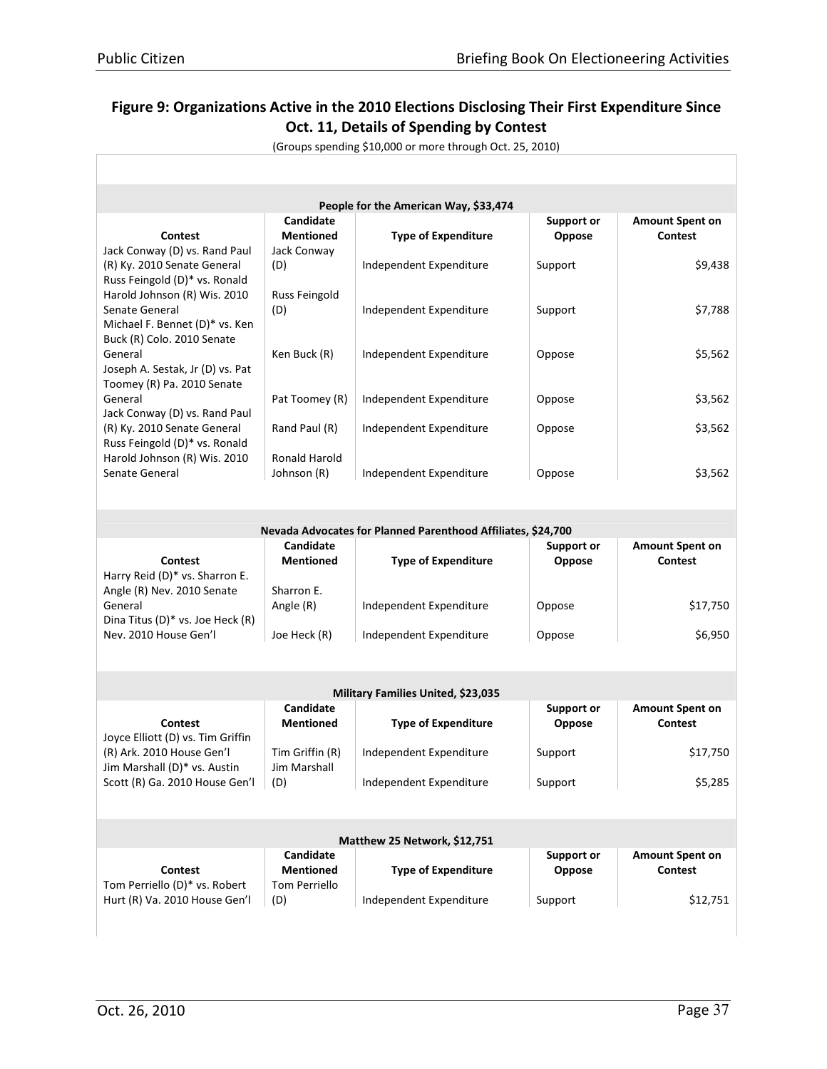## Figure 9: Organizations Active in the 2010 Elections Disclosing Their First Expenditure Since Oct. 11, Details of Spending by Contest

(Groups spending $10,000 or more through Oct. 25, 2010)

**People for the American Way, $33,474**

| Contest | Candidate Mentioned | Type of Expenditure | Support or Oppose | Amount Spent on Contest |
|---|---|---|---|---|
| Jack Conway (D) vs. Rand Paul (R) Ky. 2010 Senate General | Jack Conway (D) | Independent Expenditure | Support | $9,438 |
| Russ Feingold (D)* vs. Ronald Harold Johnson (R) Wis. 2010 Senate General | Russ Feingold (D) | Independent Expenditure | Support | $7,788 |
| Michael F. Bennet (D)* vs. Ken Buck (R) Colo. 2010 Senate General | Ken Buck (R) | Independent Expenditure | Oppose | $5,562 |
| Joseph A. Sestak, Jr (D) vs. Pat Toomey (R) Pa. 2010 Senate General | Pat Toomey (R) | Independent Expenditure | Oppose | $3,562 |
| Jack Conway (D) vs. Rand Paul (R) Ky. 2010 Senate General | Rand Paul (R) | Independent Expenditure | Oppose | $3,562 |
| Russ Feingold (D)* vs. Ronald Harold Johnson (R) Wis. 2010 Senate General | Ronald Harold Johnson (R) | Independent Expenditure | Oppose | $3,562 |

**Nevada Advocates for Planned Parenthood Affiliates, $24,700**

| Contest | Candidate Mentioned | Type of Expenditure | Support or Oppose | Amount Spent on Contest |
|---|---|---|---|---|
| Harry Reid (D)* vs. Sharron E. Angle (R) Nev. 2010 Senate General | Sharron E. Angle (R) | Independent Expenditure | Oppose | $17,750 |
| Dina Titus (D)* vs. Joe Heck (R) Nev. 2010 House Gen'l | Joe Heck (R) | Independent Expenditure | Oppose | $6,950 |

**Military Families United, $23,035**

| Contest | Candidate Mentioned | Type of Expenditure | Support or Oppose | Amount Spent on Contest |
|---|---|---|---|---|
| Joyce Elliott (D) vs. Tim Griffin (R) Ark. 2010 House Gen'l | Tim Griffin (R) | Independent Expenditure | Support | $17,750 |
| Jim Marshall (D)* vs. Austin Scott (R) Ga. 2010 House Gen'l | Jim Marshall (D) | Independent Expenditure | Support | $5,285 |

**Matthew 25 Network, $12,751**

| Contest | Candidate Mentioned | Type of Expenditure | Support or Oppose | Amount Spent on Contest |
|---|---|---|---|---|
| Tom Perriello (D)* vs. Robert Hurt (R) Va. 2010 House Gen'l | Tom Perriello (D) | Independent Expenditure | Support | $12,751 |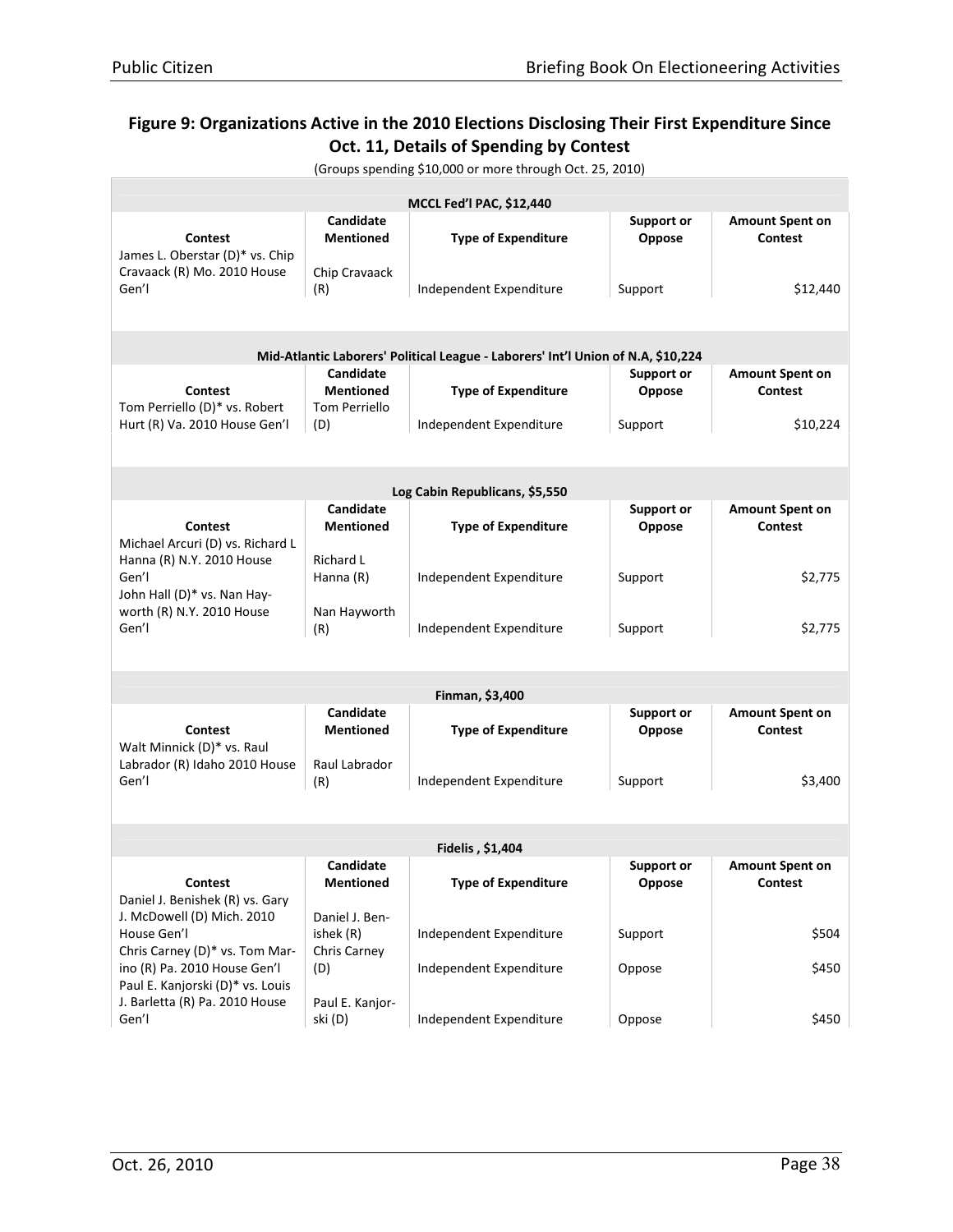## Figure 9: Organizations Active in the 2010 Elections Disclosing Their First Expenditure Since Oct. 11, Details of Spending by Contest

(Groups spending $10,000 or more through Oct. 25, 2010)

**MCCL Fed'l PAC, $12,440**

| Contest | Candidate Mentioned | Type of Expenditure | Support or Oppose | Amount Spent on Contest |
|---|---|---|---|---|
| James L. Oberstar (D)* vs. Chip Cravaack (R) Mo. 2010 House Gen'l | Chip Cravaack (R) | Independent Expenditure | Support | $12,440 |

**Mid-Atlantic Laborers' Political League - Laborers' Int'l Union of N.A, $10,224**

| Contest | Candidate Mentioned | Type of Expenditure | Support or Oppose | Amount Spent on Contest |
|---|---|---|---|---|
| Tom Perriello (D)* vs. Robert Hurt (R) Va. 2010 House Gen'l | Tom Perriello (D) | Independent Expenditure | Support | $10,224 |

**Log Cabin Republicans, $5,550**

| Contest | Candidate Mentioned | Type of Expenditure | Support or Oppose | Amount Spent on Contest |
|---|---|---|---|---|
| Michael Arcuri (D) vs. Richard L Hanna (R) N.Y. 2010 House Gen'l | Richard L Hanna (R) | Independent Expenditure | Support | $2,775 |
| John Hall (D)* vs. Nan Hayworth (R) N.Y. 2010 House Gen'l | Nan Hayworth (R) | Independent Expenditure | Support | $2,775 |

**Finman, $3,400**

| Contest | Candidate Mentioned | Type of Expenditure | Support or Oppose | Amount Spent on Contest |
|---|---|---|---|---|
| Walt Minnick (D)* vs. Raul Labrador (R) Idaho 2010 House Gen'l | Raul Labrador (R) | Independent Expenditure | Support | $3,400 |

**Fidelis , $1,404**

| Contest | Candidate Mentioned | Type of Expenditure | Support or Oppose | Amount Spent on Contest |
|---|---|---|---|---|
| Daniel J. Benishek (R) vs. Gary J. McDowell (D) Mich. 2010 House Gen'l | Daniel J. Benishek (R) | Independent Expenditure | Support | $504 |
| Chris Carney (D)* vs. Tom Marino (R) Pa. 2010 House Gen'l | Chris Carney (D) | Independent Expenditure | Oppose | $450 |
| Paul E. Kanjorski (D)* vs. Louis J. Barletta (R) Pa. 2010 House Gen'l | Paul E. Kanjorski (D) | Independent Expenditure | Oppose | $450 |